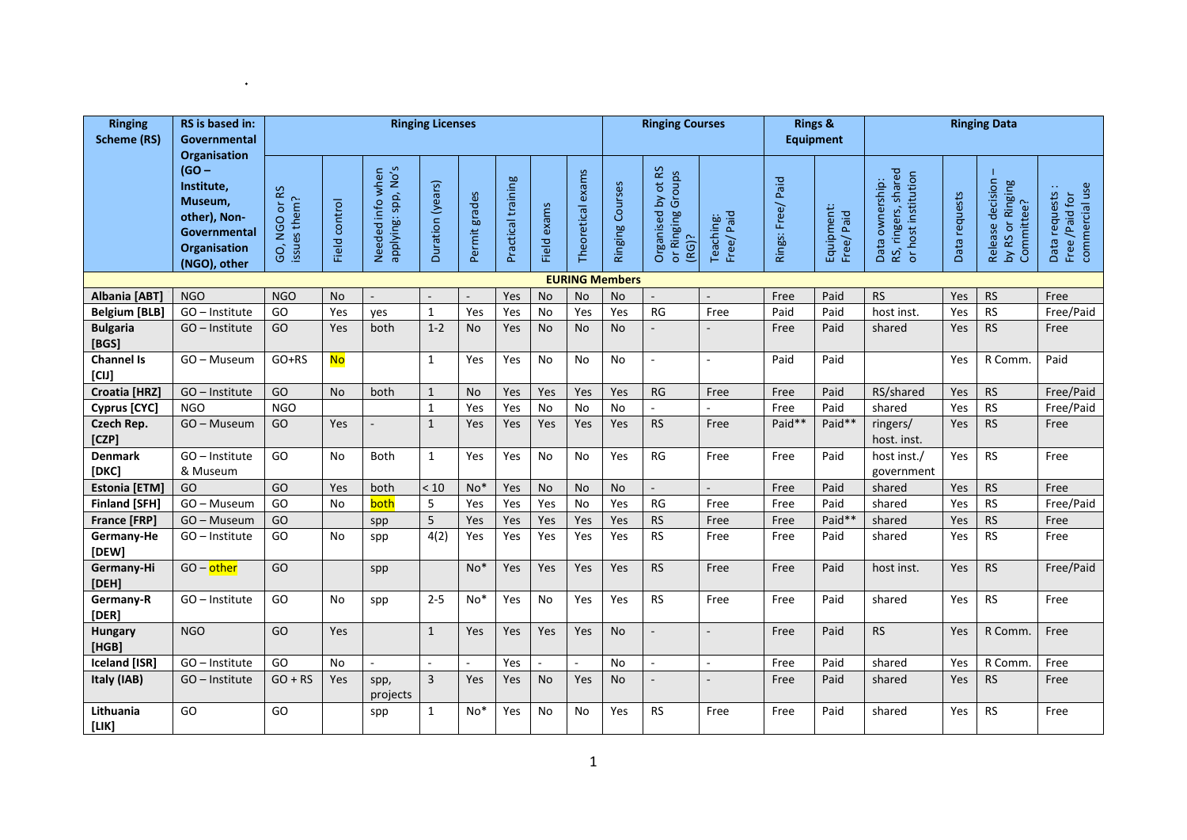| Ringing Scheme (RS) | RS is based in: Governmental Organisation (GO – Institute, Museum, other), Non-Governmental Organisation (NGO), other | Ringing Licenses | | | | | | | | Ringing Courses | | | Rings & Equipment | | Ringing Data | | | |
|---|---|---|---|---|---|---|---|---|---|---|---|---|---|---|---|---|---|---|
| | | GO, NGO or RS issues them? | Field control | Needed info when applying: spp, No's | Duration (years) | Permit grades | Practical training | Field exams | Theoretical exams | Ringing Courses | Organised by ot RS or Ringing Groups (RG)? | Teaching: Free/ Paid | Rings: Free/ Paid | Equipment: Free/ Paid | Data ownership: RS, ringers, shared or host institution | Data requests | Release decision – by RS or Ringing Committee? | Data requests : Free /Paid for commercial use |
| **EURING Members** | | | | | | | | | | | | | | | | | | |
| **Albania [ABT]** | NGO | NGO | No | - | - | - | Yes | No | No | No | - | - | Free | Paid | RS | Yes | RS | Free |
| **Belgium [BLB]** | GO – Institute | GO | Yes | yes | 1 | Yes | Yes | No | Yes | Yes | RG | Free | Paid | Paid | host inst. | Yes | RS | Free/Paid |
| **Bulgaria [BGS]** | GO – Institute | GO | Yes | both | 1-2 | No | Yes | No | No | No | - | - | Free | Paid | shared | Yes | RS | Free |
| **Channel Is [CIJ]** | GO – Museum | GO+RS | No | | 1 | Yes | Yes | No | No | No | - | - | Paid | Paid | | Yes | R Comm. | Paid |
| **Croatia [HRZ]** | GO – Institute | GO | No | both | 1 | No | Yes | Yes | Yes | Yes | RG | Free | Free | Paid | RS/shared | Yes | RS | Free/Paid |
| **Cyprus [CYC]** | NGO | NGO | | | 1 | Yes | Yes | No | No | No | - | - | Free | Paid | shared | Yes | RS | Free/Paid |
| **Czech Rep. [CZP]** | GO – Museum | GO | Yes | - | 1 | Yes | Yes | Yes | Yes | Yes | RS | Free | Paid** | Paid** | ringers/ host. inst. | Yes | RS | Free |
| **Denmark [DKC]** | GO – Institute & Museum | GO | No | Both | 1 | Yes | Yes | No | No | Yes | RG | Free | Free | Paid | host inst./ government | Yes | RS | Free |
| **Estonia [ETM]** | GO | GO | Yes | both | < 10 | No* | Yes | No | No | No | - | - | Free | Paid | shared | Yes | RS | Free |
| **Finland [SFH]** | GO – Museum | GO | No | both | 5 | Yes | Yes | Yes | No | Yes | RG | Free | Free | Paid | shared | Yes | RS | Free/Paid |
| **France [FRP]** | GO – Museum | GO | | spp | 5 | Yes | Yes | Yes | Yes | Yes | RS | Free | Free | Paid** | shared | Yes | RS | Free |
| **Germany-He [DEW]** | GO – Institute | GO | No | spp | 4(2) | Yes | Yes | Yes | Yes | Yes | RS | Free | Free | Paid | shared | Yes | RS | Free |
| **Germany-Hi [DEH]** | GO – other | GO | | spp | | No* | Yes | Yes | Yes | Yes | RS | Free | Free | Paid | host inst. | Yes | RS | Free/Paid |
| **Germany-R [DER]** | GO – Institute | GO | No | spp | 2-5 | No* | Yes | No | Yes | Yes | RS | Free | Free | Paid | shared | Yes | RS | Free |
| **Hungary [HGB]** | NGO | GO | Yes | | 1 | Yes | Yes | Yes | Yes | No | - | - | Free | Paid | RS | Yes | R Comm. | Free |
| **Iceland [ISR]** | GO – Institute | GO | No | - | - | - | Yes | - | - | No | - | - | Free | Paid | shared | Yes | R Comm. | Free |
| **Italy (IAB)** | GO – Institute | GO + RS | Yes | spp, projects | 3 | Yes | Yes | No | Yes | No | - | - | Free | Paid | shared | Yes | RS | Free |
| **Lithuania [LIK]** | GO | GO | | spp | 1 | No* | Yes | No | No | Yes | RS | Free | Free | Paid | shared | Yes | RS | Free |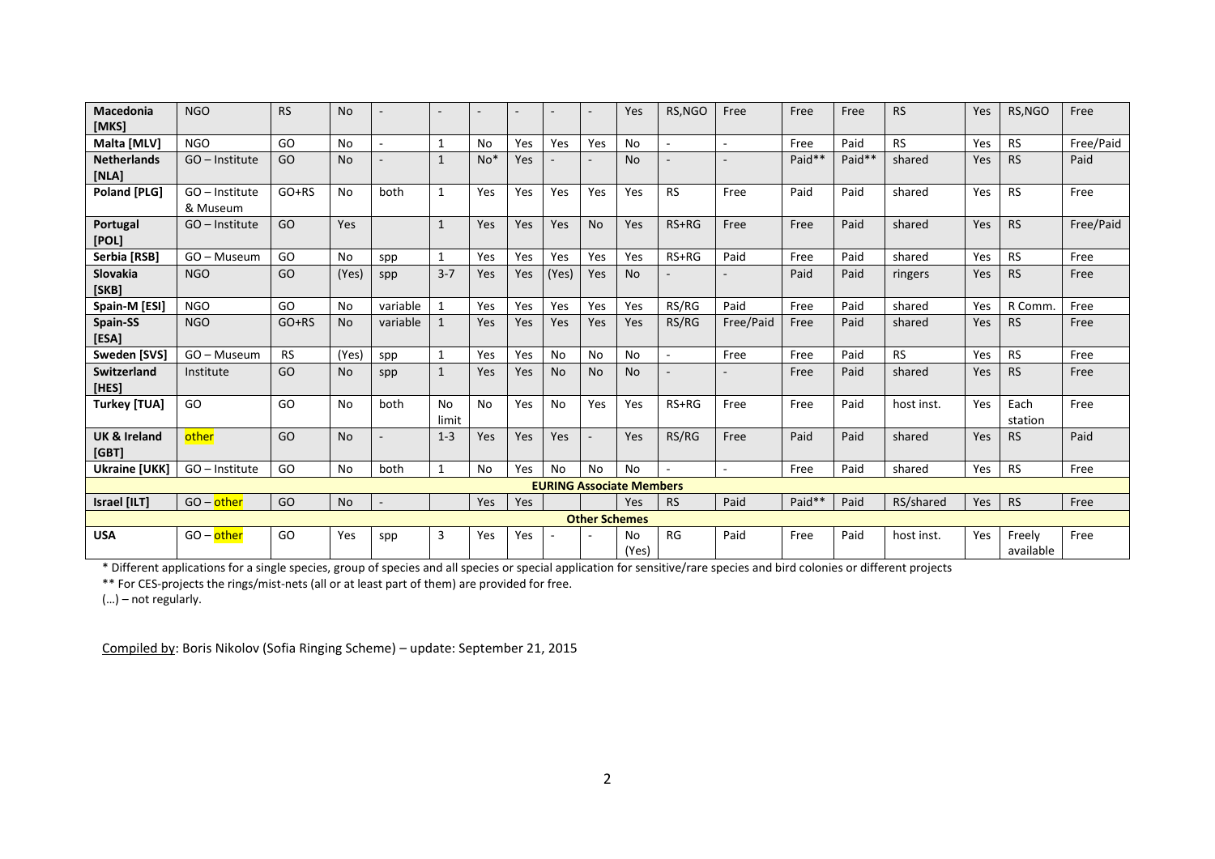| | | | | | | | | | | | | | | | | | | |
|---|---|---|---|---|---|---|---|---|---|---|---|---|---|---|---|---|---|---|
| **Macedonia [MKS]** | NGO | RS | No | - | - | - | - | - | - | Yes | RS,NGO | Free | Free | Free | RS | Yes | RS,NGO | Free |
| **Malta [MLV]** | NGO | GO | No | - | 1 | No | Yes | Yes | Yes | No | - | - | Free | Paid | RS | Yes | RS | Free/Paid |
| **Netherlands [NLA]** | GO – Institute | GO | No | - | 1 | No* | Yes | - | - | No | - | - | Paid** | Paid** | shared | Yes | RS | Paid |
| **Poland [PLG]** | GO – Institute & Museum | GO+RS | No | both | 1 | Yes | Yes | Yes | Yes | Yes | RS | Free | Paid | Paid | shared | Yes | RS | Free |
| **Portugal [POL]** | GO – Institute | GO | Yes | | 1 | Yes | Yes | Yes | No | Yes | RS+RG | Free | Free | Paid | shared | Yes | RS | Free/Paid |
| **Serbia [RSB]** | GO – Museum | GO | No | spp | 1 | Yes | Yes | Yes | Yes | Yes | RS+RG | Paid | Free | Paid | shared | Yes | RS | Free |
| **Slovakia [SKB]** | NGO | GO | (Yes) | spp | 3-7 | Yes | Yes | (Yes) | Yes | No | - | - | Paid | Paid | ringers | Yes | RS | Free |
| **Spain-M [ESI]** | NGO | GO | No | variable | 1 | Yes | Yes | Yes | Yes | Yes | RS/RG | Paid | Free | Paid | shared | Yes | R Comm. | Free |
| **Spain-SS [ESA]** | NGO | GO+RS | No | variable | 1 | Yes | Yes | Yes | Yes | Yes | RS/RG | Free/Paid | Free | Paid | shared | Yes | RS | Free |
| **Sweden [SVS]** | GO – Museum | RS | (Yes) | spp | 1 | Yes | Yes | No | No | No | - | Free | Free | Paid | RS | Yes | RS | Free |
| **Switzerland [HES]** | Institute | GO | No | spp | 1 | Yes | Yes | No | No | No | - | - | Free | Paid | shared | Yes | RS | Free |
| **Turkey [TUA]** | GO | GO | No | both | No limit | No | Yes | No | Yes | Yes | RS+RG | Free | Free | Paid | host inst. | Yes | Each station | Free |
| **UK & Ireland [GBT]** | other | GO | No | - | 1-3 | Yes | Yes | Yes | - | Yes | RS/RG | Free | Paid | Paid | shared | Yes | RS | Paid |
| **Ukraine [UKK]** | GO – Institute | GO | No | both | 1 | No | Yes | No | No | No | - | - | Free | Paid | shared | Yes | RS | Free |
| **EURING Associate Members** | | | | | | | | | | | | | | | | | | |
| **Israel [ILT]** | GO – other | GO | No | - | | Yes | Yes | | | Yes | RS | Paid | Paid** | Paid | RS/shared | Yes | RS | Free |
| **Other Schemes** | | | | | | | | | | | | | | | | | | |
| **USA** | GO – other | GO | Yes | spp | 3 | Yes | Yes | - | - | No (Yes) | RG | Paid | Free | Paid | host inst. | Yes | Freely available | Free |

\* Different applications for a single species, group of species and all species or special application for sensitive/rare species and bird colonies or different projects

** For CES-projects the rings/mist-nets (all or at least part of them) are provided for free.

(…) – not regularly.

Compiled by: Boris Nikolov (Sofia Ringing Scheme) – update: September 21, 2015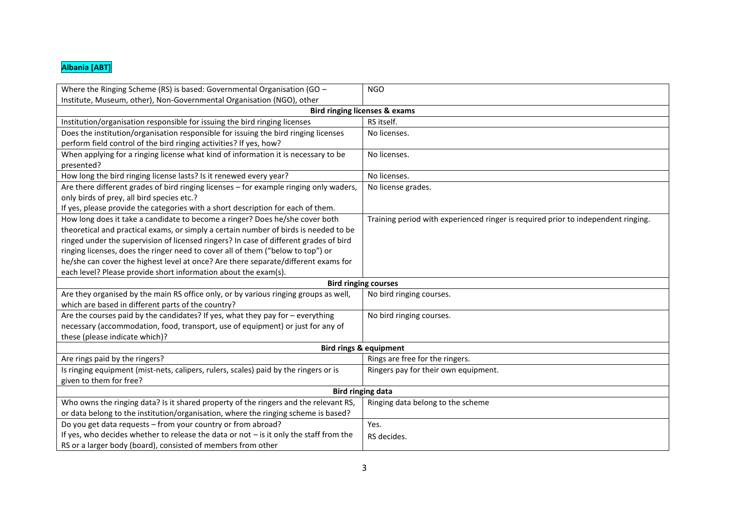**Albania [ABT]**

| Where the Ringing Scheme (RS) is based: Governmental Organisation (GO – Institute, Museum, other), Non-Governmental Organisation (NGO), other | NGO |
|---|---|
| **Bird ringing licenses & exams** | |
| Institution/organisation responsible for issuing the bird ringing licenses | RS itself. |
| Does the institution/organisation responsible for issuing the bird ringing licenses perform field control of the bird ringing activities? If yes, how? | No licenses. |
| When applying for a ringing license what kind of information it is necessary to be presented? | No licenses. |
| How long the bird ringing license lasts? Is it renewed every year? | No licenses. |
| Are there different grades of bird ringing licenses – for example ringing only waders, only birds of prey, all bird species etc.? If yes, please provide the categories with a short description for each of them. | No license grades. |
| How long does it take a candidate to become a ringer? Does he/she cover both theoretical and practical exams, or simply a certain number of birds is needed to be ringed under the supervision of licensed ringers? In case of different grades of bird ringing licenses, does the ringer need to cover all of them ("below to top") or he/she can cover the highest level at once? Are there separate/different exams for each level? Please provide short information about the exam(s). | Training period with experienced ringer is required prior to independent ringing. |
| **Bird ringing courses** | |
| Are they organised by the main RS office only, or by various ringing groups as well, which are based in different parts of the country? | No bird ringing courses. |
| Are the courses paid by the candidates? If yes, what they pay for – everything necessary (accommodation, food, transport, use of equipment) or just for any of these (please indicate which)? | No bird ringing courses. |
| **Bird rings & equipment** | |
| Are rings paid by the ringers? | Rings are free for the ringers. |
| Is ringing equipment (mist-nets, calipers, rulers, scales) paid by the ringers or is given to them for free? | Ringers pay for their own equipment. |
| **Bird ringing data** | |
| Who owns the ringing data? Is it shared property of the ringers and the relevant RS, or data belong to the institution/organisation, where the ringing scheme is based? | Ringing data belong to the scheme |
| Do you get data requests – from your country or from abroad? If yes, who decides whether to release the data or not – is it only the staff from the RS or a larger body (board), consisted of members from other | Yes. RS decides. |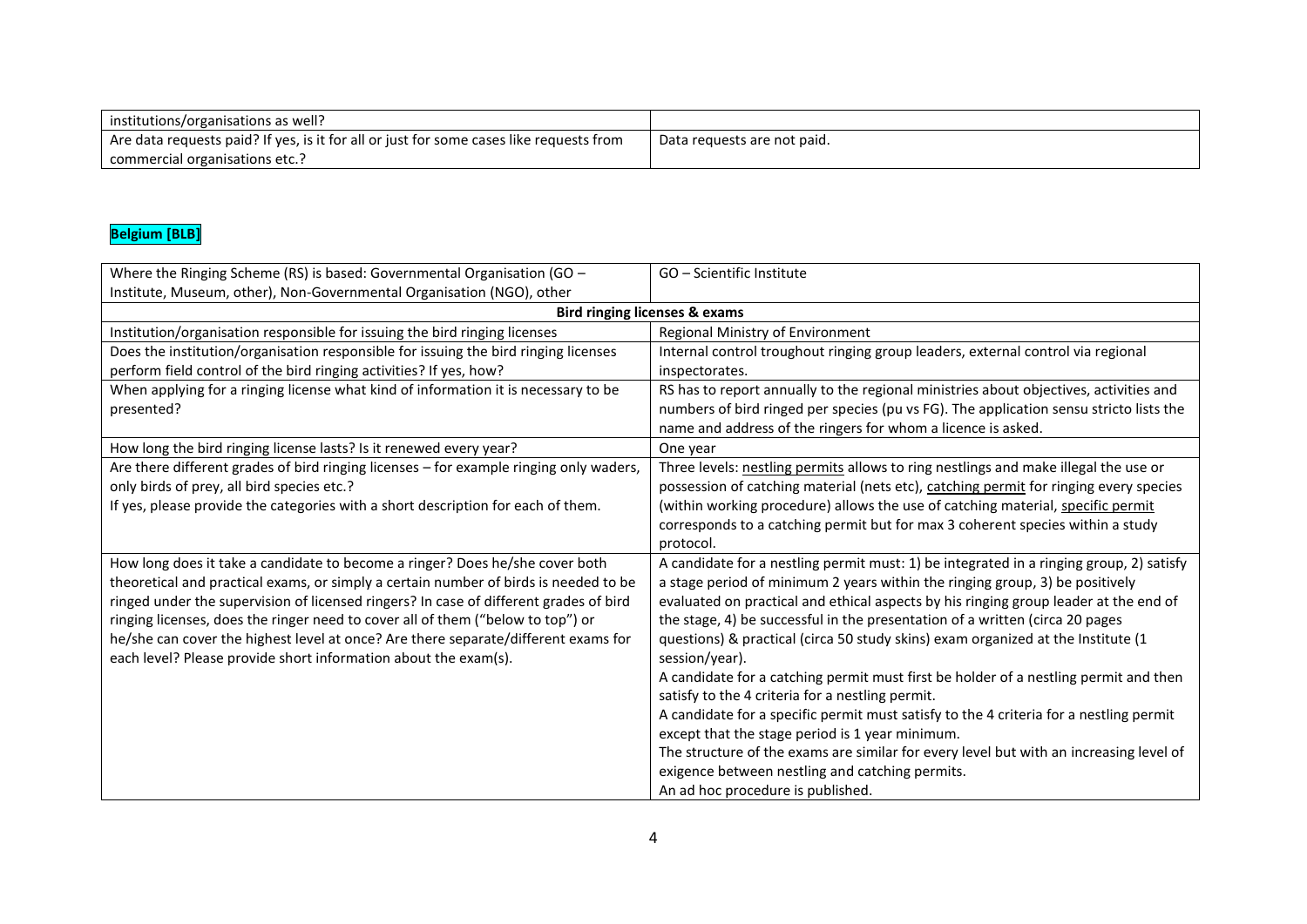| institutions/organisations as well? | |
|---|---|
| Are data requests paid? If yes, is it for all or just for some cases like requests from commercial organisations etc.? | Data requests are not paid. |

**Belgium [BLB]**

| Where the Ringing Scheme (RS) is based: Governmental Organisation (GO – Institute, Museum, other), Non-Governmental Organisation (NGO), other | GO – Scientific Institute |
|---|---|
| **Bird ringing licenses & exams** | |
| Institution/organisation responsible for issuing the bird ringing licenses | Regional Ministry of Environment |
| Does the institution/organisation responsible for issuing the bird ringing licenses perform field control of the bird ringing activities? If yes, how? | Internal control troughout ringing group leaders, external control via regional inspectorates. |
| When applying for a ringing license what kind of information it is necessary to be presented? | RS has to report annually to the regional ministries about objectives, activities and numbers of bird ringed per species (pu vs FG). The application sensu stricto lists the name and address of the ringers for whom a licence is asked. |
| How long the bird ringing license lasts? Is it renewed every year? | One year |
| Are there different grades of bird ringing licenses – for example ringing only waders, only birds of prey, all bird species etc.?<br>If yes, please provide the categories with a short description for each of them. | Three levels: nestling permits allows to ring nestlings and make illegal the use or possession of catching material (nets etc), catching permit for ringing every species (within working procedure) allows the use of catching material, specific permit corresponds to a catching permit but for max 3 coherent species within a study protocol. |
| How long does it take a candidate to become a ringer? Does he/she cover both theoretical and practical exams, or simply a certain number of birds is needed to be ringed under the supervision of licensed ringers? In case of different grades of bird ringing licenses, does the ringer need to cover all of them ("below to top") or he/she can cover the highest level at once? Are there separate/different exams for each level? Please provide short information about the exam(s). | A candidate for a nestling permit must: 1) be integrated in a ringing group, 2) satisfy a stage period of minimum 2 years within the ringing group, 3) be positively evaluated on practical and ethical aspects by his ringing group leader at the end of the stage, 4) be successful in the presentation of a written (circa 20 pages questions) & practical (circa 50 study skins) exam organized at the Institute (1 session/year).<br>A candidate for a catching permit must first be holder of a nestling permit and then satisfy to the 4 criteria for a nestling permit.<br>A candidate for a specific permit must satisfy to the 4 criteria for a nestling permit except that the stage period is 1 year minimum.<br>The structure of the exams are similar for every level but with an increasing level of exigence between nestling and catching permits.<br>An ad hoc procedure is published. |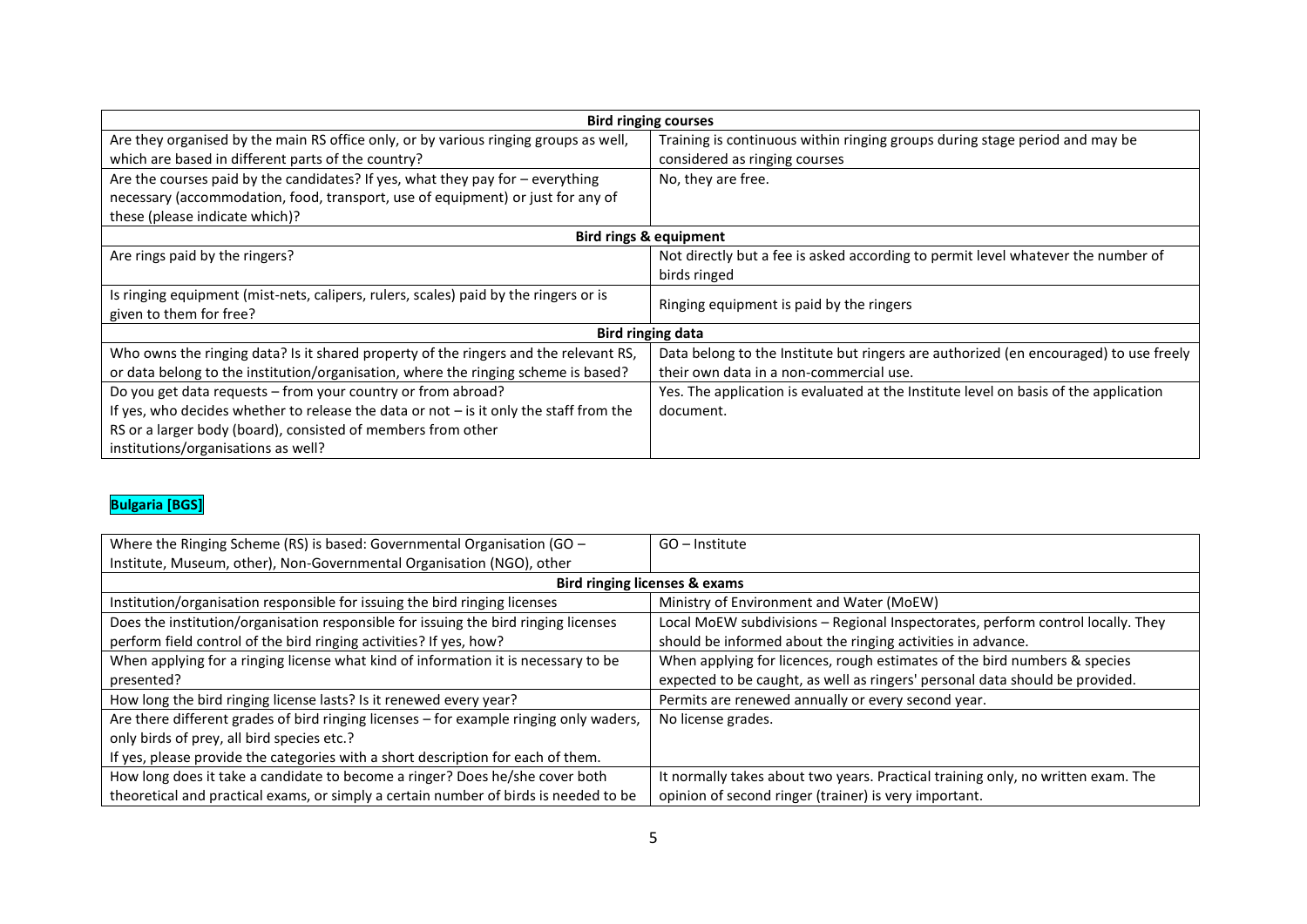| Bird ringing courses | |
|---|---|
| Are they organised by the main RS office only, or by various ringing groups as well, which are based in different parts of the country? | Training is continuous within ringing groups during stage period and may be considered as ringing courses |
| Are the courses paid by the candidates? If yes, what they pay for – everything necessary (accommodation, food, transport, use of equipment) or just for any of these (please indicate which)? | No, they are free. |
| **Bird rings & equipment** | |
| Are rings paid by the ringers? | Not directly but a fee is asked according to permit level whatever the number of birds ringed |
| Is ringing equipment (mist-nets, calipers, rulers, scales) paid by the ringers or is given to them for free? | Ringing equipment is paid by the ringers |
| **Bird ringing data** | |
| Who owns the ringing data? Is it shared property of the ringers and the relevant RS, or data belong to the institution/organisation, where the ringing scheme is based? | Data belong to the Institute but ringers are authorized (en encouraged) to use freely their own data in a non-commercial use. |
| Do you get data requests – from your country or from abroad? If yes, who decides whether to release the data or not – is it only the staff from the RS or a larger body (board), consisted of members from other institutions/organisations as well? | Yes. The application is evaluated at the Institute level on basis of the application document. |

**Bulgaria [BGS]**

| Where the Ringing Scheme (RS) is based: Governmental Organisation (GO – Institute, Museum, other), Non-Governmental Organisation (NGO), other | GO – Institute |
|---|---|
| **Bird ringing licenses & exams** | |
| Institution/organisation responsible for issuing the bird ringing licenses | Ministry of Environment and Water (MoEW) |
| Does the institution/organisation responsible for issuing the bird ringing licenses perform field control of the bird ringing activities? If yes, how? | Local MoEW subdivisions – Regional Inspectorates, perform control locally. They should be informed about the ringing activities in advance. |
| When applying for a ringing license what kind of information it is necessary to be presented? | When applying for licences, rough estimates of the bird numbers & species expected to be caught, as well as ringers' personal data should be provided. |
| How long the bird ringing license lasts? Is it renewed every year? | Permits are renewed annually or every second year. |
| Are there different grades of bird ringing licenses – for example ringing only waders, only birds of prey, all bird species etc.? If yes, please provide the categories with a short description for each of them. | No license grades. |
| How long does it take a candidate to become a ringer? Does he/she cover both theoretical and practical exams, or simply a certain number of birds is needed to be | It normally takes about two years. Practical training only, no written exam. The opinion of second ringer (trainer) is very important. |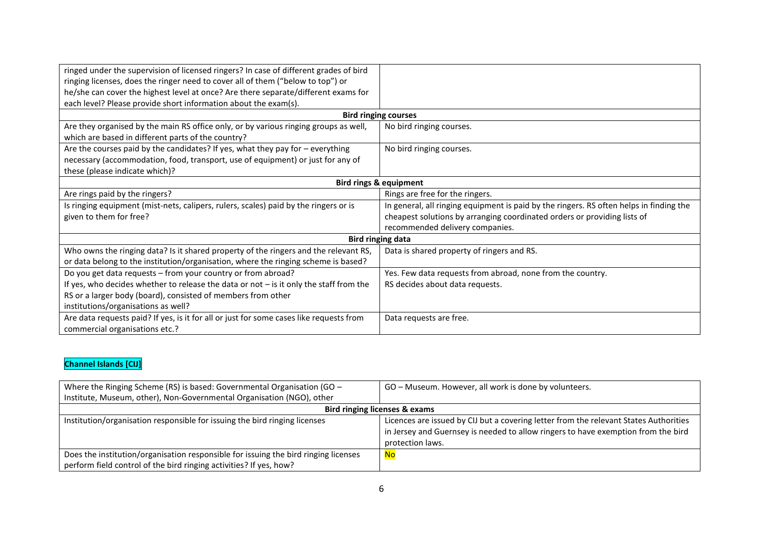| | |
|---|---|
| ringed under the supervision of licensed ringers? In case of different grades of bird ringing licenses, does the ringer need to cover all of them ("below to top") or he/she can cover the highest level at once? Are there separate/different exams for each level? Please provide short information about the exam(s). | |
| **Bird ringing courses** | |
| Are they organised by the main RS office only, or by various ringing groups as well, which are based in different parts of the country? | No bird ringing courses. |
| Are the courses paid by the candidates? If yes, what they pay for – everything necessary (accommodation, food, transport, use of equipment) or just for any of these (please indicate which)? | No bird ringing courses. |
| **Bird rings & equipment** | |
| Are rings paid by the ringers? | Rings are free for the ringers. |
| Is ringing equipment (mist-nets, calipers, rulers, scales) paid by the ringers or is given to them for free? | In general, all ringing equipment is paid by the ringers. RS often helps in finding the cheapest solutions by arranging coordinated orders or providing lists of recommended delivery companies. |
| **Bird ringing data** | |
| Who owns the ringing data? Is it shared property of the ringers and the relevant RS, or data belong to the institution/organisation, where the ringing scheme is based? | Data is shared property of ringers and RS. |
| Do you get data requests – from your country or from abroad? If yes, who decides whether to release the data or not – is it only the staff from the RS or a larger body (board), consisted of members from other institutions/organisations as well? | Yes. Few data requests from abroad, none from the country. RS decides about data requests. |
| Are data requests paid? If yes, is it for all or just for some cases like requests from commercial organisations etc.? | Data requests are free. |

## Channel Islands [CIJ]

| | |
|---|---|
| Where the Ringing Scheme (RS) is based: Governmental Organisation (GO – Institute, Museum, other), Non-Governmental Organisation (NGO), other | GO – Museum. However, all work is done by volunteers. |
| **Bird ringing licenses & exams** | |
| Institution/organisation responsible for issuing the bird ringing licenses | Licences are issued by CIJ but a covering letter from the relevant States Authorities in Jersey and Guernsey is needed to allow ringers to have exemption from the bird protection laws. |
| Does the institution/organisation responsible for issuing the bird ringing licenses perform field control of the bird ringing activities? If yes, how? | No |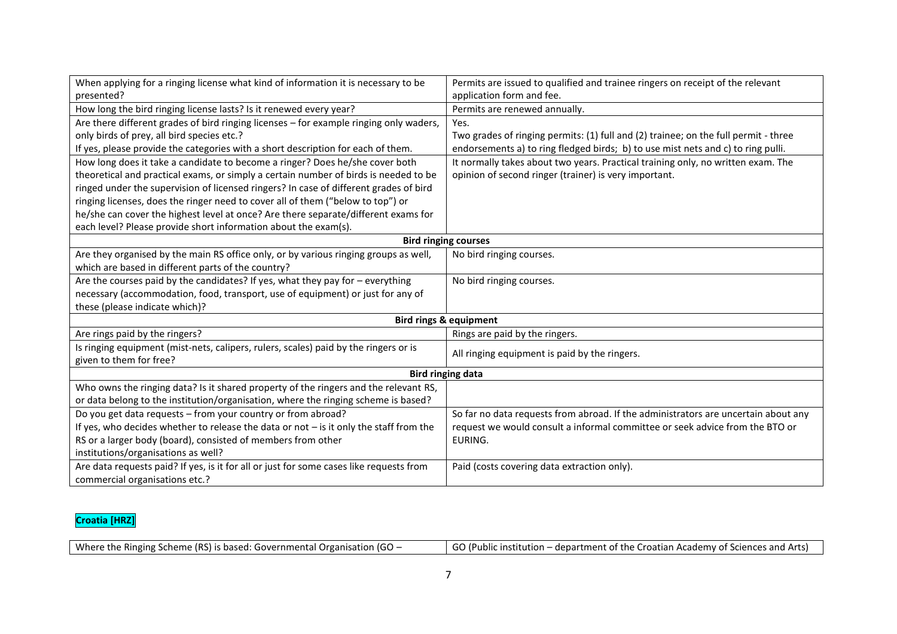| | |
|---|---|
| When applying for a ringing license what kind of information it is necessary to be presented? | Permits are issued to qualified and trainee ringers on receipt of the relevant application form and fee. |
| How long the bird ringing license lasts? Is it renewed every year? | Permits are renewed annually. |
| Are there different grades of bird ringing licenses – for example ringing only waders, only birds of prey, all bird species etc.? If yes, please provide the categories with a short description for each of them. | Yes. Two grades of ringing permits: (1) full and (2) trainee; on the full permit - three endorsements a) to ring fledged birds; b) to use mist nets and c) to ring pulli. |
| How long does it take a candidate to become a ringer? Does he/she cover both theoretical and practical exams, or simply a certain number of birds is needed to be ringed under the supervision of licensed ringers? In case of different grades of bird ringing licenses, does the ringer need to cover all of them ("below to top") or he/she can cover the highest level at once? Are there separate/different exams for each level? Please provide short information about the exam(s). | It normally takes about two years. Practical training only, no written exam. The opinion of second ringer (trainer) is very important. |
| **Bird ringing courses** | |
| Are they organised by the main RS office only, or by various ringing groups as well, which are based in different parts of the country? | No bird ringing courses. |
| Are the courses paid by the candidates? If yes, what they pay for – everything necessary (accommodation, food, transport, use of equipment) or just for any of these (please indicate which)? | No bird ringing courses. |
| **Bird rings & equipment** | |
| Are rings paid by the ringers? | Rings are paid by the ringers. |
| Is ringing equipment (mist-nets, calipers, rulers, scales) paid by the ringers or is given to them for free? | All ringing equipment is paid by the ringers. |
| **Bird ringing data** | |
| Who owns the ringing data? Is it shared property of the ringers and the relevant RS, or data belong to the institution/organisation, where the ringing scheme is based? | |
| Do you get data requests – from your country or from abroad? If yes, who decides whether to release the data or not – is it only the staff from the RS or a larger body (board), consisted of members from other institutions/organisations as well? | So far no data requests from abroad. If the administrators are uncertain about any request we would consult a informal committee or seek advice from the BTO or EURING. |
| Are data requests paid? If yes, is it for all or just for some cases like requests from commercial organisations etc.? | Paid (costs covering data extraction only). |

## Croatia [HRZ]

| | |
|---|---|
| Where the Ringing Scheme (RS) is based: Governmental Organisation (GO – | GO (Public institution – department of the Croatian Academy of Sciences and Arts) |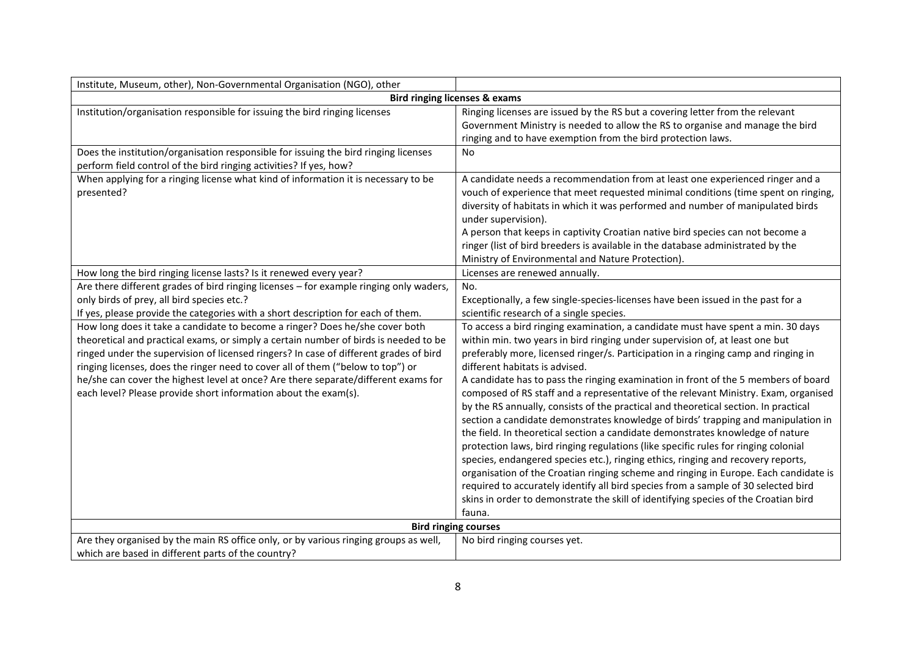| Institute, Museum, other), Non-Governmental Organisation (NGO), other | |
|---|---|
| **Bird ringing licenses & exams** | |
| Institution/organisation responsible for issuing the bird ringing licenses | Ringing licenses are issued by the RS but a covering letter from the relevant Government Ministry is needed to allow the RS to organise and manage the bird ringing and to have exemption from the bird protection laws. |
| Does the institution/organisation responsible for issuing the bird ringing licenses perform field control of the bird ringing activities? If yes, how? | No |
| When applying for a ringing license what kind of information it is necessary to be presented? | A candidate needs a recommendation from at least one experienced ringer and a vouch of experience that meet requested minimal conditions (time spent on ringing, diversity of habitats in which it was performed and number of manipulated birds under supervision).<br>A person that keeps in captivity Croatian native bird species can not become a ringer (list of bird breeders is available in the database administrated by the Ministry of Environmental and Nature Protection). |
| How long the bird ringing license lasts? Is it renewed every year? | Licenses are renewed annually. |
| Are there different grades of bird ringing licenses – for example ringing only waders, only birds of prey, all bird species etc.?<br>If yes, please provide the categories with a short description for each of them. | No.<br>Exceptionally, a few single-species-licenses have been issued in the past for a scientific research of a single species. |
| How long does it take a candidate to become a ringer? Does he/she cover both theoretical and practical exams, or simply a certain number of birds is needed to be ringed under the supervision of licensed ringers? In case of different grades of bird ringing licenses, does the ringer need to cover all of them ("below to top") or he/she can cover the highest level at once? Are there separate/different exams for each level? Please provide short information about the exam(s). | To access a bird ringing examination, a candidate must have spent a min. 30 days within min. two years in bird ringing under supervision of, at least one but preferably more, licensed ringer/s. Participation in a ringing camp and ringing in different habitats is advised.<br>A candidate has to pass the ringing examination in front of the 5 members of board composed of RS staff and a representative of the relevant Ministry. Exam, organised by the RS annually, consists of the practical and theoretical section. In practical section a candidate demonstrates knowledge of birds' trapping and manipulation in the field. In theoretical section a candidate demonstrates knowledge of nature protection laws, bird ringing regulations (like specific rules for ringing colonial species, endangered species etc.), ringing ethics, ringing and recovery reports, organisation of the Croatian ringing scheme and ringing in Europe. Each candidate is required to accurately identify all bird species from a sample of 30 selected bird skins in order to demonstrate the skill of identifying species of the Croatian bird fauna. |
| **Bird ringing courses** | |
| Are they organised by the main RS office only, or by various ringing groups as well, which are based in different parts of the country? | No bird ringing courses yet. |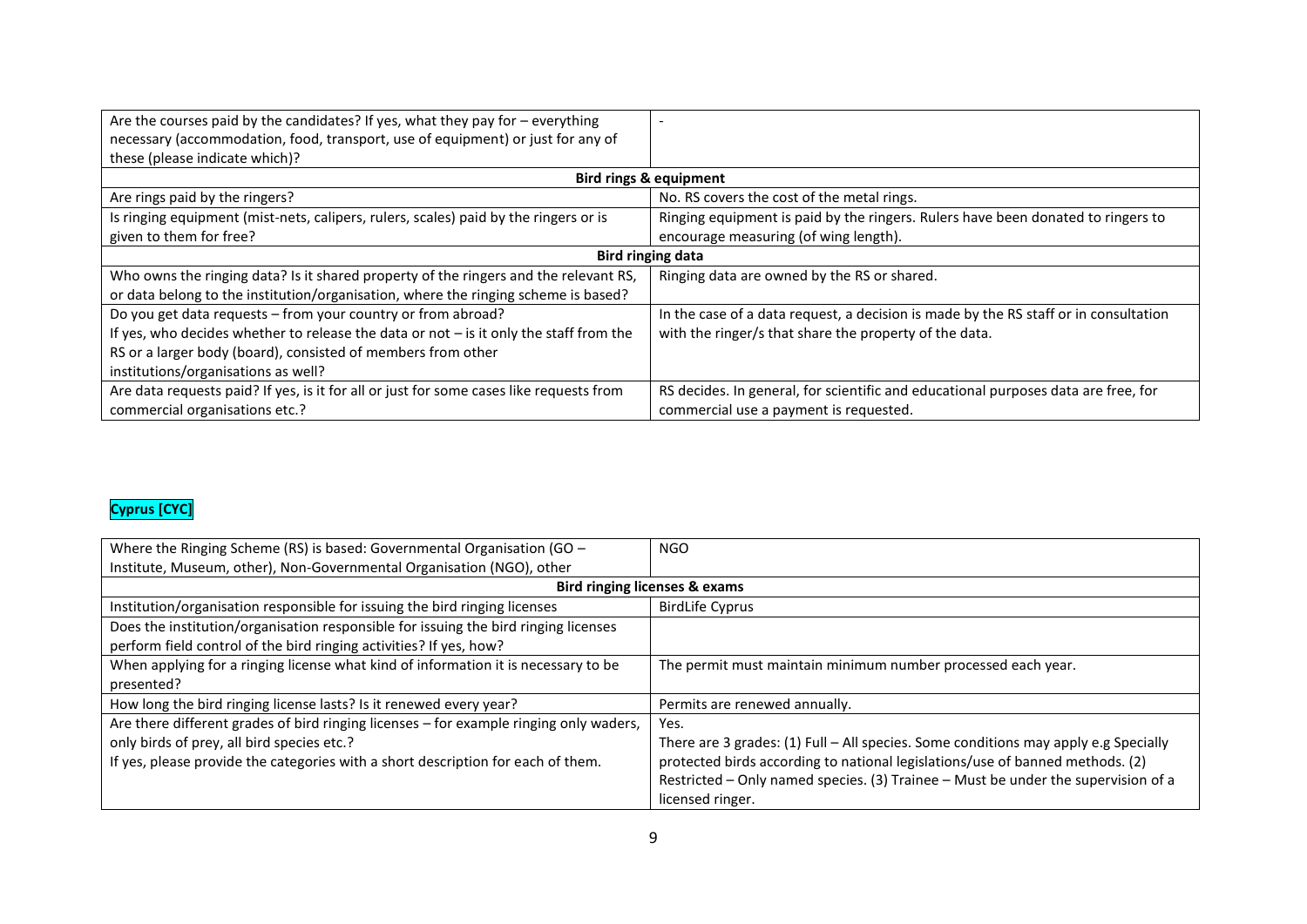| | |
|---|---|
| Are the courses paid by the candidates? If yes, what they pay for – everything necessary (accommodation, food, transport, use of equipment) or just for any of these (please indicate which)? | - |
| **Bird rings & equipment** | |
| Are rings paid by the ringers? | No. RS covers the cost of the metal rings. |
| Is ringing equipment (mist-nets, calipers, rulers, scales) paid by the ringers or is given to them for free? | Ringing equipment is paid by the ringers. Rulers have been donated to ringers to encourage measuring (of wing length). |
| **Bird ringing data** | |
| Who owns the ringing data? Is it shared property of the ringers and the relevant RS, or data belong to the institution/organisation, where the ringing scheme is based? | Ringing data are owned by the RS or shared. |
| Do you get data requests – from your country or from abroad? If yes, who decides whether to release the data or not – is it only the staff from the RS or a larger body (board), consisted of members from other institutions/organisations as well? | In the case of a data request, a decision is made by the RS staff or in consultation with the ringer/s that share the property of the data. |
| Are data requests paid? If yes, is it for all or just for some cases like requests from commercial organisations etc.? | RS decides. In general, for scientific and educational purposes data are free, for commercial use a payment is requested. |

## Cyprus [CYC]

| | |
|---|---|
| Where the Ringing Scheme (RS) is based: Governmental Organisation (GO – Institute, Museum, other), Non-Governmental Organisation (NGO), other | NGO |
| **Bird ringing licenses & exams** | |
| Institution/organisation responsible for issuing the bird ringing licenses | BirdLife Cyprus |
| Does the institution/organisation responsible for issuing the bird ringing licenses perform field control of the bird ringing activities? If yes, how? | |
| When applying for a ringing license what kind of information it is necessary to be presented? | The permit must maintain minimum number processed each year. |
| How long the bird ringing license lasts? Is it renewed every year? | Permits are renewed annually. |
| Are there different grades of bird ringing licenses – for example ringing only waders, only birds of prey, all bird species etc.? If yes, please provide the categories with a short description for each of them. | Yes. There are 3 grades: (1) Full – All species. Some conditions may apply e.g Specially protected birds according to national legislations/use of banned methods. (2) Restricted – Only named species. (3) Trainee – Must be under the supervision of a licensed ringer. |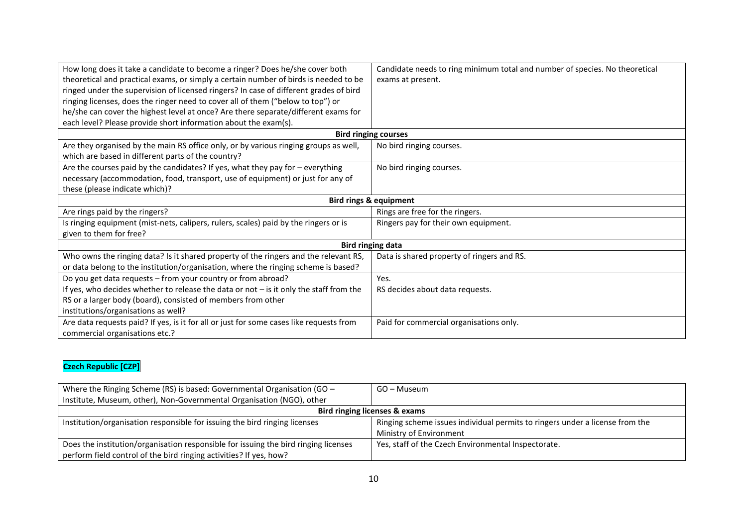| | |
|---|---|
| How long does it take a candidate to become a ringer? Does he/she cover both theoretical and practical exams, or simply a certain number of birds is needed to be ringed under the supervision of licensed ringers? In case of different grades of bird ringing licenses, does the ringer need to cover all of them ("below to top") or he/she can cover the highest level at once? Are there separate/different exams for each level? Please provide short information about the exam(s). | Candidate needs to ring minimum total and number of species. No theoretical exams at present. |
| **Bird ringing courses** | |
| Are they organised by the main RS office only, or by various ringing groups as well, which are based in different parts of the country? | No bird ringing courses. |
| Are the courses paid by the candidates? If yes, what they pay for – everything necessary (accommodation, food, transport, use of equipment) or just for any of these (please indicate which)? | No bird ringing courses. |
| **Bird rings & equipment** | |
| Are rings paid by the ringers? | Rings are free for the ringers. |
| Is ringing equipment (mist-nets, calipers, rulers, scales) paid by the ringers or is given to them for free? | Ringers pay for their own equipment. |
| **Bird ringing data** | |
| Who owns the ringing data? Is it shared property of the ringers and the relevant RS, or data belong to the institution/organisation, where the ringing scheme is based? | Data is shared property of ringers and RS. |
| Do you get data requests – from your country or from abroad?<br>If yes, who decides whether to release the data or not – is it only the staff from the RS or a larger body (board), consisted of members from other institutions/organisations as well? | Yes.<br>RS decides about data requests. |
| Are data requests paid? If yes, is it for all or just for some cases like requests from commercial organisations etc.? | Paid for commercial organisations only. |

**Czech Republic [CZP]**

| | |
|---|---|
| Where the Ringing Scheme (RS) is based: Governmental Organisation (GO – Institute, Museum, other), Non-Governmental Organisation (NGO), other | GO – Museum |
| **Bird ringing licenses & exams** | |
| Institution/organisation responsible for issuing the bird ringing licenses | Ringing scheme issues individual permits to ringers under a license from the Ministry of Environment |
| Does the institution/organisation responsible for issuing the bird ringing licenses perform field control of the bird ringing activities? If yes, how? | Yes, staff of the Czech Environmental Inspectorate. |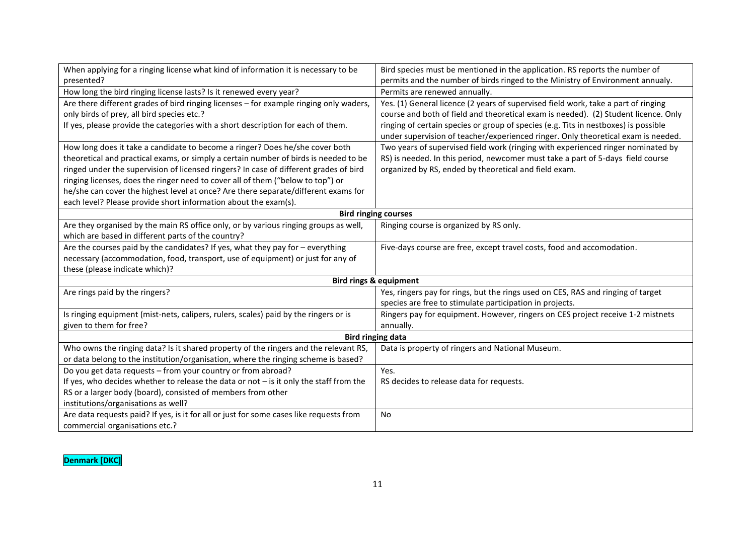| | |
|---|---|
| When applying for a ringing license what kind of information it is necessary to be presented? | Bird species must be mentioned in the application. RS reports the number of permits and the number of birds ringed to the Ministry of Environment annualy. |
| How long the bird ringing license lasts? Is it renewed every year? | Permits are renewed annually. |
| Are there different grades of bird ringing licenses – for example ringing only waders, only birds of prey, all bird species etc.? If yes, please provide the categories with a short description for each of them. | Yes. (1) General licence (2 years of supervised field work, take a part of ringing course and both of field and theoretical exam is needed). (2) Student licence. Only ringing of certain species or group of species (e.g. Tits in nestboxes) is possible under supervision of teacher/experienced ringer. Only theoretical exam is needed. |
| How long does it take a candidate to become a ringer? Does he/she cover both theoretical and practical exams, or simply a certain number of birds is needed to be ringed under the supervision of licensed ringers? In case of different grades of bird ringing licenses, does the ringer need to cover all of them ("below to top") or he/she can cover the highest level at once? Are there separate/different exams for each level? Please provide short information about the exam(s). | Two years of supervised field work (ringing with experienced ringer nominated by RS) is needed. In this period, newcomer must take a part of 5-days field course organized by RS, ended by theoretical and field exam. |
| **Bird ringing courses** | |
| Are they organised by the main RS office only, or by various ringing groups as well, which are based in different parts of the country? | Ringing course is organized by RS only. |
| Are the courses paid by the candidates? If yes, what they pay for – everything necessary (accommodation, food, transport, use of equipment) or just for any of these (please indicate which)? | Five-days course are free, except travel costs, food and accomodation. |
| **Bird rings & equipment** | |
| Are rings paid by the ringers? | Yes, ringers pay for rings, but the rings used on CES, RAS and ringing of target species are free to stimulate participation in projects. |
| Is ringing equipment (mist-nets, calipers, rulers, scales) paid by the ringers or is given to them for free? | Ringers pay for equipment. However, ringers on CES project receive 1-2 mistnets annually. |
| **Bird ringing data** | |
| Who owns the ringing data? Is it shared property of the ringers and the relevant RS, or data belong to the institution/organisation, where the ringing scheme is based? | Data is property of ringers and National Museum. |
| Do you get data requests – from your country or from abroad? If yes, who decides whether to release the data or not – is it only the staff from the RS or a larger body (board), consisted of members from other institutions/organisations as well? | Yes. RS decides to release data for requests. |
| Are data requests paid? If yes, is it for all or just for some cases like requests from commercial organisations etc.? | No |

**Denmark [DKC]**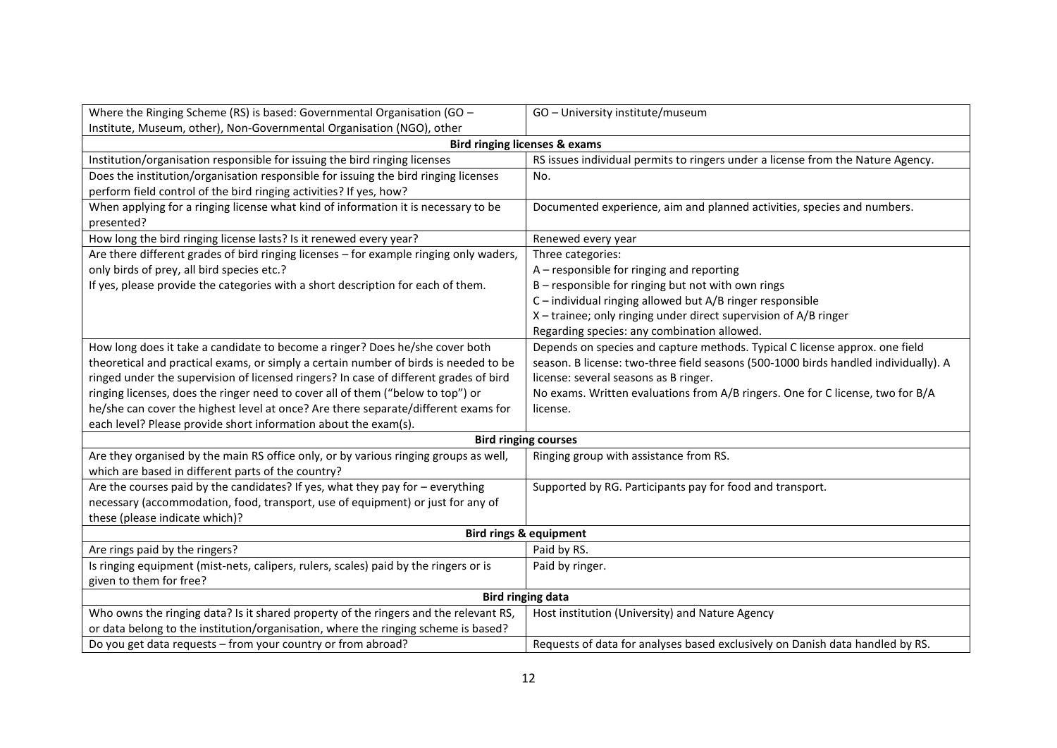| Where the Ringing Scheme (RS) is based: Governmental Organisation (GO – Institute, Museum, other), Non-Governmental Organisation (NGO), other | GO – University institute/museum |
|---|---|
| **Bird ringing licenses & exams** | |
| Institution/organisation responsible for issuing the bird ringing licenses | RS issues individual permits to ringers under a license from the Nature Agency. |
| Does the institution/organisation responsible for issuing the bird ringing licenses perform field control of the bird ringing activities? If yes, how? | No. |
| When applying for a ringing license what kind of information it is necessary to be presented? | Documented experience, aim and planned activities, species and numbers. |
| How long the bird ringing license lasts? Is it renewed every year? | Renewed every year |
| Are there different grades of bird ringing licenses – for example ringing only waders, only birds of prey, all bird species etc.? If yes, please provide the categories with a short description for each of them. | Three categories:<br>A – responsible for ringing and reporting<br>B – responsible for ringing but not with own rings<br>C – individual ringing allowed but A/B ringer responsible<br>X – trainee; only ringing under direct supervision of A/B ringer<br>Regarding species: any combination allowed. |
| How long does it take a candidate to become a ringer? Does he/she cover both theoretical and practical exams, or simply a certain number of birds is needed to be ringed under the supervision of licensed ringers? In case of different grades of bird ringing licenses, does the ringer need to cover all of them ("below to top") or he/she can cover the highest level at once? Are there separate/different exams for each level? Please provide short information about the exam(s). | Depends on species and capture methods. Typical C license approx. one field season. B license: two-three field seasons (500-1000 birds handled individually). A license: several seasons as B ringer.<br>No exams. Written evaluations from A/B ringers. One for C license, two for B/A license. |
| **Bird ringing courses** | |
| Are they organised by the main RS office only, or by various ringing groups as well, which are based in different parts of the country? | Ringing group with assistance from RS. |
| Are the courses paid by the candidates? If yes, what they pay for – everything necessary (accommodation, food, transport, use of equipment) or just for any of these (please indicate which)? | Supported by RG. Participants pay for food and transport. |
| **Bird rings & equipment** | |
| Are rings paid by the ringers? | Paid by RS. |
| Is ringing equipment (mist-nets, calipers, rulers, scales) paid by the ringers or is given to them for free? | Paid by ringer. |
| **Bird ringing data** | |
| Who owns the ringing data? Is it shared property of the ringers and the relevant RS, or data belong to the institution/organisation, where the ringing scheme is based? | Host institution (University) and Nature Agency |
| Do you get data requests – from your country or from abroad? | Requests of data for analyses based exclusively on Danish data handled by RS. |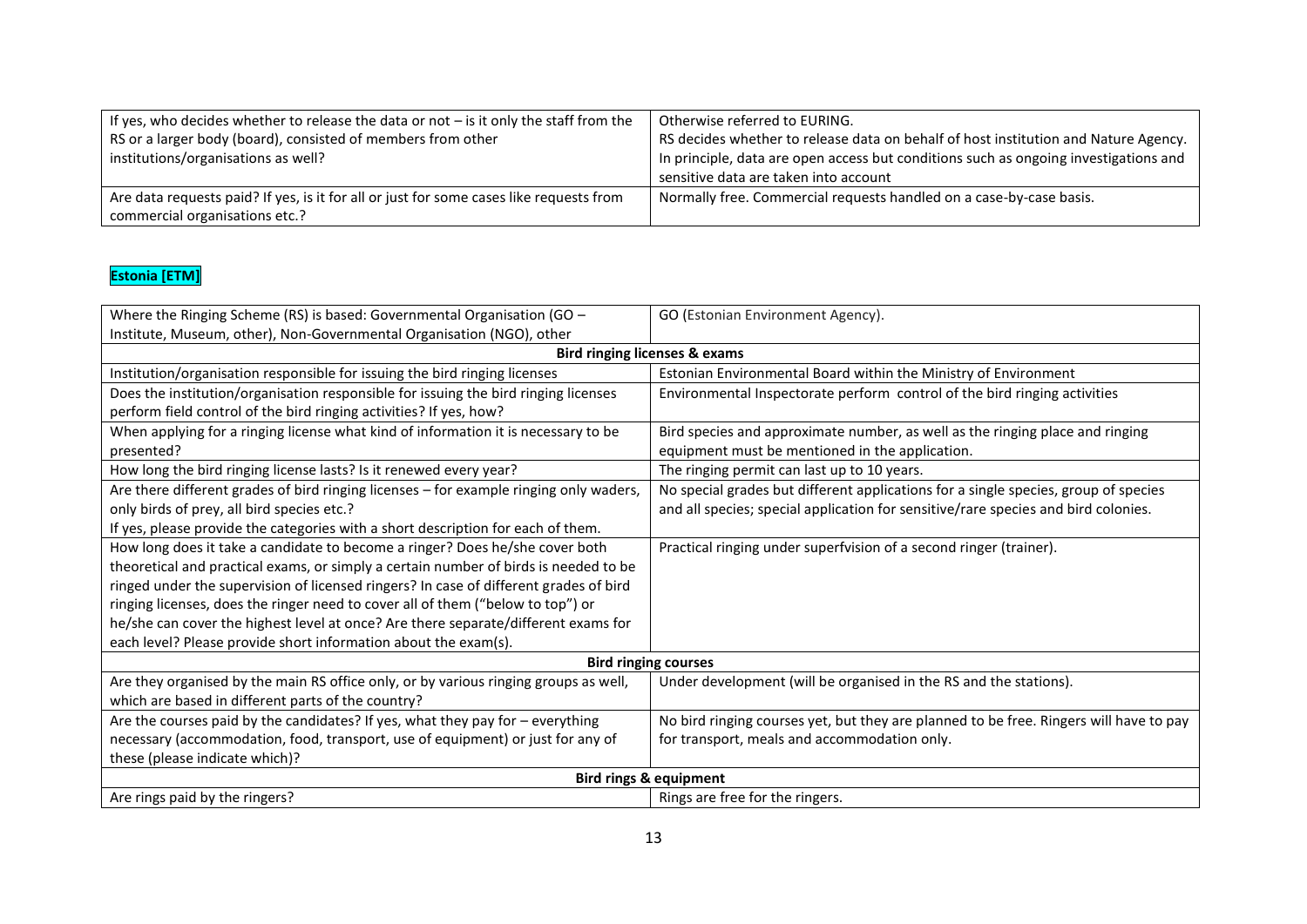| | |
|---|---|
| If yes, who decides whether to release the data or not – is it only the staff from the RS or a larger body (board), consisted of members from other institutions/organisations as well? | Otherwise referred to EURING. RS decides whether to release data on behalf of host institution and Nature Agency. In principle, data are open access but conditions such as ongoing investigations and sensitive data are taken into account |
| Are data requests paid? If yes, is it for all or just for some cases like requests from commercial organisations etc.? | Normally free. Commercial requests handled on a case-by-case basis. |

**Estonia [ETM]**

| | |
|---|---|
| Where the Ringing Scheme (RS) is based: Governmental Organisation (GO – Institute, Museum, other), Non-Governmental Organisation (NGO), other | GO (Estonian Environment Agency). |
| **Bird ringing licenses & exams** | |
| Institution/organisation responsible for issuing the bird ringing licenses | Estonian Environmental Board within the Ministry of Environment |
| Does the institution/organisation responsible for issuing the bird ringing licenses perform field control of the bird ringing activities? If yes, how? | Environmental Inspectorate perform control of the bird ringing activities |
| When applying for a ringing license what kind of information it is necessary to be presented? | Bird species and approximate number, as well as the ringing place and ringing equipment must be mentioned in the application. |
| How long the bird ringing license lasts? Is it renewed every year? | The ringing permit can last up to 10 years. |
| Are there different grades of bird ringing licenses – for example ringing only waders, only birds of prey, all bird species etc.? If yes, please provide the categories with a short description for each of them. | No special grades but different applications for a single species, group of species and all species; special application for sensitive/rare species and bird colonies. |
| How long does it take a candidate to become a ringer? Does he/she cover both theoretical and practical exams, or simply a certain number of birds is needed to be ringed under the supervision of licensed ringers? In case of different grades of bird ringing licenses, does the ringer need to cover all of them ("below to top") or he/she can cover the highest level at once? Are there separate/different exams for each level? Please provide short information about the exam(s). | Practical ringing under superfvision of a second ringer (trainer). |
| **Bird ringing courses** | |
| Are they organised by the main RS office only, or by various ringing groups as well, which are based in different parts of the country? | Under development (will be organised in the RS and the stations). |
| Are the courses paid by the candidates? If yes, what they pay for – everything necessary (accommodation, food, transport, use of equipment) or just for any of these (please indicate which)? | No bird ringing courses yet, but they are planned to be free. Ringers will have to pay for transport, meals and accommodation only. |
| **Bird rings & equipment** | |
| Are rings paid by the ringers? | Rings are free for the ringers. |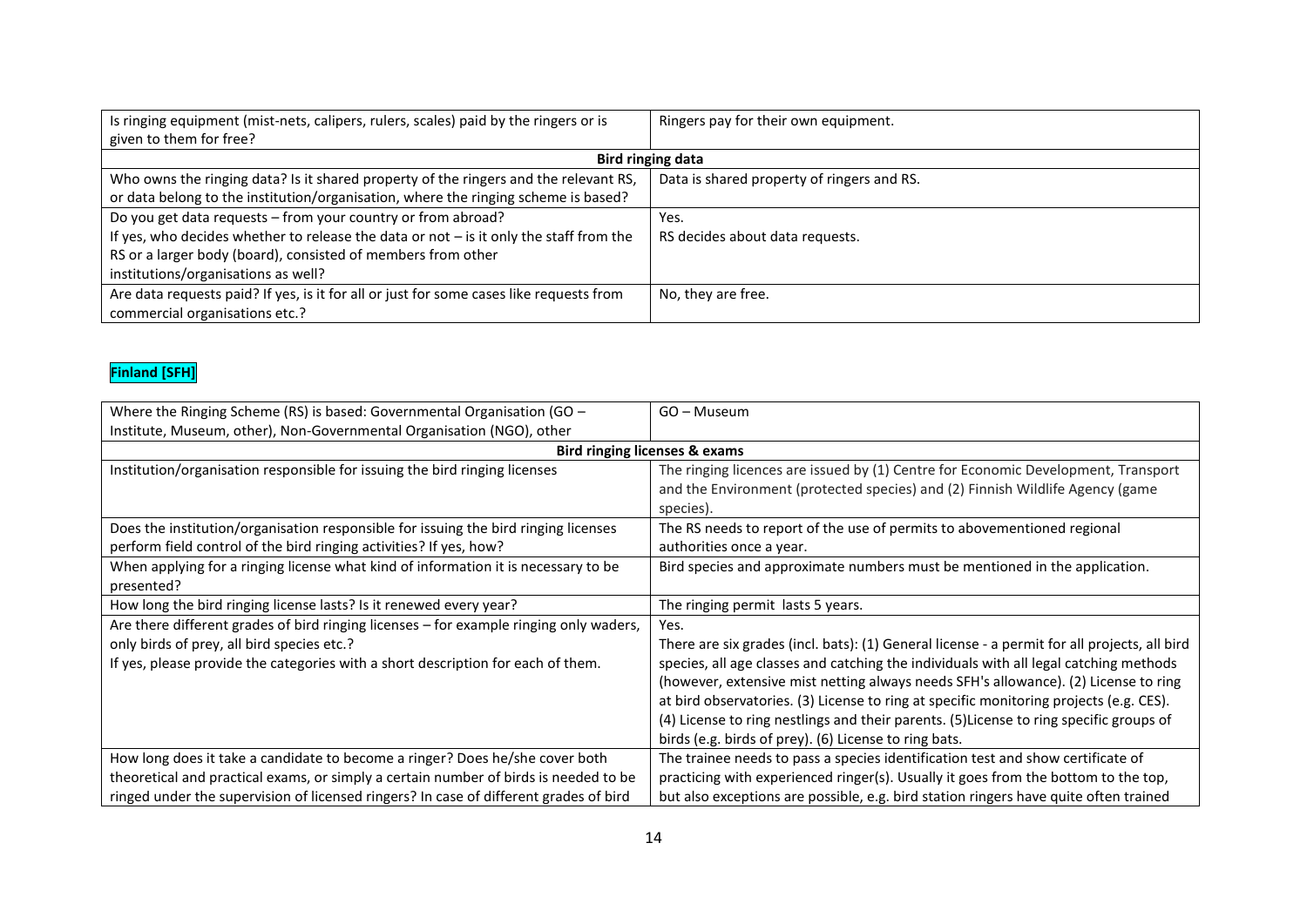| Is ringing equipment (mist-nets, calipers, rulers, scales) paid by the ringers or is given to them for free? | Ringers pay for their own equipment. |
|---|---|
| **Bird ringing data** | |
| Who owns the ringing data? Is it shared property of the ringers and the relevant RS, or data belong to the institution/organisation, where the ringing scheme is based? | Data is shared property of ringers and RS. |
| Do you get data requests – from your country or from abroad?<br>If yes, who decides whether to release the data or not – is it only the staff from the RS or a larger body (board), consisted of members from other institutions/organisations as well? | Yes.<br>RS decides about data requests. |
| Are data requests paid? If yes, is it for all or just for some cases like requests from commercial organisations etc.? | No, they are free. |

**Finland [SFH]**

| Where the Ringing Scheme (RS) is based: Governmental Organisation (GO – Institute, Museum, other), Non-Governmental Organisation (NGO), other | GO – Museum |
|---|---|
| **Bird ringing licenses & exams** | |
| Institution/organisation responsible for issuing the bird ringing licenses | The ringing licences are issued by (1) Centre for Economic Development, Transport and the Environment (protected species) and (2) Finnish Wildlife Agency (game species). |
| Does the institution/organisation responsible for issuing the bird ringing licenses perform field control of the bird ringing activities? If yes, how? | The RS needs to report of the use of permits to abovementioned regional authorities once a year. |
| When applying for a ringing license what kind of information it is necessary to be presented? | Bird species and approximate numbers must be mentioned in the application. |
| How long the bird ringing license lasts? Is it renewed every year? | The ringing permit lasts 5 years. |
| Are there different grades of bird ringing licenses – for example ringing only waders, only birds of prey, all bird species etc.?<br>If yes, please provide the categories with a short description for each of them. | Yes.<br>There are six grades (incl. bats): (1) General license - a permit for all projects, all bird species, all age classes and catching the individuals with all legal catching methods (however, extensive mist netting always needs SFH's allowance). (2) License to ring at bird observatories. (3) License to ring at specific monitoring projects (e.g. CES). (4) License to ring nestlings and their parents. (5)License to ring specific groups of birds (e.g. birds of prey). (6) License to ring bats. |
| How long does it take a candidate to become a ringer? Does he/she cover both theoretical and practical exams, or simply a certain number of birds is needed to be ringed under the supervision of licensed ringers? In case of different grades of bird | The trainee needs to pass a species identification test and show certificate of practicing with experienced ringer(s). Usually it goes from the bottom to the top, but also exceptions are possible, e.g. bird station ringers have quite often trained |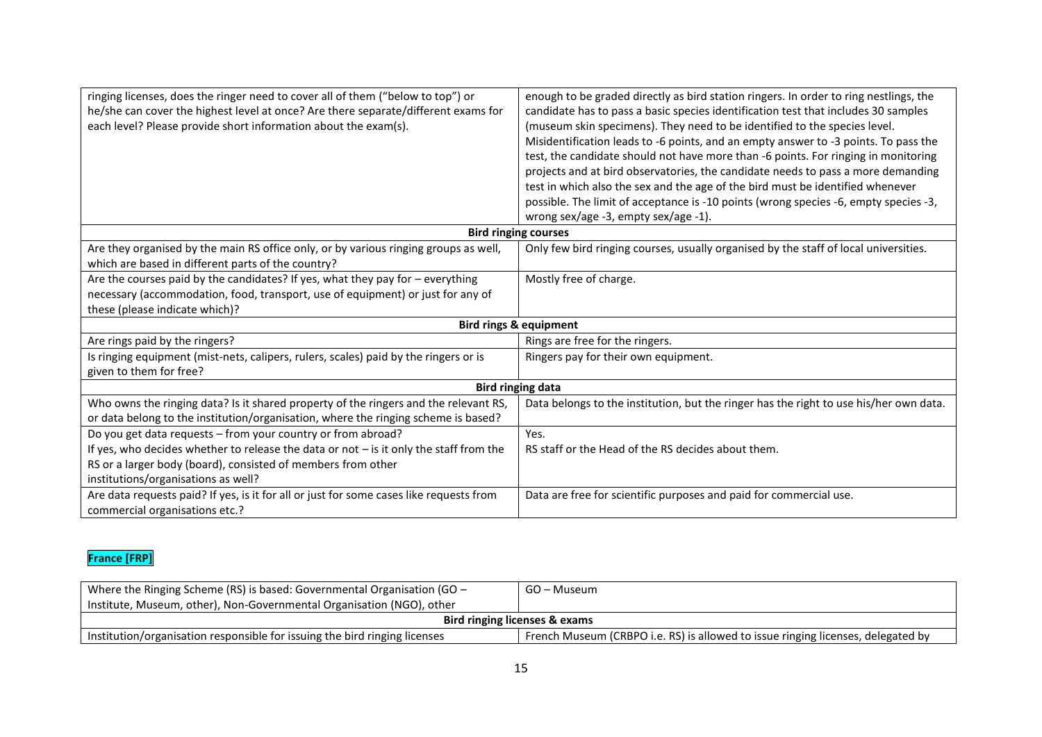| | |
|---|---|
| ringing licenses, does the ringer need to cover all of them ("below to top") or he/she can cover the highest level at once? Are there separate/different exams for each level? Please provide short information about the exam(s). | enough to be graded directly as bird station ringers. In order to ring nestlings, the candidate has to pass a basic species identification test that includes 30 samples (museum skin specimens). They need to be identified to the species level. Misidentification leads to -6 points, and an empty answer to -3 points. To pass the test, the candidate should not have more than -6 points. For ringing in monitoring projects and at bird observatories, the candidate needs to pass a more demanding test in which also the sex and the age of the bird must be identified whenever possible. The limit of acceptance is -10 points (wrong species -6, empty species -3, wrong sex/age -3, empty sex/age -1). |
| **Bird ringing courses** | |
| Are they organised by the main RS office only, or by various ringing groups as well, which are based in different parts of the country? | Only few bird ringing courses, usually organised by the staff of local universities. |
| Are the courses paid by the candidates? If yes, what they pay for – everything necessary (accommodation, food, transport, use of equipment) or just for any of these (please indicate which)? | Mostly free of charge. |
| **Bird rings & equipment** | |
| Are rings paid by the ringers? | Rings are free for the ringers. |
| Is ringing equipment (mist-nets, calipers, rulers, scales) paid by the ringers or is given to them for free? | Ringers pay for their own equipment. |
| **Bird ringing data** | |
| Who owns the ringing data? Is it shared property of the ringers and the relevant RS, or data belong to the institution/organisation, where the ringing scheme is based? | Data belongs to the institution, but the ringer has the right to use his/her own data. |
| Do you get data requests – from your country or from abroad?<br>If yes, who decides whether to release the data or not – is it only the staff from the RS or a larger body (board), consisted of members from other institutions/organisations as well? | Yes.<br>RS staff or the Head of the RS decides about them. |
| Are data requests paid? If yes, is it for all or just for some cases like requests from commercial organisations etc.? | Data are free for scientific purposes and paid for commercial use. |

**France [FRP]**

| | |
|---|---|
| Where the Ringing Scheme (RS) is based: Governmental Organisation (GO – Institute, Museum, other), Non-Governmental Organisation (NGO), other | GO – Museum |
| **Bird ringing licenses & exams** | |
| Institution/organisation responsible for issuing the bird ringing licenses | French Museum (CRBPO i.e. RS) is allowed to issue ringing licenses, delegated by |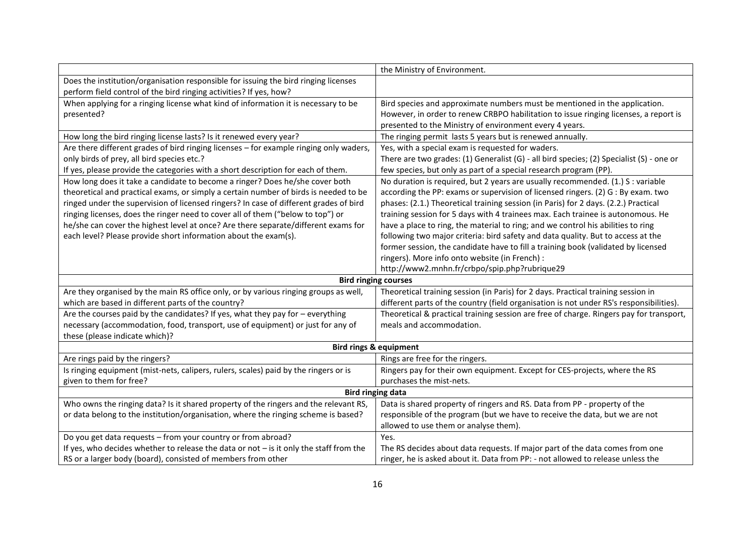| | |
|---|---|
| | the Ministry of Environment. |
| Does the institution/organisation responsible for issuing the bird ringing licenses perform field control of the bird ringing activities? If yes, how? | |
| When applying for a ringing license what kind of information it is necessary to be presented? | Bird species and approximate numbers must be mentioned in the application. However, in order to renew CRBPO habilitation to issue ringing licenses, a report is presented to the Ministry of environment every 4 years. |
| How long the bird ringing license lasts? Is it renewed every year? | The ringing permit lasts 5 years but is renewed annually. |
| Are there different grades of bird ringing licenses – for example ringing only waders, only birds of prey, all bird species etc.? If yes, please provide the categories with a short description for each of them. | Yes, with a special exam is requested for waders. There are two grades: (1) Generalist (G) - all bird species; (2) Specialist (S) - one or few species, but only as part of a special research program (PP). |
| How long does it take a candidate to become a ringer? Does he/she cover both theoretical and practical exams, or simply a certain number of birds is needed to be ringed under the supervision of licensed ringers? In case of different grades of bird ringing licenses, does the ringer need to cover all of them ("below to top") or he/she can cover the highest level at once? Are there separate/different exams for each level? Please provide short information about the exam(s). | No duration is required, but 2 years are usually recommended. (1.) S : variable according the PP: exams or supervision of licensed ringers. (2) G : By exam. two phases: (2.1.) Theoretical training session (in Paris) for 2 days. (2.2.) Practical training session for 5 days with 4 trainees max. Each trainee is autonomous. He have a place to ring, the material to ring; and we control his abilities to ring following two major criteria: bird safety and data quality. But to access at the former session, the candidate have to fill a training book (validated by licensed ringers). More info onto website (in French) : http://www2.mnhn.fr/crbpo/spip.php?rubrique29 |
| **Bird ringing courses** | |
| Are they organised by the main RS office only, or by various ringing groups as well, which are based in different parts of the country? | Theoretical training session (in Paris) for 2 days. Practical training session in different parts of the country (field organisation is not under RS's responsibilities). |
| Are the courses paid by the candidates? If yes, what they pay for – everything necessary (accommodation, food, transport, use of equipment) or just for any of these (please indicate which)? | Theoretical & practical training session are free of charge. Ringers pay for transport, meals and accommodation. |
| **Bird rings & equipment** | |
| Are rings paid by the ringers? | Rings are free for the ringers. |
| Is ringing equipment (mist-nets, calipers, rulers, scales) paid by the ringers or is given to them for free? | Ringers pay for their own equipment. Except for CES-projects, where the RS purchases the mist-nets. |
| **Bird ringing data** | |
| Who owns the ringing data? Is it shared property of the ringers and the relevant RS, or data belong to the institution/organisation, where the ringing scheme is based? | Data is shared property of ringers and RS. Data from PP - property of the responsible of the program (but we have to receive the data, but we are not allowed to use them or analyse them). |
| Do you get data requests – from your country or from abroad? If yes, who decides whether to release the data or not – is it only the staff from the RS or a larger body (board), consisted of members from other | Yes. The RS decides about data requests. If major part of the data comes from one ringer, he is asked about it. Data from PP: - not allowed to release unless the |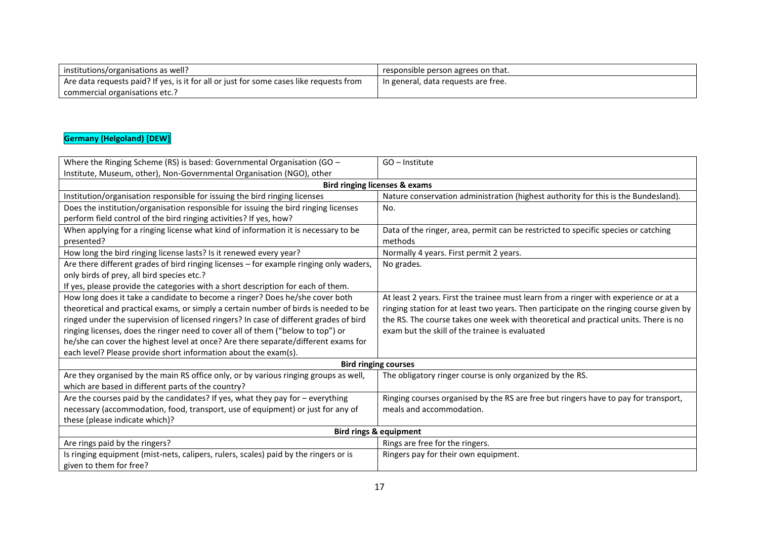| | |
|---|---|
| institutions/organisations as well? | responsible person agrees on that. |
| Are data requests paid? If yes, is it for all or just for some cases like requests from commercial organisations etc.? | In general, data requests are free. |

**Germany (Helgoland) [DEW]**

| | |
|---|---|
| Where the Ringing Scheme (RS) is based: Governmental Organisation (GO – Institute, Museum, other), Non-Governmental Organisation (NGO), other | GO – Institute |
| **Bird ringing licenses & exams** | |
| Institution/organisation responsible for issuing the bird ringing licenses | Nature conservation administration (highest authority for this is the Bundesland). |
| Does the institution/organisation responsible for issuing the bird ringing licenses perform field control of the bird ringing activities? If yes, how? | No. |
| When applying for a ringing license what kind of information it is necessary to be presented? | Data of the ringer, area, permit can be restricted to specific species or catching methods |
| How long the bird ringing license lasts? Is it renewed every year? | Normally 4 years. First permit 2 years. |
| Are there different grades of bird ringing licenses – for example ringing only waders, only birds of prey, all bird species etc.? If yes, please provide the categories with a short description for each of them. | No grades. |
| How long does it take a candidate to become a ringer? Does he/she cover both theoretical and practical exams, or simply a certain number of birds is needed to be ringed under the supervision of licensed ringers? In case of different grades of bird ringing licenses, does the ringer need to cover all of them ("below to top") or he/she can cover the highest level at once? Are there separate/different exams for each level? Please provide short information about the exam(s). | At least 2 years. First the trainee must learn from a ringer with experience or at a ringing station for at least two years. Then participate on the ringing course given by the RS. The course takes one week with theoretical and practical units. There is no exam but the skill of the trainee is evaluated |
| **Bird ringing courses** | |
| Are they organised by the main RS office only, or by various ringing groups as well, which are based in different parts of the country? | The obligatory ringer course is only organized by the RS. |
| Are the courses paid by the candidates? If yes, what they pay for – everything necessary (accommodation, food, transport, use of equipment) or just for any of these (please indicate which)? | Ringing courses organised by the RS are free but ringers have to pay for transport, meals and accommodation. |
| **Bird rings & equipment** | |
| Are rings paid by the ringers? | Rings are free for the ringers. |
| Is ringing equipment (mist-nets, calipers, rulers, scales) paid by the ringers or is given to them for free? | Ringers pay for their own equipment. |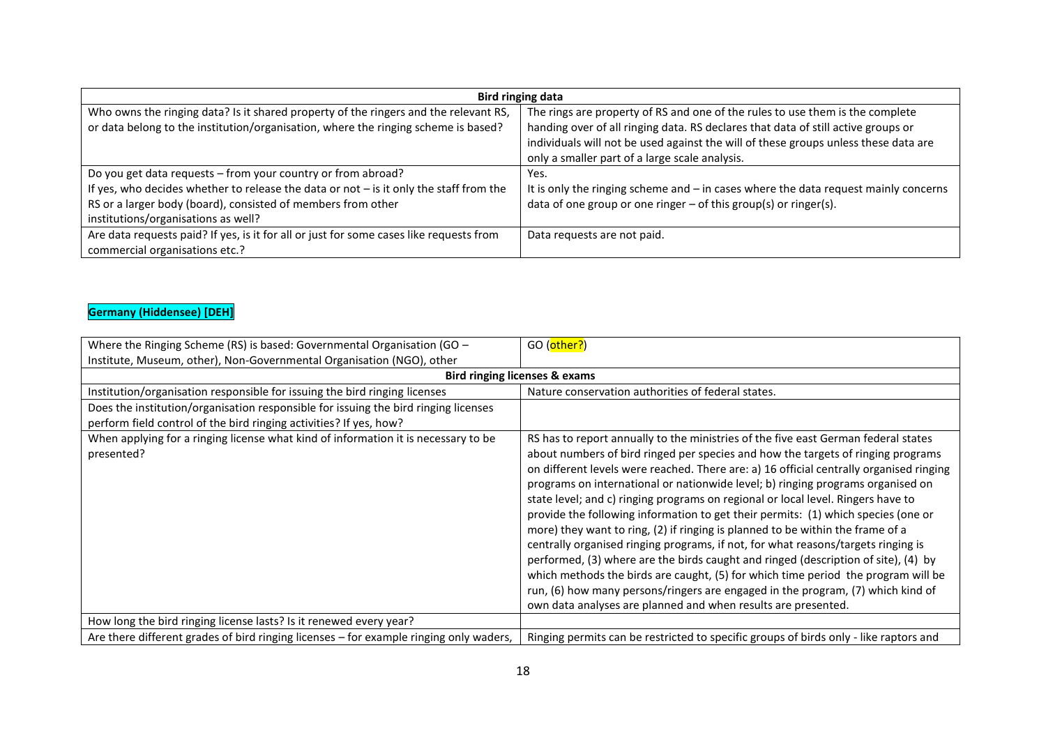| Bird ringing data | |
|---|---|
| Who owns the ringing data? Is it shared property of the ringers and the relevant RS, or data belong to the institution/organisation, where the ringing scheme is based? | The rings are property of RS and one of the rules to use them is the complete handing over of all ringing data. RS declares that data of still active groups or individuals will not be used against the will of these groups unless these data are only a smaller part of a large scale analysis. |
| Do you get data requests – from your country or from abroad?<br>If yes, who decides whether to release the data or not – is it only the staff from the RS or a larger body (board), consisted of members from other institutions/organisations as well? | Yes.<br>It is only the ringing scheme and – in cases where the data request mainly concerns data of one group or one ringer – of this group(s) or ringer(s). |
| Are data requests paid? If yes, is it for all or just for some cases like requests from commercial organisations etc.? | Data requests are not paid. |

**Germany (Hiddensee) [DEH]**

| Where the Ringing Scheme (RS) is based: Governmental Organisation (GO – Institute, Museum, other), Non-Governmental Organisation (NGO), other | GO (other?) |
|---|---|
| **Bird ringing licenses & exams** | |
| Institution/organisation responsible for issuing the bird ringing licenses | Nature conservation authorities of federal states. |
| Does the institution/organisation responsible for issuing the bird ringing licenses perform field control of the bird ringing activities? If yes, how? | |
| When applying for a ringing license what kind of information it is necessary to be presented? | RS has to report annually to the ministries of the five east German federal states about numbers of bird ringed per species and how the targets of ringing programs on different levels were reached. There are: a) 16 official centrally organised ringing programs on international or nationwide level; b) ringing programs organised on state level; and c) ringing programs on regional or local level. Ringers have to provide the following information to get their permits: (1) which species (one or more) they want to ring, (2) if ringing is planned to be within the frame of a centrally organised ringing programs, if not, for what reasons/targets ringing is performed, (3) where are the birds caught and ringed (description of site), (4) by which methods the birds are caught, (5) for which time period the program will be run, (6) how many persons/ringers are engaged in the program, (7) which kind of own data analyses are planned and when results are presented. |
| How long the bird ringing license lasts? Is it renewed every year? | |
| Are there different grades of bird ringing licenses – for example ringing only waders, | Ringing permits can be restricted to specific groups of birds only - like raptors and |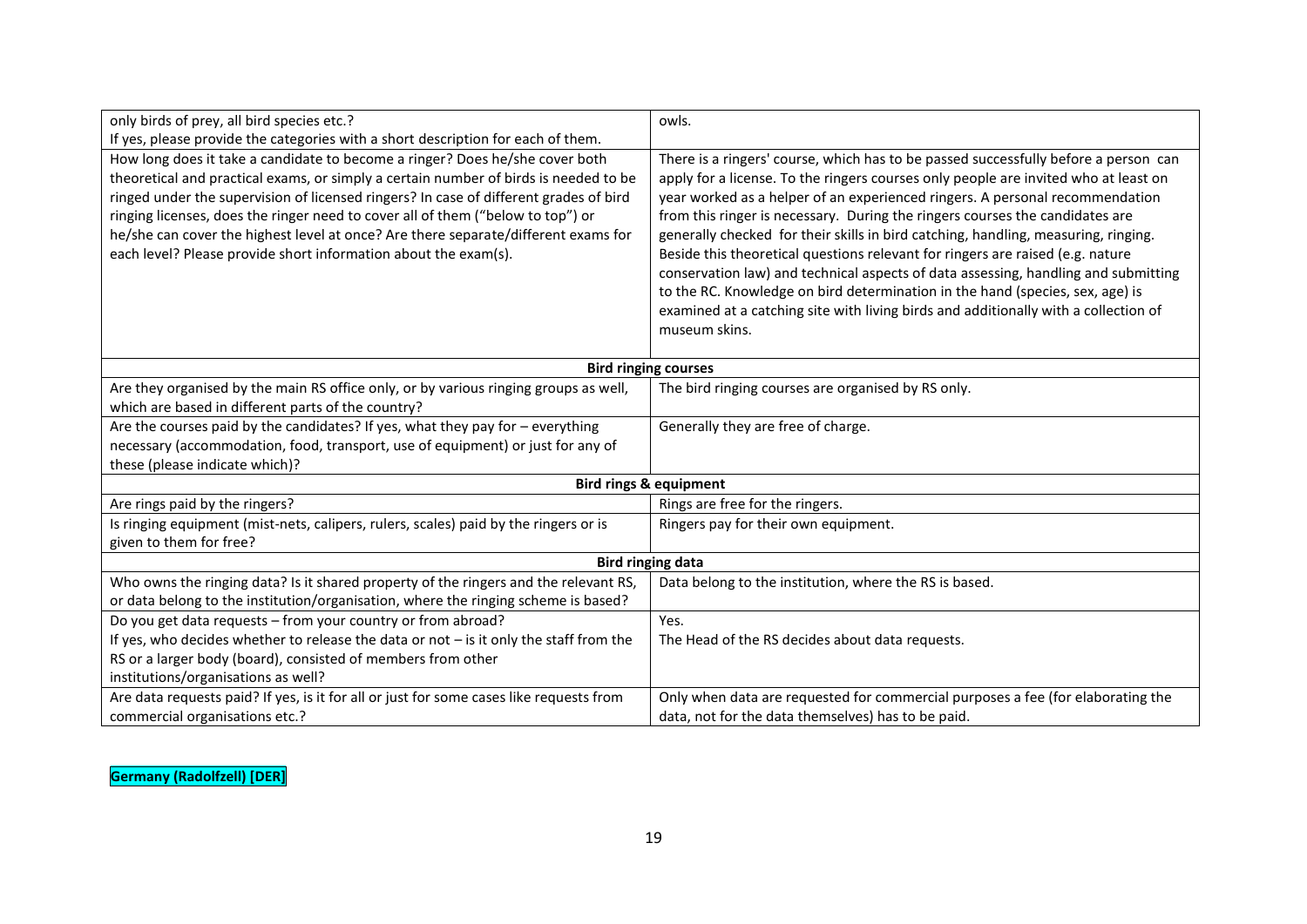| | |
|---|---|
| only birds of prey, all bird species etc.?<br>If yes, please provide the categories with a short description for each of them. | owls. |
| How long does it take a candidate to become a ringer? Does he/she cover both theoretical and practical exams, or simply a certain number of birds is needed to be ringed under the supervision of licensed ringers? In case of different grades of bird ringing licenses, does the ringer need to cover all of them ("below to top") or he/she can cover the highest level at once? Are there separate/different exams for each level? Please provide short information about the exam(s). | There is a ringers' course, which has to be passed successfully before a person can apply for a license. To the ringers courses only people are invited who at least on year worked as a helper of an experienced ringers. A personal recommendation from this ringer is necessary. During the ringers courses the candidates are generally checked for their skills in bird catching, handling, measuring, ringing. Beside this theoretical questions relevant for ringers are raised (e.g. nature conservation law) and technical aspects of data assessing, handling and submitting to the RC. Knowledge on bird determination in the hand (species, sex, age) is examined at a catching site with living birds and additionally with a collection of museum skins. |
| **Bird ringing courses** | |
| Are they organised by the main RS office only, or by various ringing groups as well, which are based in different parts of the country? | The bird ringing courses are organised by RS only. |
| Are the courses paid by the candidates? If yes, what they pay for – everything necessary (accommodation, food, transport, use of equipment) or just for any of these (please indicate which)? | Generally they are free of charge. |
| **Bird rings & equipment** | |
| Are rings paid by the ringers? | Rings are free for the ringers. |
| Is ringing equipment (mist-nets, calipers, rulers, scales) paid by the ringers or is given to them for free? | Ringers pay for their own equipment. |
| **Bird ringing data** | |
| Who owns the ringing data? Is it shared property of the ringers and the relevant RS, or data belong to the institution/organisation, where the ringing scheme is based? | Data belong to the institution, where the RS is based. |
| Do you get data requests – from your country or from abroad?<br>If yes, who decides whether to release the data or not – is it only the staff from the RS or a larger body (board), consisted of members from other institutions/organisations as well? | Yes.<br>The Head of the RS decides about data requests. |
| Are data requests paid? If yes, is it for all or just for some cases like requests from commercial organisations etc.? | Only when data are requested for commercial purposes a fee (for elaborating the data, not for the data themselves) has to be paid. |

**Germany (Radolfzell) [DER]**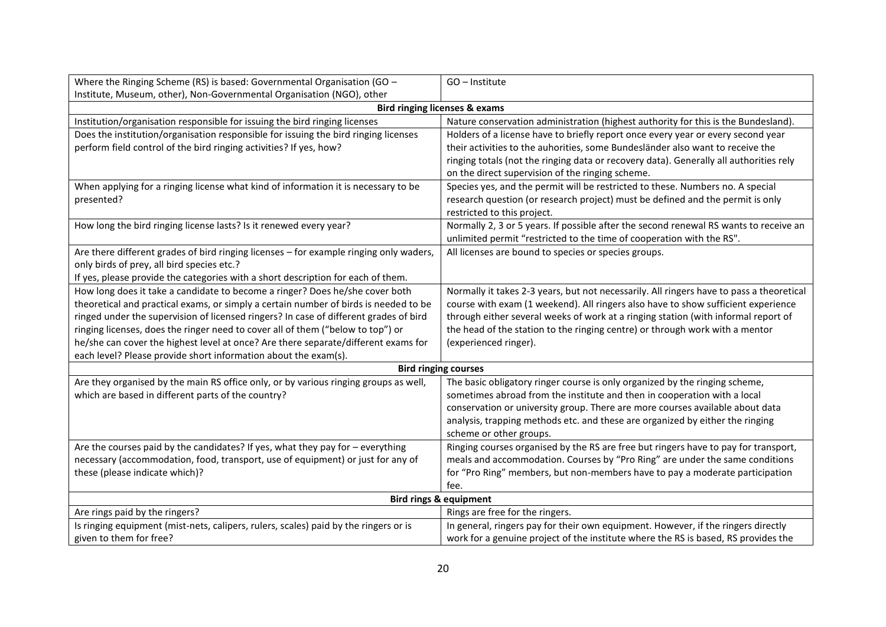| Where the Ringing Scheme (RS) is based: Governmental Organisation (GO – Institute, Museum, other), Non-Governmental Organisation (NGO), other | GO – Institute |
|---|---|
| **Bird ringing licenses & exams** | |
| Institution/organisation responsible for issuing the bird ringing licenses | Nature conservation administration (highest authority for this is the Bundesland). |
| Does the institution/organisation responsible for issuing the bird ringing licenses perform field control of the bird ringing activities? If yes, how? | Holders of a license have to briefly report once every year or every second year their activities to the auhorities, some Bundesländer also want to receive the ringing totals (not the ringing data or recovery data). Generally all authorities rely on the direct supervision of the ringing scheme. |
| When applying for a ringing license what kind of information it is necessary to be presented? | Species yes, and the permit will be restricted to these. Numbers no. A special research question (or research project) must be defined and the permit is only restricted to this project. |
| How long the bird ringing license lasts? Is it renewed every year? | Normally 2, 3 or 5 years. If possible after the second renewal RS wants to receive an unlimited permit "restricted to the time of cooperation with the RS". |
| Are there different grades of bird ringing licenses – for example ringing only waders, only birds of prey, all bird species etc.? If yes, please provide the categories with a short description for each of them. | All licenses are bound to species or species groups. |
| How long does it take a candidate to become a ringer? Does he/she cover both theoretical and practical exams, or simply a certain number of birds is needed to be ringed under the supervision of licensed ringers? In case of different grades of bird ringing licenses, does the ringer need to cover all of them ("below to top") or he/she can cover the highest level at once? Are there separate/different exams for each level? Please provide short information about the exam(s). | Normally it takes 2-3 years, but not necessarily. All ringers have to pass a theoretical course with exam (1 weekend). All ringers also have to show sufficient experience through either several weeks of work at a ringing station (with informal report of the head of the station to the ringing centre) or through work with a mentor (experienced ringer). |
| **Bird ringing courses** | |
| Are they organised by the main RS office only, or by various ringing groups as well, which are based in different parts of the country? | The basic obligatory ringer course is only organized by the ringing scheme, sometimes abroad from the institute and then in cooperation with a local conservation or university group. There are more courses available about data analysis, trapping methods etc. and these are organized by either the ringing scheme or other groups. |
| Are the courses paid by the candidates? If yes, what they pay for – everything necessary (accommodation, food, transport, use of equipment) or just for any of these (please indicate which)? | Ringing courses organised by the RS are free but ringers have to pay for transport, meals and accommodation. Courses by "Pro Ring" are under the same conditions for "Pro Ring" members, but non-members have to pay a moderate participation fee. |
| **Bird rings & equipment** | |
| Are rings paid by the ringers? | Rings are free for the ringers. |
| Is ringing equipment (mist-nets, calipers, rulers, scales) paid by the ringers or is given to them for free? | In general, ringers pay for their own equipment. However, if the ringers directly work for a genuine project of the institute where the RS is based, RS provides the |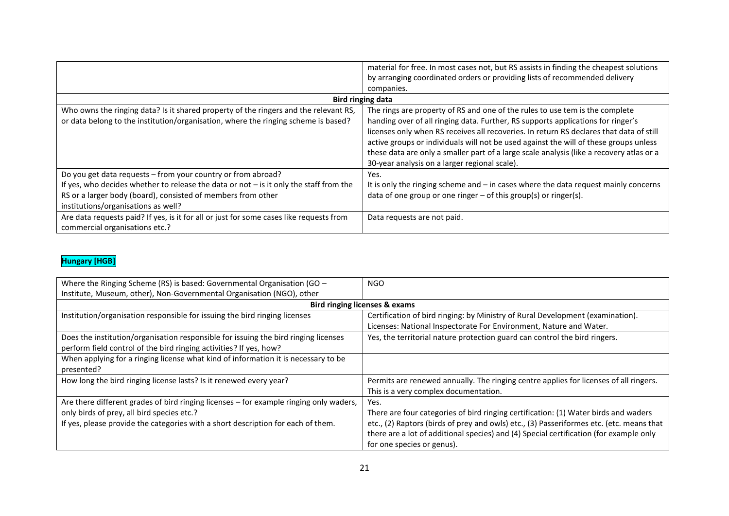|  |  |
| --- | --- |
|  | material for free. In most cases not, but RS assists in finding the cheapest solutions by arranging coordinated orders or providing lists of recommended delivery companies. |
| **Bird ringing data** | |
| Who owns the ringing data? Is it shared property of the ringers and the relevant RS, or data belong to the institution/organisation, where the ringing scheme is based? | The rings are property of RS and one of the rules to use tem is the complete handing over of all ringing data. Further, RS supports applications for ringer's licenses only when RS receives all recoveries. In return RS declares that data of still active groups or individuals will not be used against the will of these groups unless these data are only a smaller part of a large scale analysis (like a recovery atlas or a 30-year analysis on a larger regional scale). |
| Do you get data requests – from your country or from abroad?<br>If yes, who decides whether to release the data or not – is it only the staff from the RS or a larger body (board), consisted of members from other institutions/organisations as well? | Yes.<br>It is only the ringing scheme and – in cases where the data request mainly concerns data of one group or one ringer – of this group(s) or ringer(s). |
| Are data requests paid? If yes, is it for all or just for some cases like requests from commercial organisations etc.? | Data requests are not paid. |

## Hungary [HGB]

|  |  |
| --- | --- |
| Where the Ringing Scheme (RS) is based: Governmental Organisation (GO – Institute, Museum, other), Non-Governmental Organisation (NGO), other | NGO |
| **Bird ringing licenses & exams** | |
| Institution/organisation responsible for issuing the bird ringing licenses | Certification of bird ringing: by Ministry of Rural Development (examination).<br>Licenses: National Inspectorate For Environment, Nature and Water. |
| Does the institution/organisation responsible for issuing the bird ringing licenses perform field control of the bird ringing activities? If yes, how? | Yes, the territorial nature protection guard can control the bird ringers. |
| When applying for a ringing license what kind of information it is necessary to be presented? |  |
| How long the bird ringing license lasts? Is it renewed every year? | Permits are renewed annually. The ringing centre applies for licenses of all ringers. This is a very complex documentation. |
| Are there different grades of bird ringing licenses – for example ringing only waders, only birds of prey, all bird species etc.?<br>If yes, please provide the categories with a short description for each of them. | Yes.<br>There are four categories of bird ringing certification: (1) Water birds and waders etc., (2) Raptors (birds of prey and owls) etc., (3) Passeriformes etc. (etc. means that there are a lot of additional species) and (4) Special certification (for example only for one species or genus). |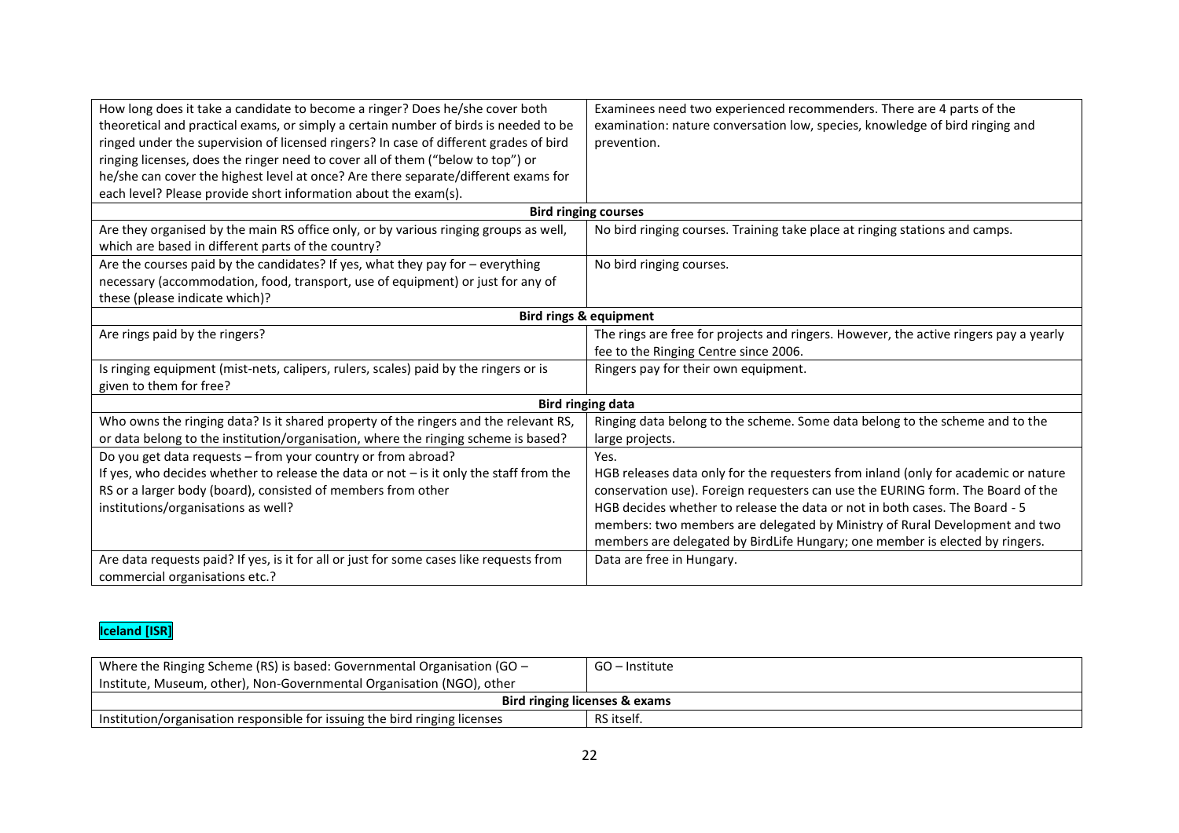| | |
|---|---|
| How long does it take a candidate to become a ringer? Does he/she cover both theoretical and practical exams, or simply a certain number of birds is needed to be ringed under the supervision of licensed ringers? In case of different grades of bird ringing licenses, does the ringer need to cover all of them ("below to top") or he/she can cover the highest level at once? Are there separate/different exams for each level? Please provide short information about the exam(s). | Examinees need two experienced recommenders. There are 4 parts of the examination: nature conversation low, species, knowledge of bird ringing and prevention. |
| **Bird ringing courses** | |
| Are they organised by the main RS office only, or by various ringing groups as well, which are based in different parts of the country? | No bird ringing courses. Training take place at ringing stations and camps. |
| Are the courses paid by the candidates? If yes, what they pay for – everything necessary (accommodation, food, transport, use of equipment) or just for any of these (please indicate which)? | No bird ringing courses. |
| **Bird rings & equipment** | |
| Are rings paid by the ringers? | The rings are free for projects and ringers. However, the active ringers pay a yearly fee to the Ringing Centre since 2006. |
| Is ringing equipment (mist-nets, calipers, rulers, scales) paid by the ringers or is given to them for free? | Ringers pay for their own equipment. |
| **Bird ringing data** | |
| Who owns the ringing data? Is it shared property of the ringers and the relevant RS, or data belong to the institution/organisation, where the ringing scheme is based? | Ringing data belong to the scheme. Some data belong to the scheme and to the large projects. |
| Do you get data requests – from your country or from abroad? If yes, who decides whether to release the data or not – is it only the staff from the RS or a larger body (board), consisted of members from other institutions/organisations as well? | Yes. HGB releases data only for the requesters from inland (only for academic or nature conservation use). Foreign requesters can use the EURING form. The Board of the HGB decides whether to release the data or not in both cases. The Board - 5 members: two members are delegated by Ministry of Rural Development and two members are delegated by BirdLife Hungary; one member is elected by ringers. |
| Are data requests paid? If yes, is it for all or just for some cases like requests from commercial organisations etc.? | Data are free in Hungary. |

## Iceland [ISR]

| | |
|---|---|
| Where the Ringing Scheme (RS) is based: Governmental Organisation (GO – Institute, Museum, other), Non-Governmental Organisation (NGO), other | GO – Institute |
| **Bird ringing licenses & exams** | |
| Institution/organisation responsible for issuing the bird ringing licenses | RS itself. |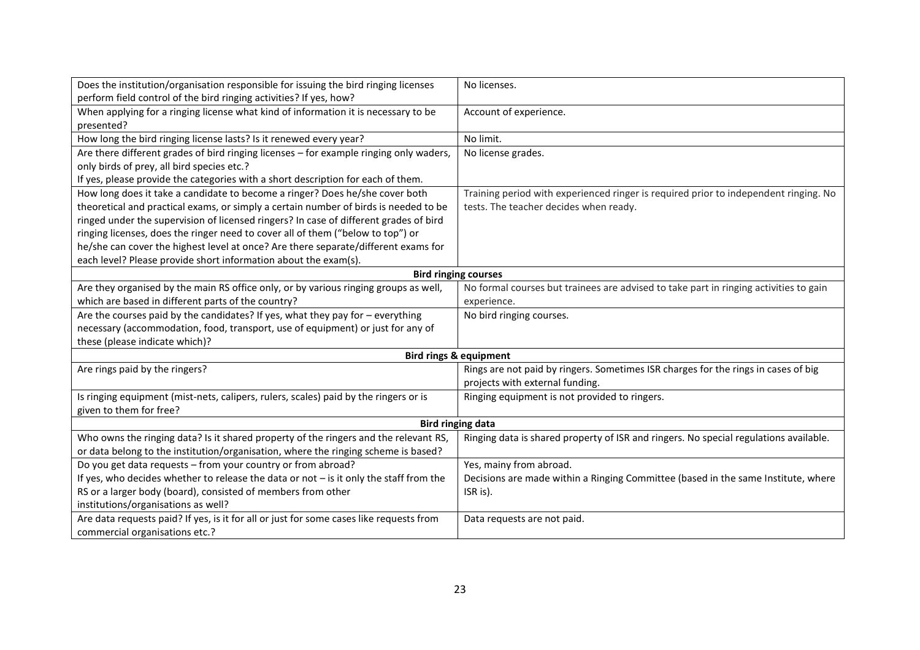| | |
|---|---|
| Does the institution/organisation responsible for issuing the bird ringing licenses perform field control of the bird ringing activities? If yes, how? | No licenses. |
| When applying for a ringing license what kind of information it is necessary to be presented? | Account of experience. |
| How long the bird ringing license lasts? Is it renewed every year? | No limit. |
| Are there different grades of bird ringing licenses – for example ringing only waders, only birds of prey, all bird species etc.?<br>If yes, please provide the categories with a short description for each of them. | No license grades. |
| How long does it take a candidate to become a ringer? Does he/she cover both theoretical and practical exams, or simply a certain number of birds is needed to be ringed under the supervision of licensed ringers? In case of different grades of bird ringing licenses, does the ringer need to cover all of them ("below to top") or he/she can cover the highest level at once? Are there separate/different exams for each level? Please provide short information about the exam(s). | Training period with experienced ringer is required prior to independent ringing. No tests. The teacher decides when ready. |
| **Bird ringing courses** | |
| Are they organised by the main RS office only, or by various ringing groups as well, which are based in different parts of the country? | No formal courses but trainees are advised to take part in ringing activities to gain experience. |
| Are the courses paid by the candidates? If yes, what they pay for – everything necessary (accommodation, food, transport, use of equipment) or just for any of these (please indicate which)? | No bird ringing courses. |
| **Bird rings & equipment** | |
| Are rings paid by the ringers? | Rings are not paid by ringers. Sometimes ISR charges for the rings in cases of big projects with external funding. |
| Is ringing equipment (mist-nets, calipers, rulers, scales) paid by the ringers or is given to them for free? | Ringing equipment is not provided to ringers. |
| **Bird ringing data** | |
| Who owns the ringing data? Is it shared property of the ringers and the relevant RS, or data belong to the institution/organisation, where the ringing scheme is based? | Ringing data is shared property of ISR and ringers. No special regulations available. |
| Do you get data requests – from your country or from abroad?<br>If yes, who decides whether to release the data or not – is it only the staff from the RS or a larger body (board), consisted of members from other institutions/organisations as well? | Yes, mainy from abroad.<br>Decisions are made within a Ringing Committee (based in the same Institute, where ISR is). |
| Are data requests paid? If yes, is it for all or just for some cases like requests from commercial organisations etc.? | Data requests are not paid. |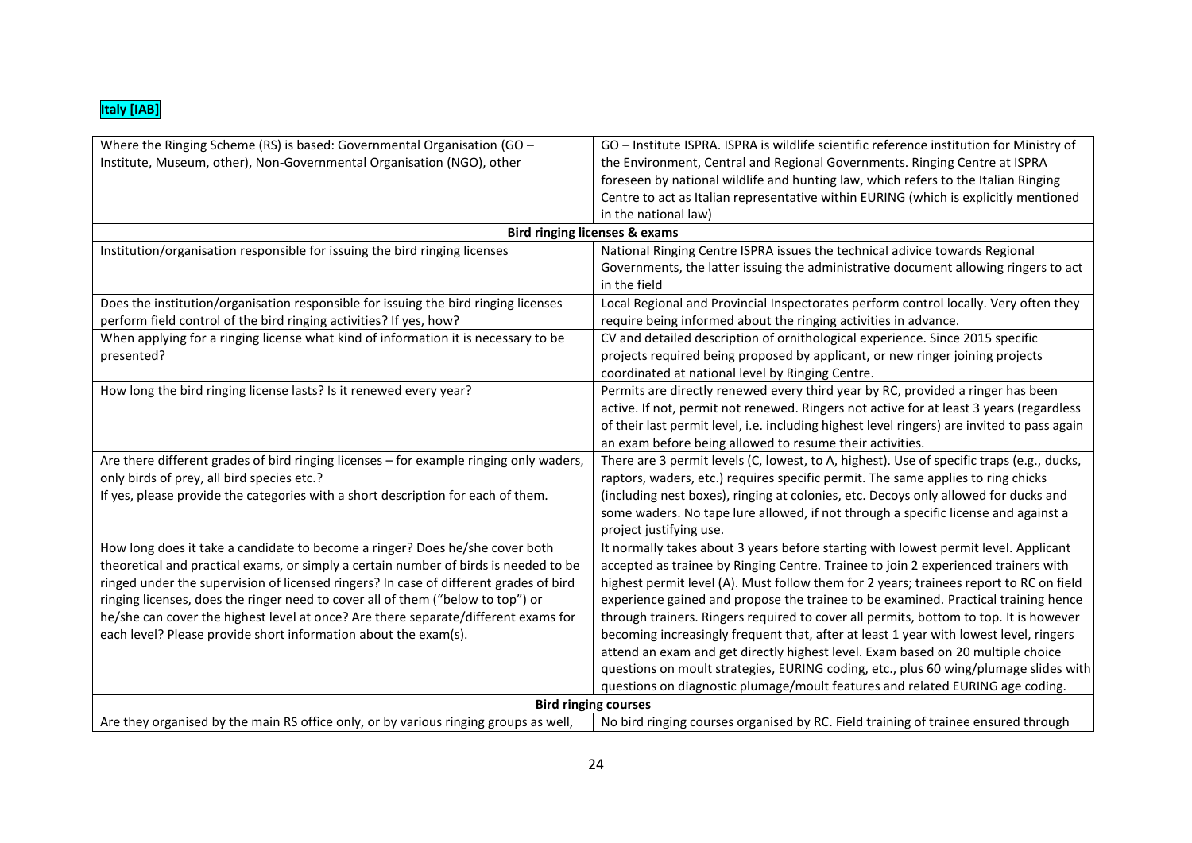**Italy [IAB]**

| | |
|---|---|
| Where the Ringing Scheme (RS) is based: Governmental Organisation (GO – Institute, Museum, other), Non-Governmental Organisation (NGO), other | GO – Institute ISPRA. ISPRA is wildlife scientific reference institution for Ministry of the Environment, Central and Regional Governments. Ringing Centre at ISPRA foreseen by national wildlife and hunting law, which refers to the Italian Ringing Centre to act as Italian representative within EURING (which is explicitly mentioned in the national law) |
| **Bird ringing licenses & exams** | |
| Institution/organisation responsible for issuing the bird ringing licenses | National Ringing Centre ISPRA issues the technical advice towards Regional Governments, the latter issuing the administrative document allowing ringers to act in the field |
| Does the institution/organisation responsible for issuing the bird ringing licenses perform field control of the bird ringing activities? If yes, how? | Local Regional and Provincial Inspectorates perform control locally. Very often they require being informed about the ringing activities in advance. |
| When applying for a ringing license what kind of information it is necessary to be presented? | CV and detailed description of ornithological experience. Since 2015 specific projects required being proposed by applicant, or new ringer joining projects coordinated at national level by Ringing Centre. |
| How long the bird ringing license lasts? Is it renewed every year? | Permits are directly renewed every third year by RC, provided a ringer has been active. If not, permit not renewed. Ringers not active for at least 3 years (regardless of their last permit level, i.e. including highest level ringers) are invited to pass again an exam before being allowed to resume their activities. |
| Are there different grades of bird ringing licenses – for example ringing only waders, only birds of prey, all bird species etc.? If yes, please provide the categories with a short description for each of them. | There are 3 permit levels (C, lowest, to A, highest). Use of specific traps (e.g., ducks, raptors, waders, etc.) requires specific permit. The same applies to ring chicks (including nest boxes), ringing at colonies, etc. Decoys only allowed for ducks and some waders. No tape lure allowed, if not through a specific license and against a project justifying use. |
| How long does it take a candidate to become a ringer? Does he/she cover both theoretical and practical exams, or simply a certain number of birds is needed to be ringed under the supervision of licensed ringers? In case of different grades of bird ringing licenses, does the ringer need to cover all of them ("below to top") or he/she can cover the highest level at once? Are there separate/different exams for each level? Please provide short information about the exam(s). | It normally takes about 3 years before starting with lowest permit level. Applicant accepted as trainee by Ringing Centre. Trainee to join 2 experienced trainers with highest permit level (A). Must follow them for 2 years; trainees report to RC on field experience gained and propose the trainee to be examined. Practical training hence through trainers. Ringers required to cover all permits, bottom to top. It is however becoming increasingly frequent that, after at least 1 year with lowest level, ringers attend an exam and get directly highest level. Exam based on 20 multiple choice questions on moult strategies, EURING coding, etc., plus 60 wing/plumage slides with questions on diagnostic plumage/moult features and related EURING age coding. |
| **Bird ringing courses** | |
| Are they organised by the main RS office only, or by various ringing groups as well, | No bird ringing courses organised by RC. Field training of trainee ensured through |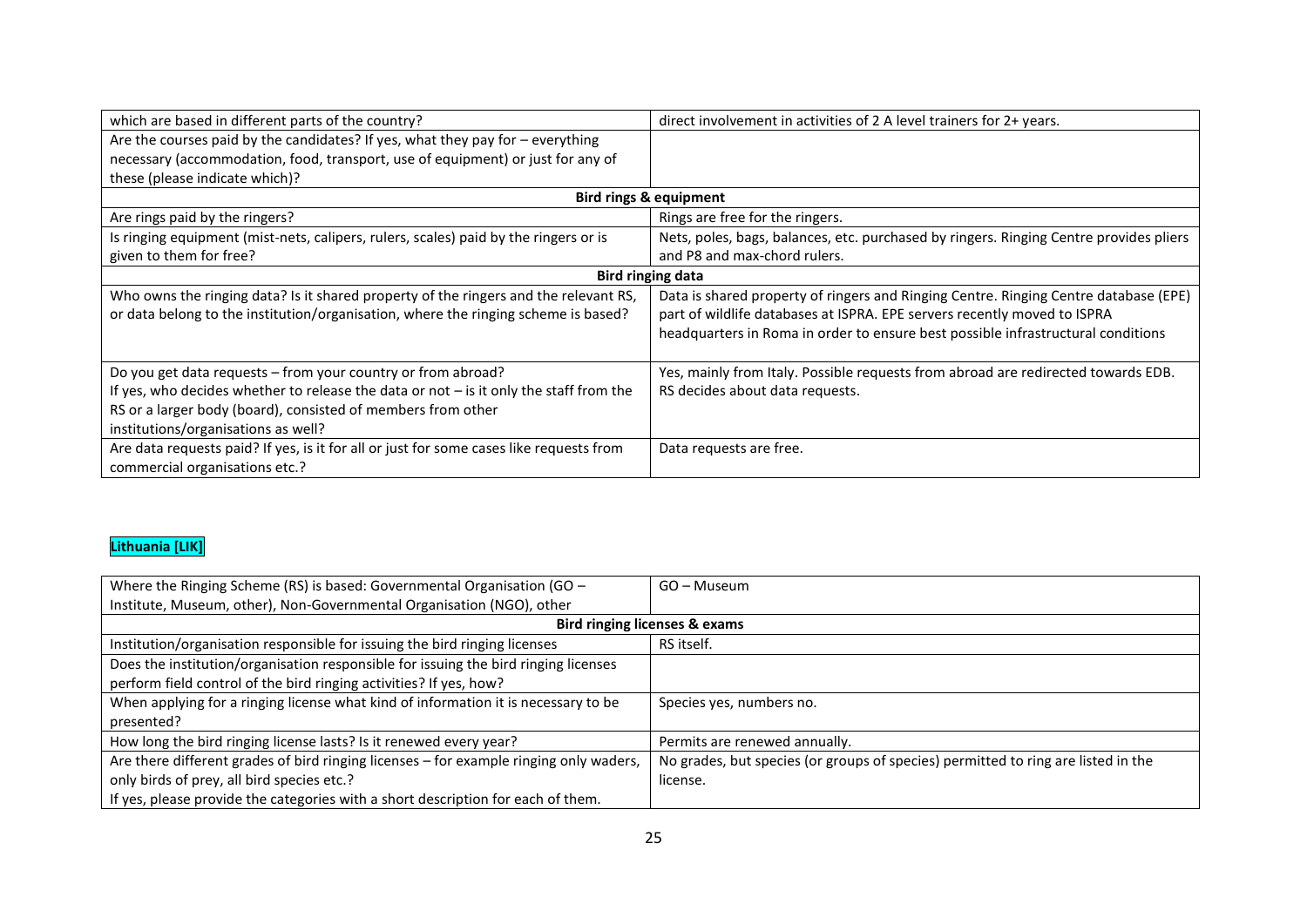| which are based in different parts of the country? | direct involvement in activities of 2 A level trainers for 2+ years. |
|---|---|
| Are the courses paid by the candidates? If yes, what they pay for – everything necessary (accommodation, food, transport, use of equipment) or just for any of these (please indicate which)? | |
| **Bird rings & equipment** | |
| Are rings paid by the ringers? | Rings are free for the ringers. |
| Is ringing equipment (mist-nets, calipers, rulers, scales) paid by the ringers or is given to them for free? | Nets, poles, bags, balances, etc. purchased by ringers. Ringing Centre provides pliers and P8 and max-chord rulers. |
| **Bird ringing data** | |
| Who owns the ringing data? Is it shared property of the ringers and the relevant RS, or data belong to the institution/organisation, where the ringing scheme is based? | Data is shared property of ringers and Ringing Centre. Ringing Centre database (EPE) part of wildlife databases at ISPRA. EPE servers recently moved to ISPRA headquarters in Roma in order to ensure best possible infrastructural conditions |
| Do you get data requests – from your country or from abroad? If yes, who decides whether to release the data or not – is it only the staff from the RS or a larger body (board), consisted of members from other institutions/organisations as well? | Yes, mainly from Italy. Possible requests from abroad are redirected towards EDB. RS decides about data requests. |
| Are data requests paid? If yes, is it for all or just for some cases like requests from commercial organisations etc.? | Data requests are free. |

## Lithuania [LIK]

| Where the Ringing Scheme (RS) is based: Governmental Organisation (GO – Institute, Museum, other), Non-Governmental Organisation (NGO), other | GO – Museum |
|---|---|
| **Bird ringing licenses & exams** | |
| Institution/organisation responsible for issuing the bird ringing licenses | RS itself. |
| Does the institution/organisation responsible for issuing the bird ringing licenses perform field control of the bird ringing activities? If yes, how? | |
| When applying for a ringing license what kind of information it is necessary to be presented? | Species yes, numbers no. |
| How long the bird ringing license lasts? Is it renewed every year? | Permits are renewed annually. |
| Are there different grades of bird ringing licenses – for example ringing only waders, only birds of prey, all bird species etc.? If yes, please provide the categories with a short description for each of them. | No grades, but species (or groups of species) permitted to ring are listed in the license. |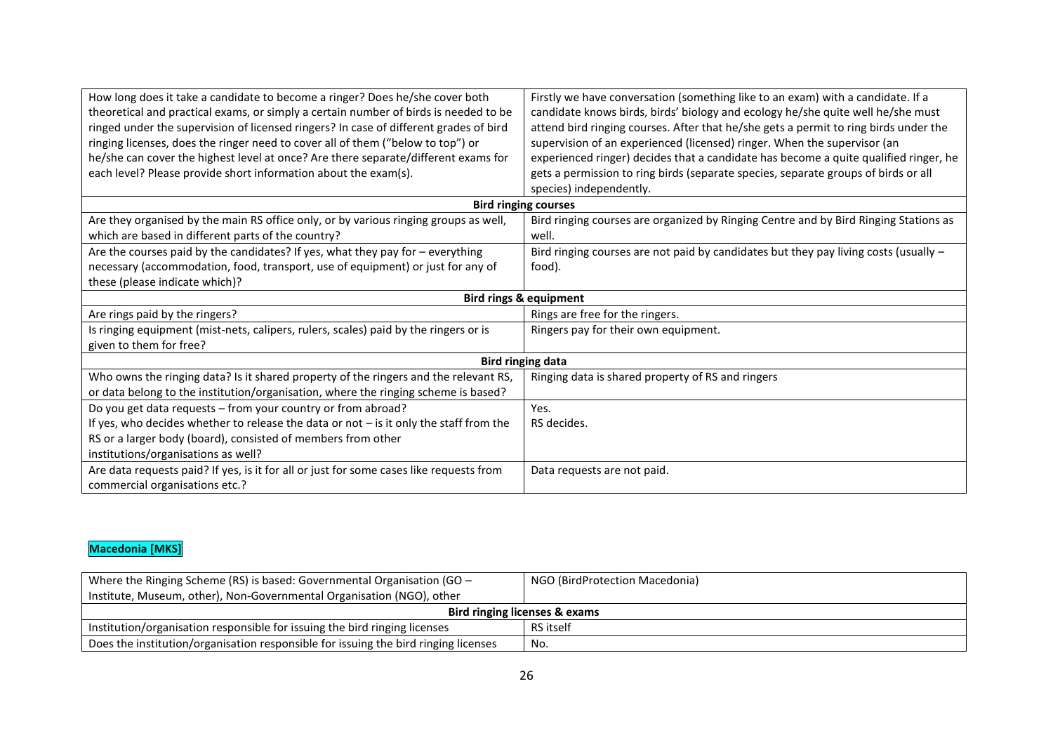| | |
|---|---|
| How long does it take a candidate to become a ringer? Does he/she cover both theoretical and practical exams, or simply a certain number of birds is needed to be ringed under the supervision of licensed ringers? In case of different grades of bird ringing licenses, does the ringer need to cover all of them ("below to top") or he/she can cover the highest level at once? Are there separate/different exams for each level? Please provide short information about the exam(s). | Firstly we have conversation (something like to an exam) with a candidate. If a candidate knows birds, birds' biology and ecology he/she quite well he/she must attend bird ringing courses. After that he/she gets a permit to ring birds under the supervision of an experienced (licensed) ringer. When the supervisor (an experienced ringer) decides that a candidate has become a quite qualified ringer, he gets a permission to ring birds (separate species, separate groups of birds or all species) independently. |
| **Bird ringing courses** | |
| Are they organised by the main RS office only, or by various ringing groups as well, which are based in different parts of the country? | Bird ringing courses are organized by Ringing Centre and by Bird Ringing Stations as well. |
| Are the courses paid by the candidates? If yes, what they pay for – everything necessary (accommodation, food, transport, use of equipment) or just for any of these (please indicate which)? | Bird ringing courses are not paid by candidates but they pay living costs (usually – food). |
| **Bird rings & equipment** | |
| Are rings paid by the ringers? | Rings are free for the ringers. |
| Is ringing equipment (mist-nets, calipers, rulers, scales) paid by the ringers or is given to them for free? | Ringers pay for their own equipment. |
| **Bird ringing data** | |
| Who owns the ringing data? Is it shared property of the ringers and the relevant RS, or data belong to the institution/organisation, where the ringing scheme is based? | Ringing data is shared property of RS and ringers |
| Do you get data requests – from your country or from abroad?<br>If yes, who decides whether to release the data or not – is it only the staff from the RS or a larger body (board), consisted of members from other institutions/organisations as well? | Yes.<br>RS decides. |
| Are data requests paid? If yes, is it for all or just for some cases like requests from commercial organisations etc.? | Data requests are not paid. |

**Macedonia [MKS]**

| | |
|---|---|
| Where the Ringing Scheme (RS) is based: Governmental Organisation (GO – Institute, Museum, other), Non-Governmental Organisation (NGO), other | NGO (BirdProtection Macedonia) |
| **Bird ringing licenses & exams** | |
| Institution/organisation responsible for issuing the bird ringing licenses | RS itself |
| Does the institution/organisation responsible for issuing the bird ringing licenses | No. |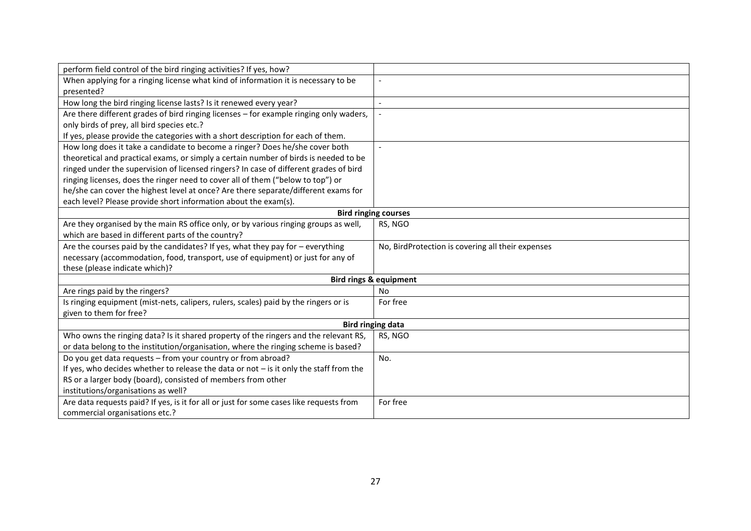| | |
|---|---|
| perform field control of the bird ringing activities? If yes, how? | |
| When applying for a ringing license what kind of information it is necessary to be presented? | - |
| How long the bird ringing license lasts? Is it renewed every year? | - |
| Are there different grades of bird ringing licenses – for example ringing only waders, only birds of prey, all bird species etc.?<br>If yes, please provide the categories with a short description for each of them. | - |
| How long does it take a candidate to become a ringer? Does he/she cover both theoretical and practical exams, or simply a certain number of birds is needed to be ringed under the supervision of licensed ringers? In case of different grades of bird ringing licenses, does the ringer need to cover all of them ("below to top") or he/she can cover the highest level at once? Are there separate/different exams for each level? Please provide short information about the exam(s). | - |
| **Bird ringing courses** | |
| Are they organised by the main RS office only, or by various ringing groups as well, which are based in different parts of the country? | RS, NGO |
| Are the courses paid by the candidates? If yes, what they pay for – everything necessary (accommodation, food, transport, use of equipment) or just for any of these (please indicate which)? | No, BirdProtection is covering all their expenses |
| **Bird rings & equipment** | |
| Are rings paid by the ringers? | No |
| Is ringing equipment (mist-nets, calipers, rulers, scales) paid by the ringers or is given to them for free? | For free |
| **Bird ringing data** | |
| Who owns the ringing data? Is it shared property of the ringers and the relevant RS, or data belong to the institution/organisation, where the ringing scheme is based? | RS, NGO |
| Do you get data requests – from your country or from abroad?<br>If yes, who decides whether to release the data or not – is it only the staff from the RS or a larger body (board), consisted of members from other institutions/organisations as well? | No. |
| Are data requests paid? If yes, is it for all or just for some cases like requests from commercial organisations etc.? | For free |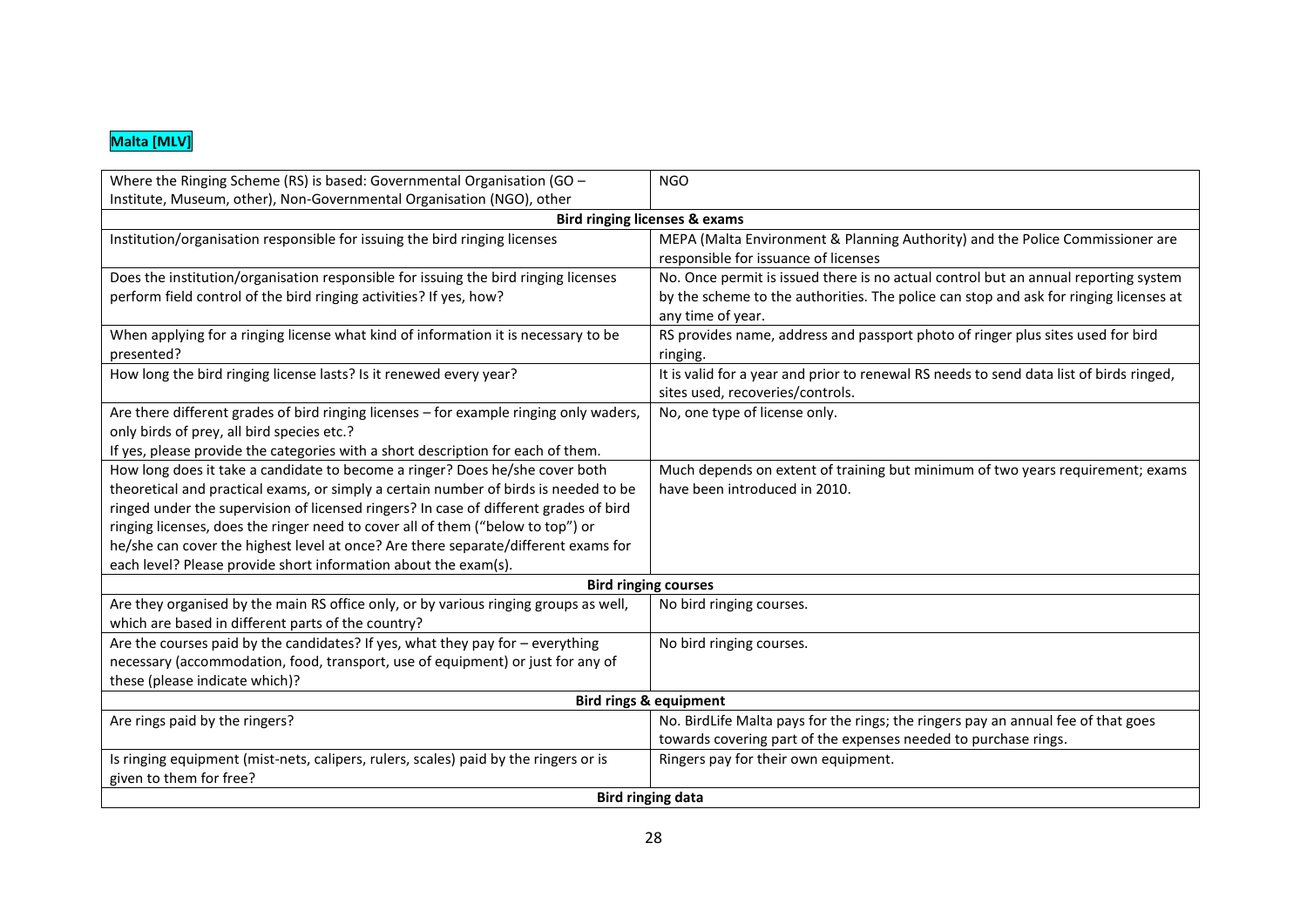**Malta [MLV]**

| Where the Ringing Scheme (RS) is based: Governmental Organisation (GO – Institute, Museum, other), Non-Governmental Organisation (NGO), other | NGO |
|---|---|
| **Bird ringing licenses & exams** | |
| Institution/organisation responsible for issuing the bird ringing licenses | MEPA (Malta Environment & Planning Authority) and the Police Commissioner are responsible for issuance of licenses |
| Does the institution/organisation responsible for issuing the bird ringing licenses perform field control of the bird ringing activities? If yes, how? | No. Once permit is issued there is no actual control but an annual reporting system by the scheme to the authorities. The police can stop and ask for ringing licenses at any time of year. |
| When applying for a ringing license what kind of information it is necessary to be presented? | RS provides name, address and passport photo of ringer plus sites used for bird ringing. |
| How long the bird ringing license lasts? Is it renewed every year? | It is valid for a year and prior to renewal RS needs to send data list of birds ringed, sites used, recoveries/controls. |
| Are there different grades of bird ringing licenses – for example ringing only waders, only birds of prey, all bird species etc.? If yes, please provide the categories with a short description for each of them. | No, one type of license only. |
| How long does it take a candidate to become a ringer? Does he/she cover both theoretical and practical exams, or simply a certain number of birds is needed to be ringed under the supervision of licensed ringers? In case of different grades of bird ringing licenses, does the ringer need to cover all of them ("below to top") or he/she can cover the highest level at once? Are there separate/different exams for each level? Please provide short information about the exam(s). | Much depends on extent of training but minimum of two years requirement; exams have been introduced in 2010. |
| **Bird ringing courses** | |
| Are they organised by the main RS office only, or by various ringing groups as well, which are based in different parts of the country? | No bird ringing courses. |
| Are the courses paid by the candidates? If yes, what they pay for – everything necessary (accommodation, food, transport, use of equipment) or just for any of these (please indicate which)? | No bird ringing courses. |
| **Bird rings & equipment** | |
| Are rings paid by the ringers? | No. BirdLife Malta pays for the rings; the ringers pay an annual fee of that goes towards covering part of the expenses needed to purchase rings. |
| Is ringing equipment (mist-nets, calipers, rulers, scales) paid by the ringers or is given to them for free? | Ringers pay for their own equipment. |
| **Bird ringing data** | |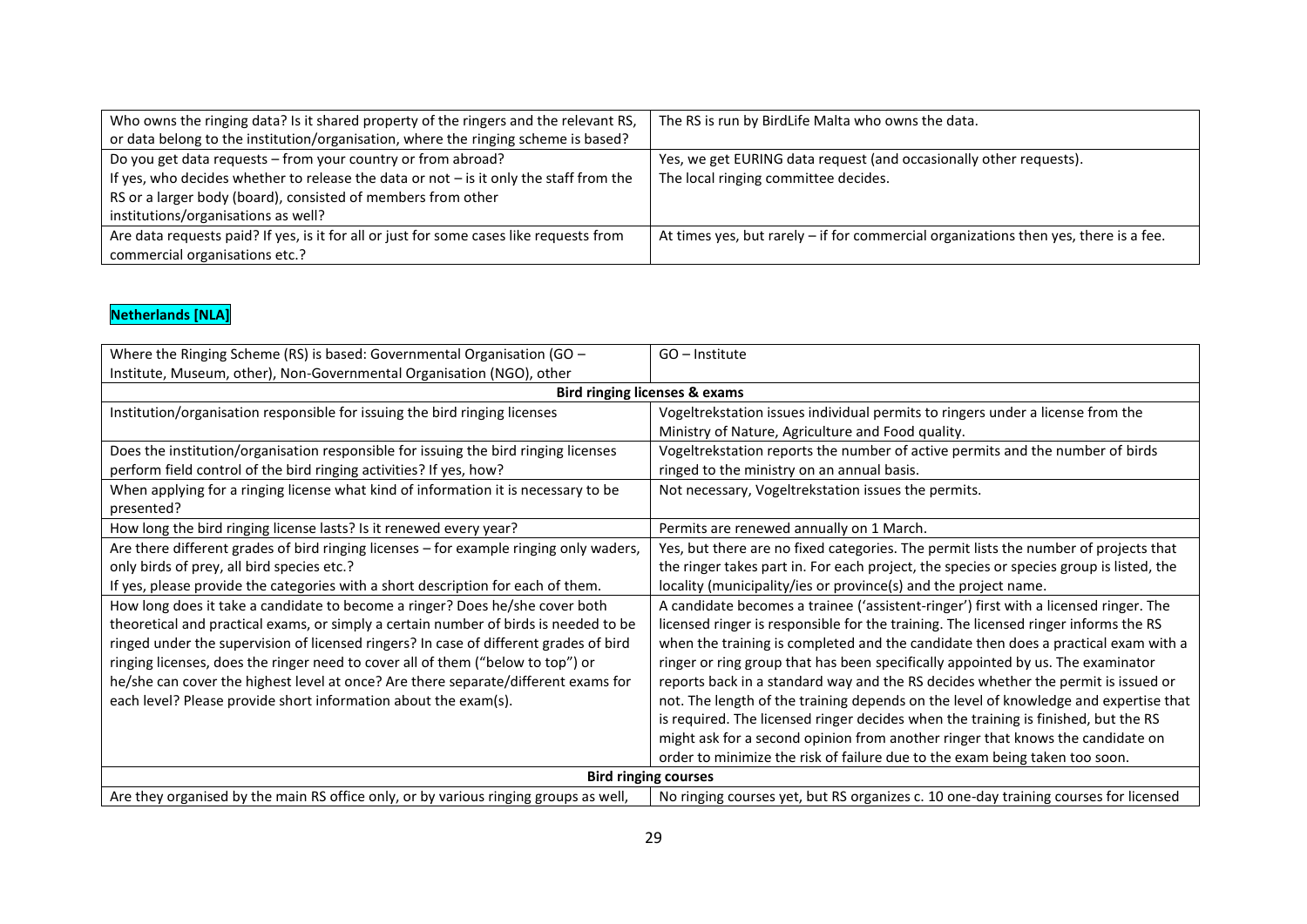| | |
|---|---|
| Who owns the ringing data? Is it shared property of the ringers and the relevant RS, or data belong to the institution/organisation, where the ringing scheme is based? | The RS is run by BirdLife Malta who owns the data. |
| Do you get data requests – from your country or from abroad? If yes, who decides whether to release the data or not – is it only the staff from the RS or a larger body (board), consisted of members from other institutions/organisations as well? | Yes, we get EURING data request (and occasionally other requests). The local ringing committee decides. |
| Are data requests paid? If yes, is it for all or just for some cases like requests from commercial organisations etc.? | At times yes, but rarely – if for commercial organizations then yes, there is a fee. |

**Netherlands [NLA]**

| | |
|---|---|
| Where the Ringing Scheme (RS) is based: Governmental Organisation (GO – Institute, Museum, other), Non-Governmental Organisation (NGO), other | GO – Institute |
| **Bird ringing licenses & exams** | |
| Institution/organisation responsible for issuing the bird ringing licenses | Vogeltrekstation issues individual permits to ringers under a license from the Ministry of Nature, Agriculture and Food quality. |
| Does the institution/organisation responsible for issuing the bird ringing licenses perform field control of the bird ringing activities? If yes, how? | Vogeltrekstation reports the number of active permits and the number of birds ringed to the ministry on an annual basis. |
| When applying for a ringing license what kind of information it is necessary to be presented? | Not necessary, Vogeltrekstation issues the permits. |
| How long the bird ringing license lasts? Is it renewed every year? | Permits are renewed annually on 1 March. |
| Are there different grades of bird ringing licenses – for example ringing only waders, only birds of prey, all bird species etc.? If yes, please provide the categories with a short description for each of them. | Yes, but there are no fixed categories. The permit lists the number of projects that the ringer takes part in. For each project, the species or species group is listed, the locality (municipality/ies or province(s) and the project name. |
| How long does it take a candidate to become a ringer? Does he/she cover both theoretical and practical exams, or simply a certain number of birds is needed to be ringed under the supervision of licensed ringers? In case of different grades of bird ringing licenses, does the ringer need to cover all of them ("below to top") or he/she can cover the highest level at once? Are there separate/different exams for each level? Please provide short information about the exam(s). | A candidate becomes a trainee ('assistent-ringer') first with a licensed ringer. The licensed ringer is responsible for the training. The licensed ringer informs the RS when the training is completed and the candidate then does a practical exam with a ringer or ring group that has been specifically appointed by us. The examinator reports back in a standard way and the RS decides whether the permit is issued or not. The length of the training depends on the level of knowledge and expertise that is required. The licensed ringer decides when the training is finished, but the RS might ask for a second opinion from another ringer that knows the candidate on order to minimize the risk of failure due to the exam being taken too soon. |
| **Bird ringing courses** | |
| Are they organised by the main RS office only, or by various ringing groups as well, | No ringing courses yet, but RS organizes c. 10 one-day training courses for licensed |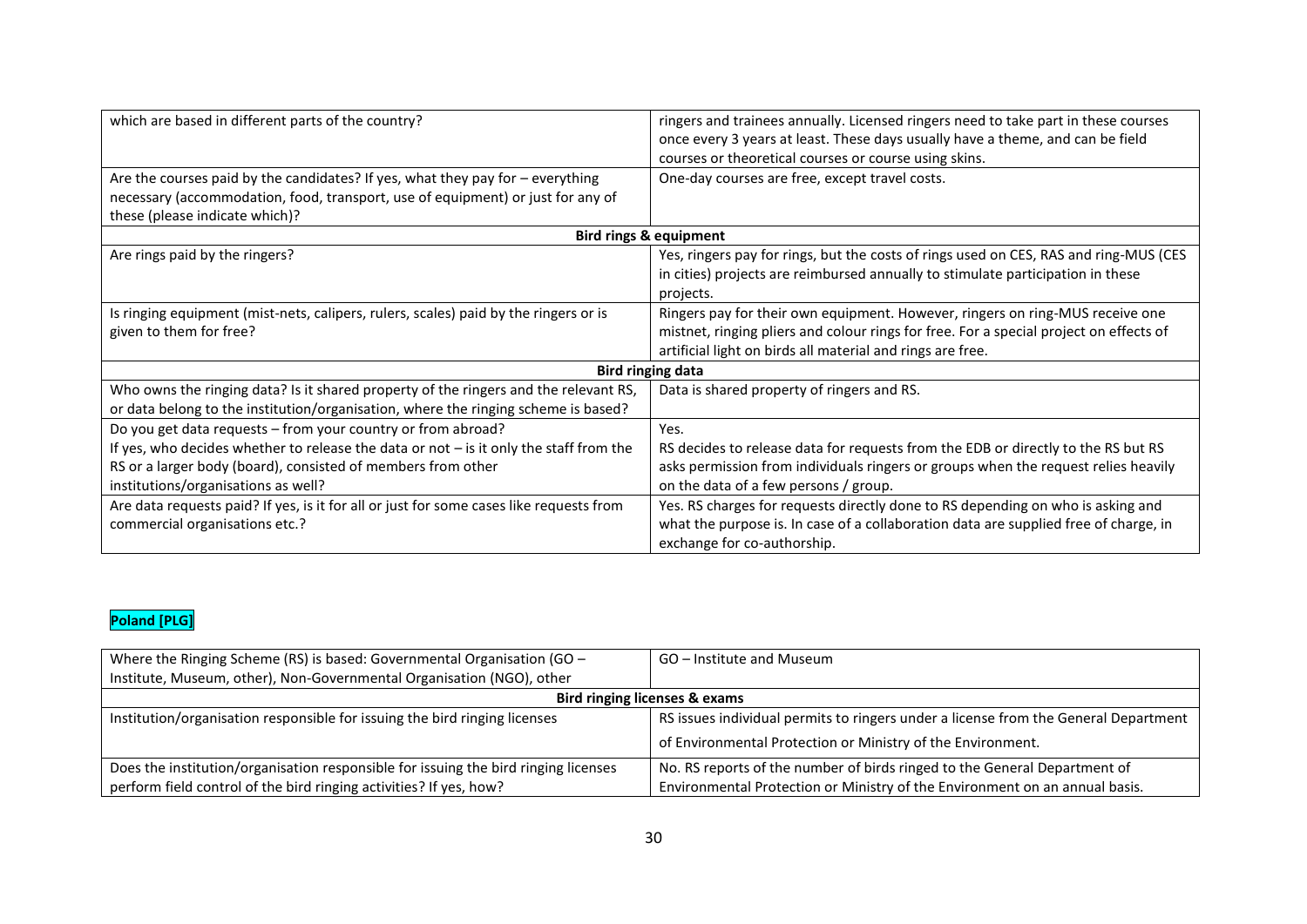| | |
|---|---|
| which are based in different parts of the country? | ringers and trainees annually. Licensed ringers need to take part in these courses once every 3 years at least. These days usually have a theme, and can be field courses or theoretical courses or course using skins. |
| Are the courses paid by the candidates? If yes, what they pay for – everything necessary (accommodation, food, transport, use of equipment) or just for any of these (please indicate which)? | One-day courses are free, except travel costs. |
| **Bird rings & equipment** | |
| Are rings paid by the ringers? | Yes, ringers pay for rings, but the costs of rings used on CES, RAS and ring-MUS (CES in cities) projects are reimbursed annually to stimulate participation in these projects. |
| Is ringing equipment (mist-nets, calipers, rulers, scales) paid by the ringers or is given to them for free? | Ringers pay for their own equipment. However, ringers on ring-MUS receive one mistnet, ringing pliers and colour rings for free. For a special project on effects of artificial light on birds all material and rings are free. |
| **Bird ringing data** | |
| Who owns the ringing data? Is it shared property of the ringers and the relevant RS, or data belong to the institution/organisation, where the ringing scheme is based? | Data is shared property of ringers and RS. |
| Do you get data requests – from your country or from abroad? If yes, who decides whether to release the data or not – is it only the staff from the RS or a larger body (board), consisted of members from other institutions/organisations as well? | Yes. RS decides to release data for requests from the EDB or directly to the RS but RS asks permission from individuals ringers or groups when the request relies heavily on the data of a few persons / group. |
| Are data requests paid? If yes, is it for all or just for some cases like requests from commercial organisations etc.? | Yes. RS charges for requests directly done to RS depending on who is asking and what the purpose is. In case of a collaboration data are supplied free of charge, in exchange for co-authorship. |

## Poland [PLG]

| | |
|---|---|
| Where the Ringing Scheme (RS) is based: Governmental Organisation (GO – Institute, Museum, other), Non-Governmental Organisation (NGO), other | GO – Institute and Museum |
| **Bird ringing licenses & exams** | |
| Institution/organisation responsible for issuing the bird ringing licenses | RS issues individual permits to ringers under a license from the General Department of Environmental Protection or Ministry of the Environment. |
| Does the institution/organisation responsible for issuing the bird ringing licenses perform field control of the bird ringing activities? If yes, how? | No. RS reports of the number of birds ringed to the General Department of Environmental Protection or Ministry of the Environment on an annual basis. |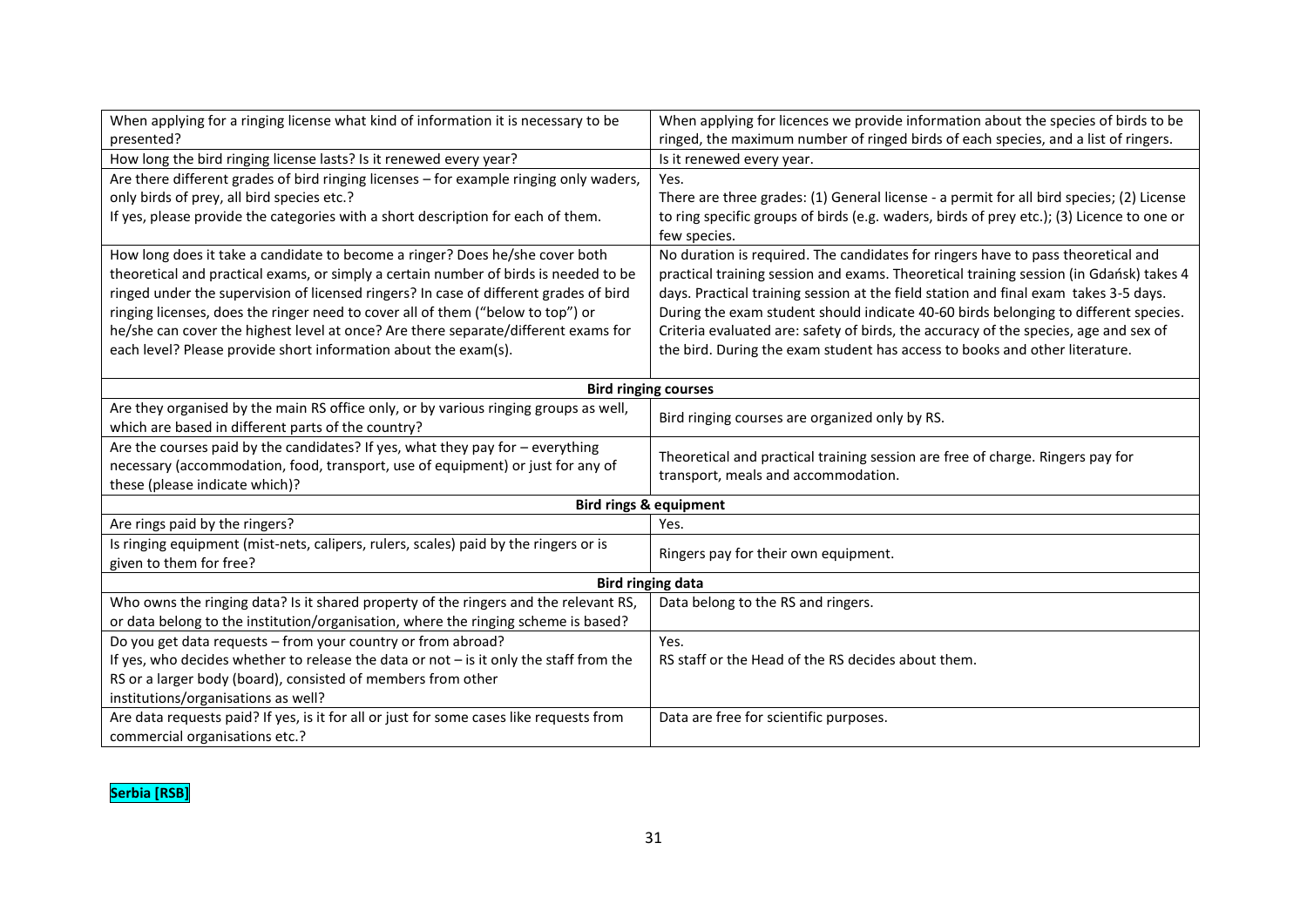| | |
|---|---|
| When applying for a ringing license what kind of information it is necessary to be presented? | When applying for licences we provide information about the species of birds to be ringed, the maximum number of ringed birds of each species, and a list of ringers. |
| How long the bird ringing license lasts? Is it renewed every year? | Is it renewed every year. |
| Are there different grades of bird ringing licenses – for example ringing only waders, only birds of prey, all bird species etc.?<br>If yes, please provide the categories with a short description for each of them. | Yes.<br>There are three grades: (1) General license - a permit for all bird species; (2) License to ring specific groups of birds (e.g. waders, birds of prey etc.); (3) Licence to one or few species. |
| How long does it take a candidate to become a ringer? Does he/she cover both theoretical and practical exams, or simply a certain number of birds is needed to be ringed under the supervision of licensed ringers? In case of different grades of bird ringing licenses, does the ringer need to cover all of them ("below to top") or he/she can cover the highest level at once? Are there separate/different exams for each level? Please provide short information about the exam(s). | No duration is required. The candidates for ringers have to pass theoretical and practical training session and exams. Theoretical training session (in Gdańsk) takes 4 days. Practical training session at the field station and final exam takes 3-5 days. During the exam student should indicate 40-60 birds belonging to different species. Criteria evaluated are: safety of birds, the accuracy of the species, age and sex of the bird. During the exam student has access to books and other literature. |
| **Bird ringing courses** | |
| Are they organised by the main RS office only, or by various ringing groups as well, which are based in different parts of the country? | Bird ringing courses are organized only by RS. |
| Are the courses paid by the candidates? If yes, what they pay for – everything necessary (accommodation, food, transport, use of equipment) or just for any of these (please indicate which)? | Theoretical and practical training session are free of charge. Ringers pay for transport, meals and accommodation. |
| **Bird rings & equipment** | |
| Are rings paid by the ringers? | Yes. |
| Is ringing equipment (mist-nets, calipers, rulers, scales) paid by the ringers or is given to them for free? | Ringers pay for their own equipment. |
| **Bird ringing data** | |
| Who owns the ringing data? Is it shared property of the ringers and the relevant RS, or data belong to the institution/organisation, where the ringing scheme is based? | Data belong to the RS and ringers. |
| Do you get data requests – from your country or from abroad?<br>If yes, who decides whether to release the data or not – is it only the staff from the RS or a larger body (board), consisted of members from other institutions/organisations as well? | Yes.<br>RS staff or the Head of the RS decides about them. |
| Are data requests paid? If yes, is it for all or just for some cases like requests from commercial organisations etc.? | Data are free for scientific purposes. |

**Serbia [RSB]**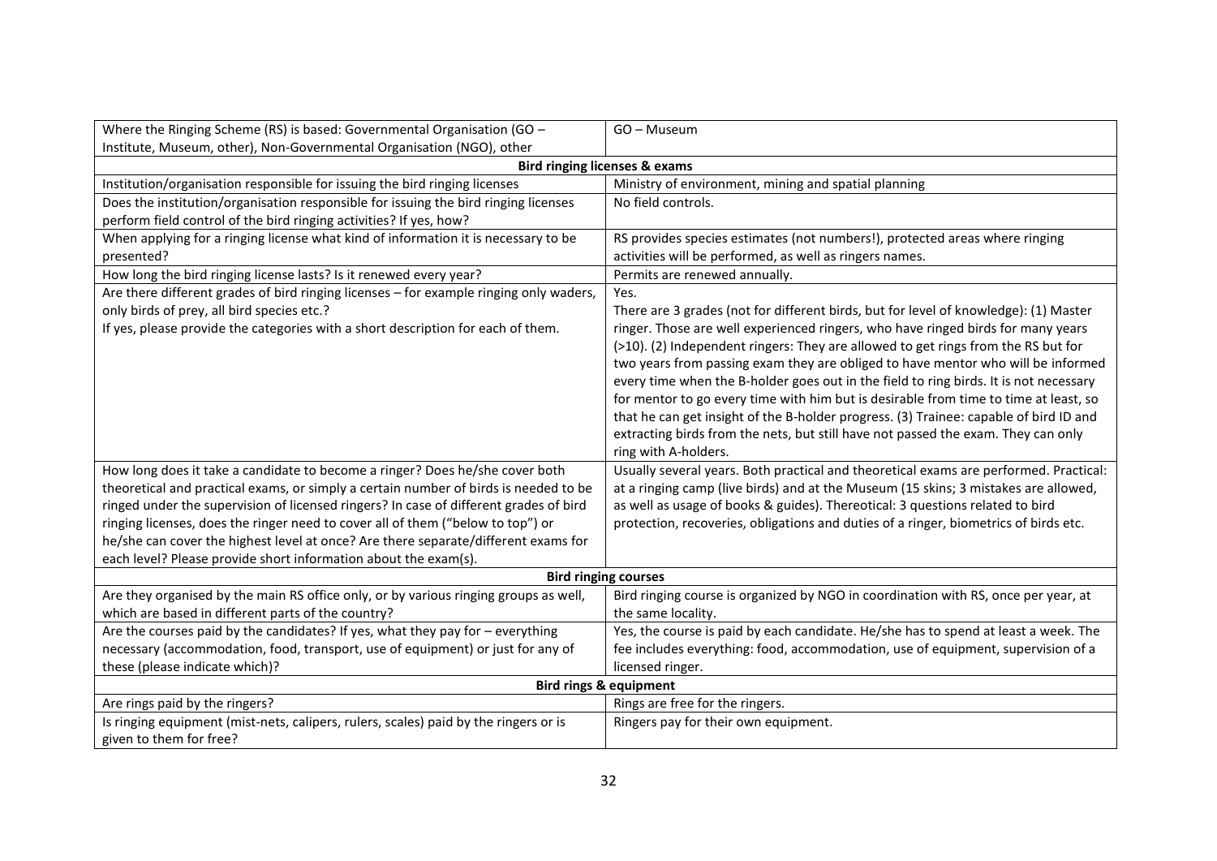| Where the Ringing Scheme (RS) is based: Governmental Organisation (GO – Institute, Museum, other), Non-Governmental Organisation (NGO), other | GO – Museum |
|---|---|
| **Bird ringing licenses & exams** | |
| Institution/organisation responsible for issuing the bird ringing licenses | Ministry of environment, mining and spatial planning |
| Does the institution/organisation responsible for issuing the bird ringing licenses perform field control of the bird ringing activities? If yes, how? | No field controls. |
| When applying for a ringing license what kind of information it is necessary to be presented? | RS provides species estimates (not numbers!), protected areas where ringing activities will be performed, as well as ringers names. |
| How long the bird ringing license lasts? Is it renewed every year? | Permits are renewed annually. |
| Are there different grades of bird ringing licenses – for example ringing only waders, only birds of prey, all bird species etc.?<br>If yes, please provide the categories with a short description for each of them. | Yes.<br>There are 3 grades (not for different birds, but for level of knowledge): (1) Master ringer. Those are well experienced ringers, who have ringed birds for many years (>10). (2) Independent ringers: They are allowed to get rings from the RS but for two years from passing exam they are obliged to have mentor who will be informed every time when the B-holder goes out in the field to ring birds. It is not necessary for mentor to go every time with him but is desirable from time to time at least, so that he can get insight of the B-holder progress. (3) Trainee: capable of bird ID and extracting birds from the nets, but still have not passed the exam. They can only ring with A-holders. |
| How long does it take a candidate to become a ringer? Does he/she cover both theoretical and practical exams, or simply a certain number of birds is needed to be ringed under the supervision of licensed ringers? In case of different grades of bird ringing licenses, does the ringer need to cover all of them ("below to top") or he/she can cover the highest level at once? Are there separate/different exams for each level? Please provide short information about the exam(s). | Usually several years. Both practical and theoretical exams are performed. Practical: at a ringing camp (live birds) and at the Museum (15 skins; 3 mistakes are allowed, as well as usage of books & guides). Thereotical: 3 questions related to bird protection, recoveries, obligations and duties of a ringer, biometrics of birds etc. |
| **Bird ringing courses** | |
| Are they organised by the main RS office only, or by various ringing groups as well, which are based in different parts of the country? | Bird ringing course is organized by NGO in coordination with RS, once per year, at the same locality. |
| Are the courses paid by the candidates? If yes, what they pay for – everything necessary (accommodation, food, transport, use of equipment) or just for any of these (please indicate which)? | Yes, the course is paid by each candidate. He/she has to spend at least a week. The fee includes everything: food, accommodation, use of equipment, supervision of a licensed ringer. |
| **Bird rings & equipment** | |
| Are rings paid by the ringers? | Rings are free for the ringers. |
| Is ringing equipment (mist-nets, calipers, rulers, scales) paid by the ringers or is given to them for free? | Ringers pay for their own equipment. |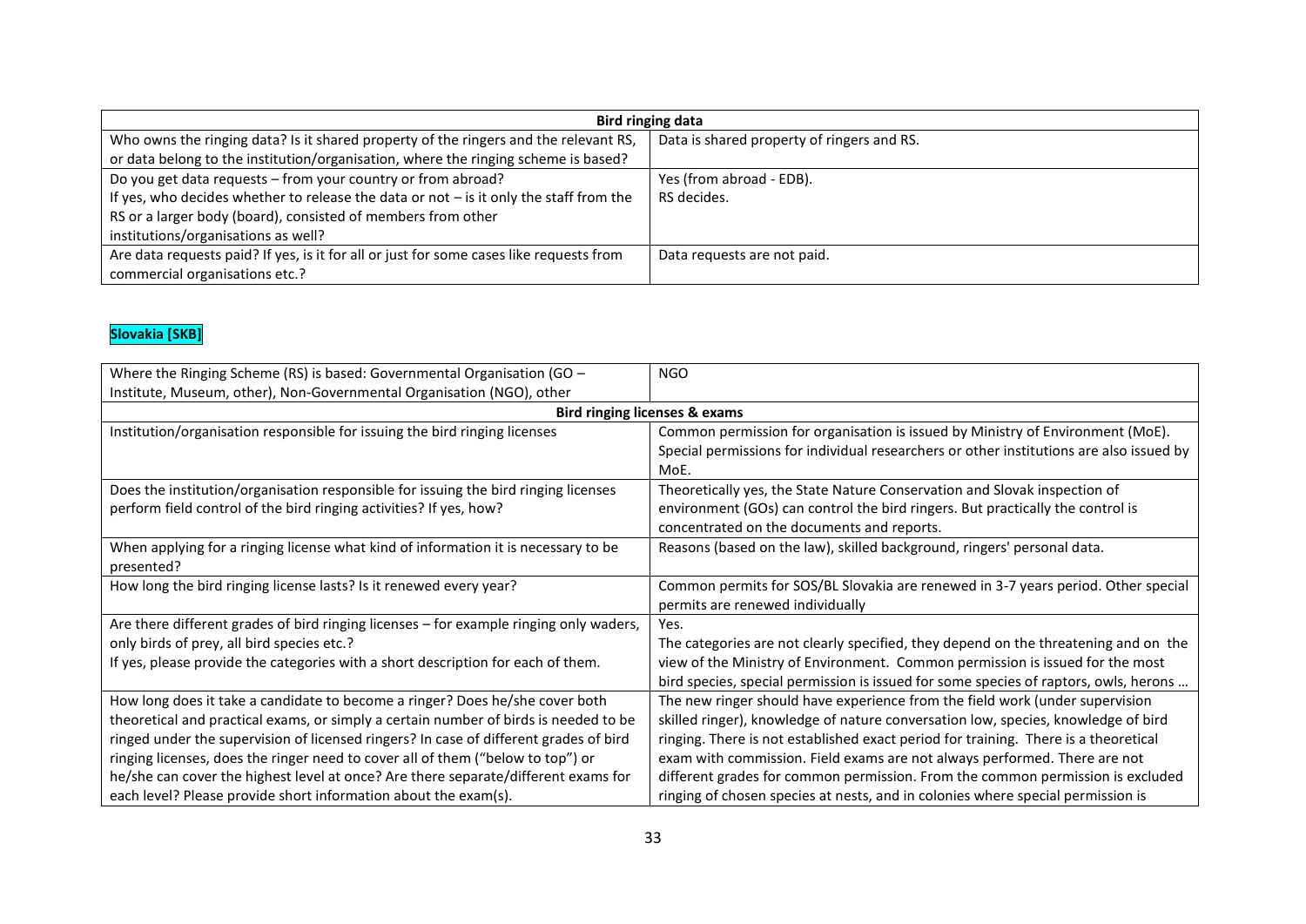| Bird ringing data | |
|---|---|
| Who owns the ringing data? Is it shared property of the ringers and the relevant RS, or data belong to the institution/organisation, where the ringing scheme is based? | Data is shared property of ringers and RS. |
| Do you get data requests – from your country or from abroad? If yes, who decides whether to release the data or not – is it only the staff from the RS or a larger body (board), consisted of members from other institutions/organisations as well? | Yes (from abroad - EDB). RS decides. |
| Are data requests paid? If yes, is it for all or just for some cases like requests from commercial organisations etc.? | Data requests are not paid. |

## Slovakia [SKB]

| Where the Ringing Scheme (RS) is based: Governmental Organisation (GO – Institute, Museum, other), Non-Governmental Organisation (NGO), other | NGO |
|---|---|
| **Bird ringing licenses & exams** | |
| Institution/organisation responsible for issuing the bird ringing licenses | Common permission for organisation is issued by Ministry of Environment (MoE). Special permissions for individual researchers or other institutions are also issued by MoE. |
| Does the institution/organisation responsible for issuing the bird ringing licenses perform field control of the bird ringing activities? If yes, how? | Theoretically yes, the State Nature Conservation and Slovak inspection of environment (GOs) can control the bird ringers. But practically the control is concentrated on the documents and reports. |
| When applying for a ringing license what kind of information it is necessary to be presented? | Reasons (based on the law), skilled background, ringers' personal data. |
| How long the bird ringing license lasts? Is it renewed every year? | Common permits for SOS/BL Slovakia are renewed in 3-7 years period. Other special permits are renewed individually |
| Are there different grades of bird ringing licenses – for example ringing only waders, only birds of prey, all bird species etc.? If yes, please provide the categories with a short description for each of them. | Yes. The categories are not clearly specified, they depend on the threatening and on the view of the Ministry of Environment. Common permission is issued for the most bird species, special permission is issued for some species of raptors, owls, herons … |
| How long does it take a candidate to become a ringer? Does he/she cover both theoretical and practical exams, or simply a certain number of birds is needed to be ringed under the supervision of licensed ringers? In case of different grades of bird ringing licenses, does the ringer need to cover all of them ("below to top") or he/she can cover the highest level at once? Are there separate/different exams for each level? Please provide short information about the exam(s). | The new ringer should have experience from the field work (under supervision skilled ringer), knowledge of nature conversation low, species, knowledge of bird ringing. There is not established exact period for training. There is a theoretical exam with commission. Field exams are not always performed. There are not different grades for common permission. From the common permission is excluded ringing of chosen species at nests, and in colonies where special permission is |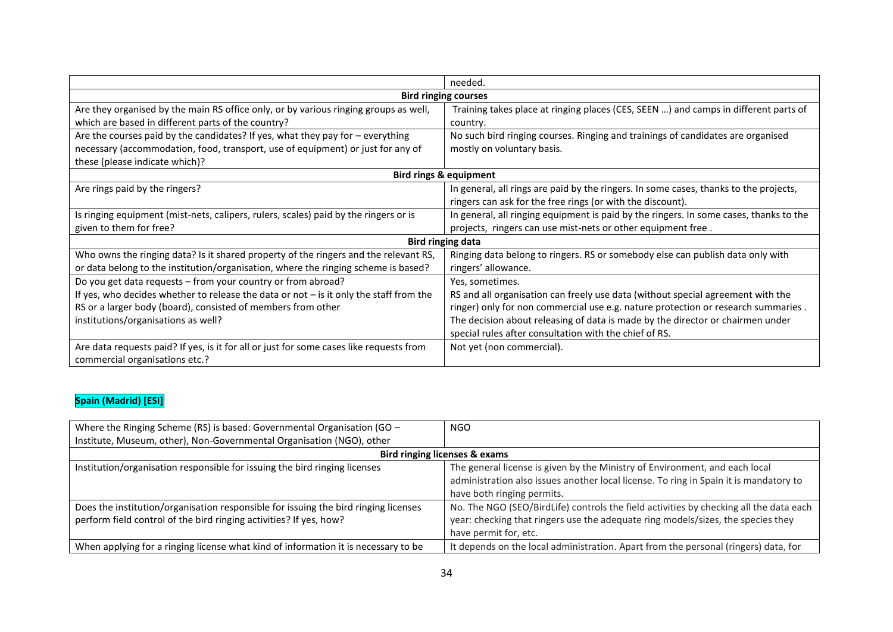| | needed. |
|---|---|
| **Bird ringing courses** | |
| Are they organised by the main RS office only, or by various ringing groups as well, which are based in different parts of the country? | Training takes place at ringing places (CES, SEEN …) and camps in different parts of country. |
| Are the courses paid by the candidates? If yes, what they pay for – everything necessary (accommodation, food, transport, use of equipment) or just for any of these (please indicate which)? | No such bird ringing courses. Ringing and trainings of candidates are organised mostly on voluntary basis. |
| **Bird rings & equipment** | |
| Are rings paid by the ringers? | In general, all rings are paid by the ringers. In some cases, thanks to the projects, ringers can ask for the free rings (or with the discount). |
| Is ringing equipment (mist-nets, calipers, rulers, scales) paid by the ringers or is given to them for free? | In general, all ringing equipment is paid by the ringers. In some cases, thanks to the projects, ringers can use mist-nets or other equipment free . |
| **Bird ringing data** | |
| Who owns the ringing data? Is it shared property of the ringers and the relevant RS, or data belong to the institution/organisation, where the ringing scheme is based? | Ringing data belong to ringers. RS or somebody else can publish data only with ringers' allowance. |
| Do you get data requests – from your country or from abroad? If yes, who decides whether to release the data or not – is it only the staff from the RS or a larger body (board), consisted of members from other institutions/organisations as well? | Yes, sometimes. RS and all organisation can freely use data (without special agreement with the ringer) only for non commercial use e.g. nature protection or research summaries . The decision about releasing of data is made by the director or chairmen under special rules after consultation with the chief of RS. |
| Are data requests paid? If yes, is it for all or just for some cases like requests from commercial organisations etc.? | Not yet (non commercial). |

**Spain (Madrid) [ESI]**

| Where the Ringing Scheme (RS) is based: Governmental Organisation (GO – Institute, Museum, other), Non-Governmental Organisation (NGO), other | NGO |
|---|---|
| **Bird ringing licenses & exams** | |
| Institution/organisation responsible for issuing the bird ringing licenses | The general license is given by the Ministry of Environment, and each local administration also issues another local license. To ring in Spain it is mandatory to have both ringing permits. |
| Does the institution/organisation responsible for issuing the bird ringing licenses perform field control of the bird ringing activities? If yes, how? | No. The NGO (SEO/BirdLife) controls the field activities by checking all the data each year: checking that ringers use the adequate ring models/sizes, the species they have permit for, etc. |
| When applying for a ringing license what kind of information it is necessary to be | It depends on the local administration. Apart from the personal (ringers) data, for |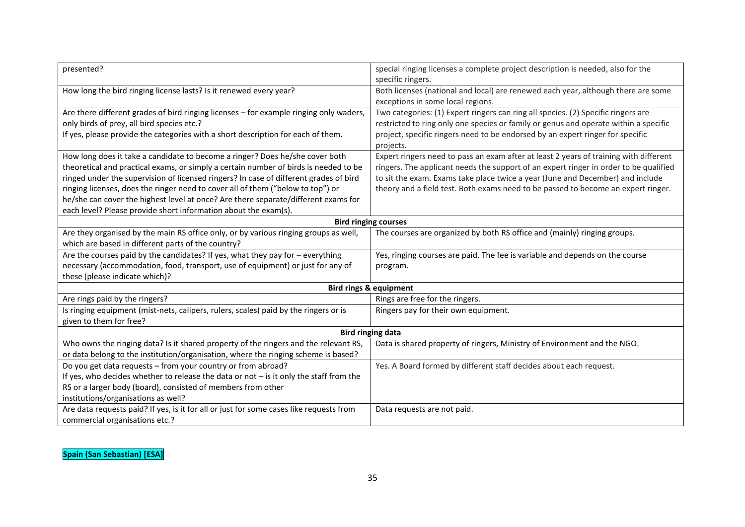| | |
|---|---|
| presented? | special ringing licenses a complete project description is needed, also for the specific ringers. |
| How long the bird ringing license lasts? Is it renewed every year? | Both licenses (national and local) are renewed each year, although there are some exceptions in some local regions. |
| Are there different grades of bird ringing licenses – for example ringing only waders, only birds of prey, all bird species etc.? If yes, please provide the categories with a short description for each of them. | Two categories: (1) Expert ringers can ring all species. (2) Specific ringers are restricted to ring only one species or family or genus and operate within a specific project, specific ringers need to be endorsed by an expert ringer for specific projects. |
| How long does it take a candidate to become a ringer? Does he/she cover both theoretical and practical exams, or simply a certain number of birds is needed to be ringed under the supervision of licensed ringers? In case of different grades of bird ringing licenses, does the ringer need to cover all of them ("below to top") or he/she can cover the highest level at once? Are there separate/different exams for each level? Please provide short information about the exam(s). | Expert ringers need to pass an exam after at least 2 years of training with different ringers. The applicant needs the support of an expert ringer in order to be qualified to sit the exam. Exams take place twice a year (June and December) and include theory and a field test. Both exams need to be passed to become an expert ringer. |
| **Bird ringing courses** | |
| Are they organised by the main RS office only, or by various ringing groups as well, which are based in different parts of the country? | The courses are organized by both RS office and (mainly) ringing groups. |
| Are the courses paid by the candidates? If yes, what they pay for – everything necessary (accommodation, food, transport, use of equipment) or just for any of these (please indicate which)? | Yes, ringing courses are paid. The fee is variable and depends on the course program. |
| **Bird rings & equipment** | |
| Are rings paid by the ringers? | Rings are free for the ringers. |
| Is ringing equipment (mist-nets, calipers, rulers, scales) paid by the ringers or is given to them for free? | Ringers pay for their own equipment. |
| **Bird ringing data** | |
| Who owns the ringing data? Is it shared property of the ringers and the relevant RS, or data belong to the institution/organisation, where the ringing scheme is based? | Data is shared property of ringers, Ministry of Environment and the NGO. |
| Do you get data requests – from your country or from abroad? If yes, who decides whether to release the data or not – is it only the staff from the RS or a larger body (board), consisted of members from other institutions/organisations as well? | Yes. A Board formed by different staff decides about each request. |
| Are data requests paid? If yes, is it for all or just for some cases like requests from commercial organisations etc.? | Data requests are not paid. |

**Spain (San Sebastian) [ESA]**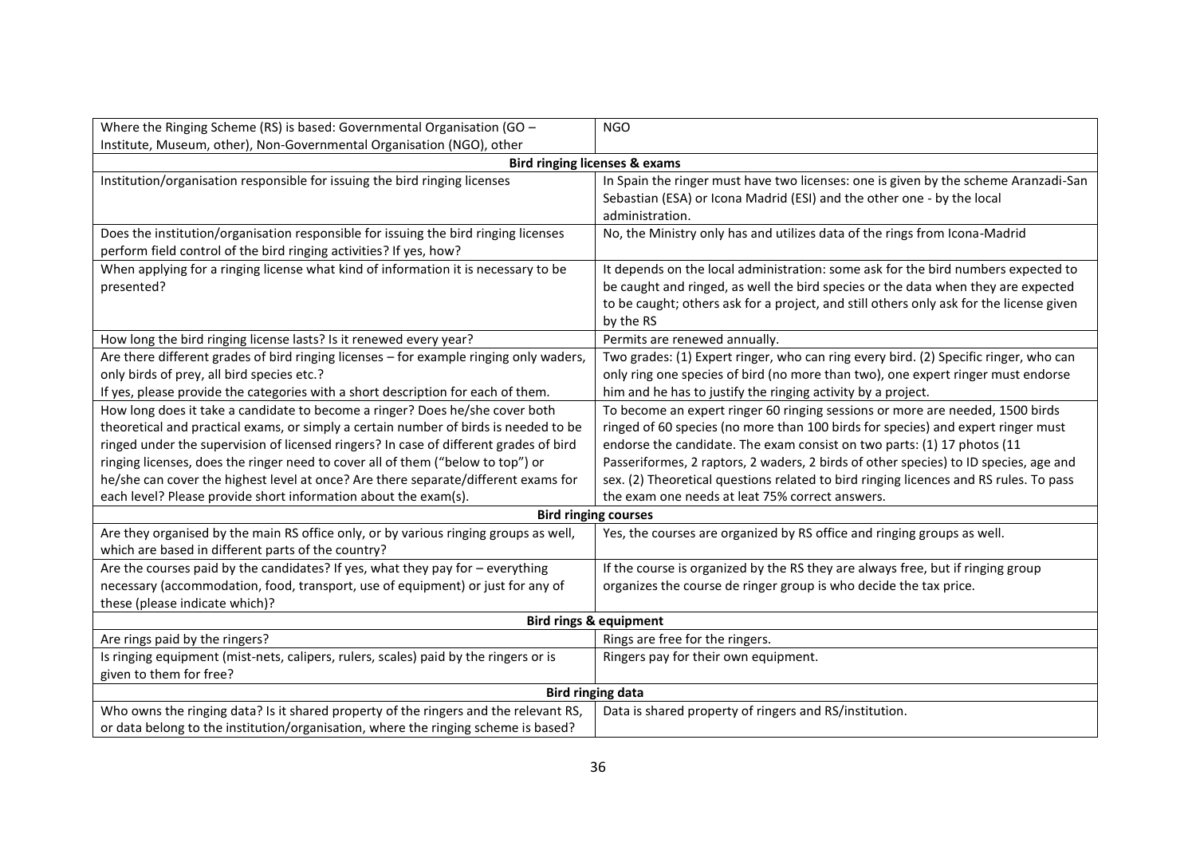| Where the Ringing Scheme (RS) is based: Governmental Organisation (GO – Institute, Museum, other), Non-Governmental Organisation (NGO), other | NGO |
|---|---|
| **Bird ringing licenses & exams** | |
| Institution/organisation responsible for issuing the bird ringing licenses | In Spain the ringer must have two licenses: one is given by the scheme Aranzadi-San Sebastian (ESA) or Icona Madrid (ESI) and the other one - by the local administration. |
| Does the institution/organisation responsible for issuing the bird ringing licenses perform field control of the bird ringing activities? If yes, how? | No, the Ministry only has and utilizes data of the rings from Icona-Madrid |
| When applying for a ringing license what kind of information it is necessary to be presented? | It depends on the local administration: some ask for the bird numbers expected to be caught and ringed, as well the bird species or the data when they are expected to be caught; others ask for a project, and still others only ask for the license given by the RS |
| How long the bird ringing license lasts? Is it renewed every year? | Permits are renewed annually. |
| Are there different grades of bird ringing licenses – for example ringing only waders, only birds of prey, all bird species etc.? If yes, please provide the categories with a short description for each of them. | Two grades: (1) Expert ringer, who can ring every bird. (2) Specific ringer, who can only ring one species of bird (no more than two), one expert ringer must endorse him and he has to justify the ringing activity by a project. |
| How long does it take a candidate to become a ringer? Does he/she cover both theoretical and practical exams, or simply a certain number of birds is needed to be ringed under the supervision of licensed ringers? In case of different grades of bird ringing licenses, does the ringer need to cover all of them ("below to top") or he/she can cover the highest level at once? Are there separate/different exams for each level? Please provide short information about the exam(s). | To become an expert ringer 60 ringing sessions or more are needed, 1500 birds ringed of 60 species (no more than 100 birds for species) and expert ringer must endorse the candidate. The exam consist on two parts: (1) 17 photos (11 Passeriformes, 2 raptors, 2 waders, 2 birds of other species) to ID species, age and sex. (2) Theoretical questions related to bird ringing licences and RS rules. To pass the exam one needs at leat 75% correct answers. |
| **Bird ringing courses** | |
| Are they organised by the main RS office only, or by various ringing groups as well, which are based in different parts of the country? | Yes, the courses are organized by RS office and ringing groups as well. |
| Are the courses paid by the candidates? If yes, what they pay for – everything necessary (accommodation, food, transport, use of equipment) or just for any of these (please indicate which)? | If the course is organized by the RS they are always free, but if ringing group organizes the course de ringer group is who decide the tax price. |
| **Bird rings & equipment** | |
| Are rings paid by the ringers? | Rings are free for the ringers. |
| Is ringing equipment (mist-nets, calipers, rulers, scales) paid by the ringers or is given to them for free? | Ringers pay for their own equipment. |
| **Bird ringing data** | |
| Who owns the ringing data? Is it shared property of the ringers and the relevant RS, or data belong to the institution/organisation, where the ringing scheme is based? | Data is shared property of ringers and RS/institution. |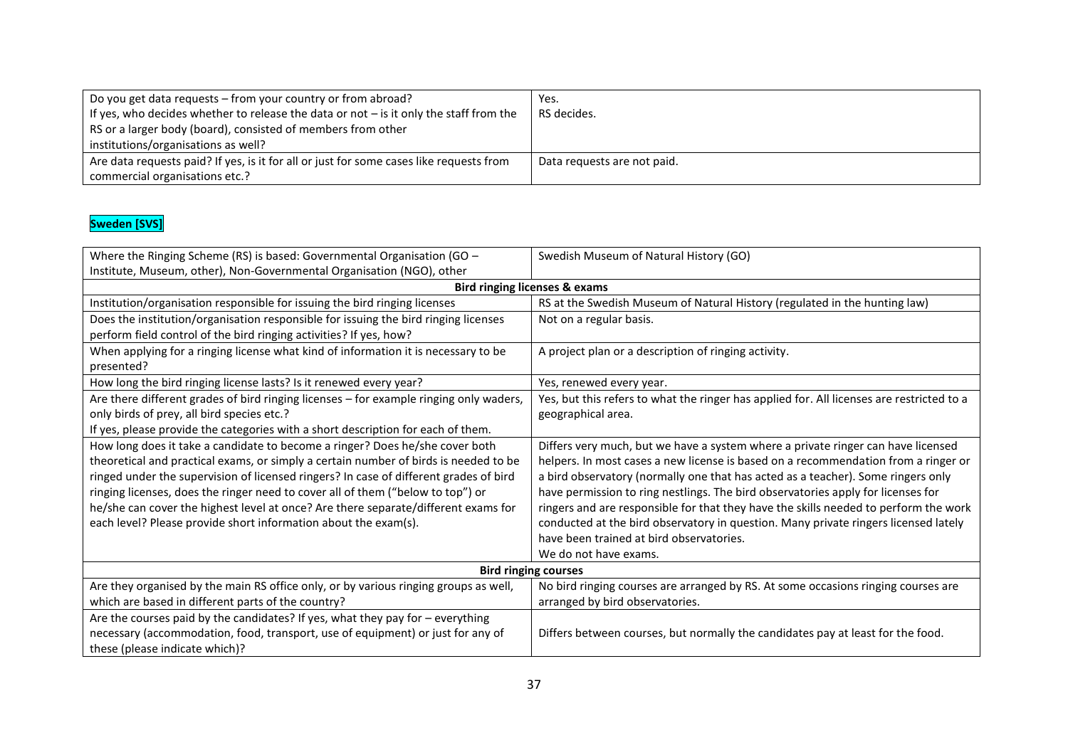| | |
|---|---|
| Do you get data requests – from your country or from abroad?<br>If yes, who decides whether to release the data or not – is it only the staff from the RS or a larger body (board), consisted of members from other institutions/organisations as well? | Yes.<br>RS decides. |
| Are data requests paid? If yes, is it for all or just for some cases like requests from commercial organisations etc.? | Data requests are not paid. |

**Sweden [SVS]**

| | |
|---|---|
| Where the Ringing Scheme (RS) is based: Governmental Organisation (GO – Institute, Museum, other), Non-Governmental Organisation (NGO), other | Swedish Museum of Natural History (GO) |
| **Bird ringing licenses & exams** | |
| Institution/organisation responsible for issuing the bird ringing licenses | RS at the Swedish Museum of Natural History (regulated in the hunting law) |
| Does the institution/organisation responsible for issuing the bird ringing licenses perform field control of the bird ringing activities? If yes, how? | Not on a regular basis. |
| When applying for a ringing license what kind of information it is necessary to be presented? | A project plan or a description of ringing activity. |
| How long the bird ringing license lasts? Is it renewed every year? | Yes, renewed every year. |
| Are there different grades of bird ringing licenses – for example ringing only waders, only birds of prey, all bird species etc.?<br>If yes, please provide the categories with a short description for each of them. | Yes, but this refers to what the ringer has applied for. All licenses are restricted to a geographical area. |
| How long does it take a candidate to become a ringer? Does he/she cover both theoretical and practical exams, or simply a certain number of birds is needed to be ringed under the supervision of licensed ringers? In case of different grades of bird ringing licenses, does the ringer need to cover all of them ("below to top") or he/she can cover the highest level at once? Are there separate/different exams for each level? Please provide short information about the exam(s). | Differs very much, but we have a system where a private ringer can have licensed helpers. In most cases a new license is based on a recommendation from a ringer or a bird observatory (normally one that has acted as a teacher). Some ringers only have permission to ring nestlings. The bird observatories apply for licenses for ringers and are responsible for that they have the skills needed to perform the work conducted at the bird observatory in question. Many private ringers licensed lately have been trained at bird observatories.<br>We do not have exams. |
| **Bird ringing courses** | |
| Are they organised by the main RS office only, or by various ringing groups as well, which are based in different parts of the country? | No bird ringing courses are arranged by RS. At some occasions ringing courses are arranged by bird observatories. |
| Are the courses paid by the candidates? If yes, what they pay for – everything necessary (accommodation, food, transport, use of equipment) or just for any of these (please indicate which)? | Differs between courses, but normally the candidates pay at least for the food. |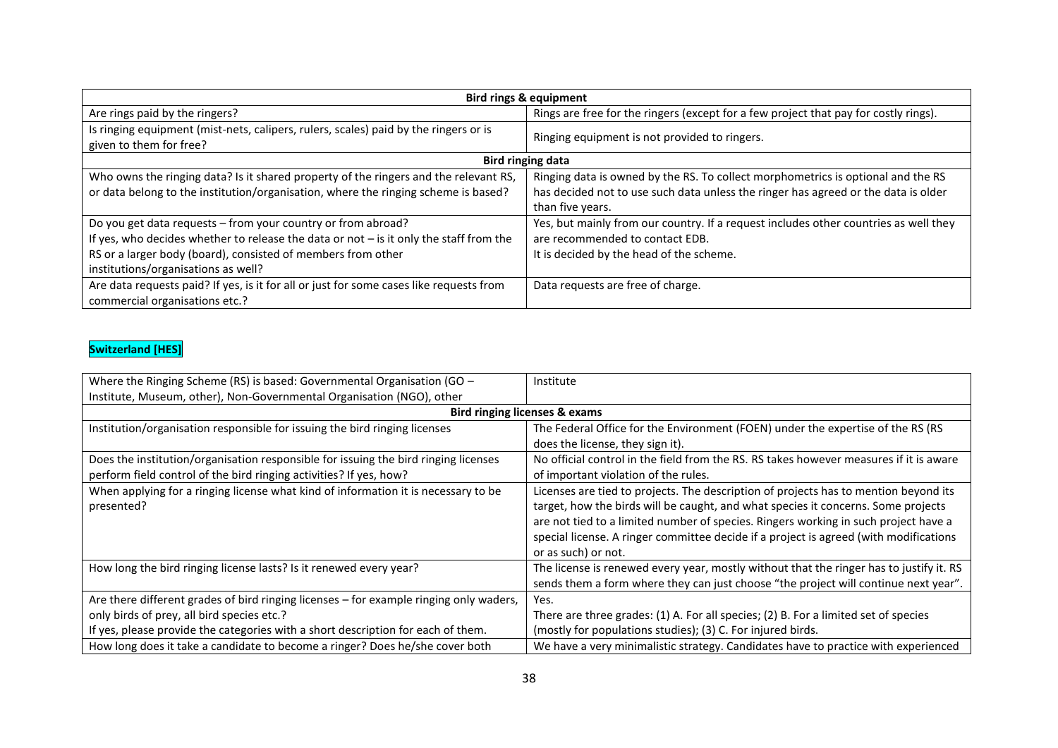| Bird rings & equipment | |
|---|---|
| Are rings paid by the ringers? | Rings are free for the ringers (except for a few project that pay for costly rings). |
| Is ringing equipment (mist-nets, calipers, rulers, scales) paid by the ringers or is given to them for free? | Ringing equipment is not provided to ringers. |
| **Bird ringing data** | |
| Who owns the ringing data? Is it shared property of the ringers and the relevant RS, or data belong to the institution/organisation, where the ringing scheme is based? | Ringing data is owned by the RS. To collect morphometrics is optional and the RS has decided not to use such data unless the ringer has agreed or the data is older than five years. |
| Do you get data requests – from your country or from abroad?<br>If yes, who decides whether to release the data or not – is it only the staff from the RS or a larger body (board), consisted of members from other institutions/organisations as well? | Yes, but mainly from our country. If a request includes other countries as well they are recommended to contact EDB.<br>It is decided by the head of the scheme. |
| Are data requests paid? If yes, is it for all or just for some cases like requests from commercial organisations etc.? | Data requests are free of charge. |

**Switzerland [HES]**

| Where the Ringing Scheme (RS) is based: Governmental Organisation (GO – Institute, Museum, other), Non-Governmental Organisation (NGO), other | Institute |
|---|---|
| **Bird ringing licenses & exams** | |
| Institution/organisation responsible for issuing the bird ringing licenses | The Federal Office for the Environment (FOEN) under the expertise of the RS (RS does the license, they sign it). |
| Does the institution/organisation responsible for issuing the bird ringing licenses perform field control of the bird ringing activities? If yes, how? | No official control in the field from the RS. RS takes however measures if it is aware of important violation of the rules. |
| When applying for a ringing license what kind of information it is necessary to be presented? | Licenses are tied to projects. The description of projects has to mention beyond its target, how the birds will be caught, and what species it concerns. Some projects are not tied to a limited number of species. Ringers working in such project have a special license. A ringer committee decide if a project is agreed (with modifications or as such) or not. |
| How long the bird ringing license lasts? Is it renewed every year? | The license is renewed every year, mostly without that the ringer has to justify it. RS sends them a form where they can just choose "the project will continue next year". |
| Are there different grades of bird ringing licenses – for example ringing only waders, only birds of prey, all bird species etc.?<br>If yes, please provide the categories with a short description for each of them. | Yes.<br>There are three grades: (1) A. For all species; (2) B. For a limited set of species (mostly for populations studies); (3) C. For injured birds. |
| How long does it take a candidate to become a ringer? Does he/she cover both | We have a very minimalistic strategy. Candidates have to practice with experienced |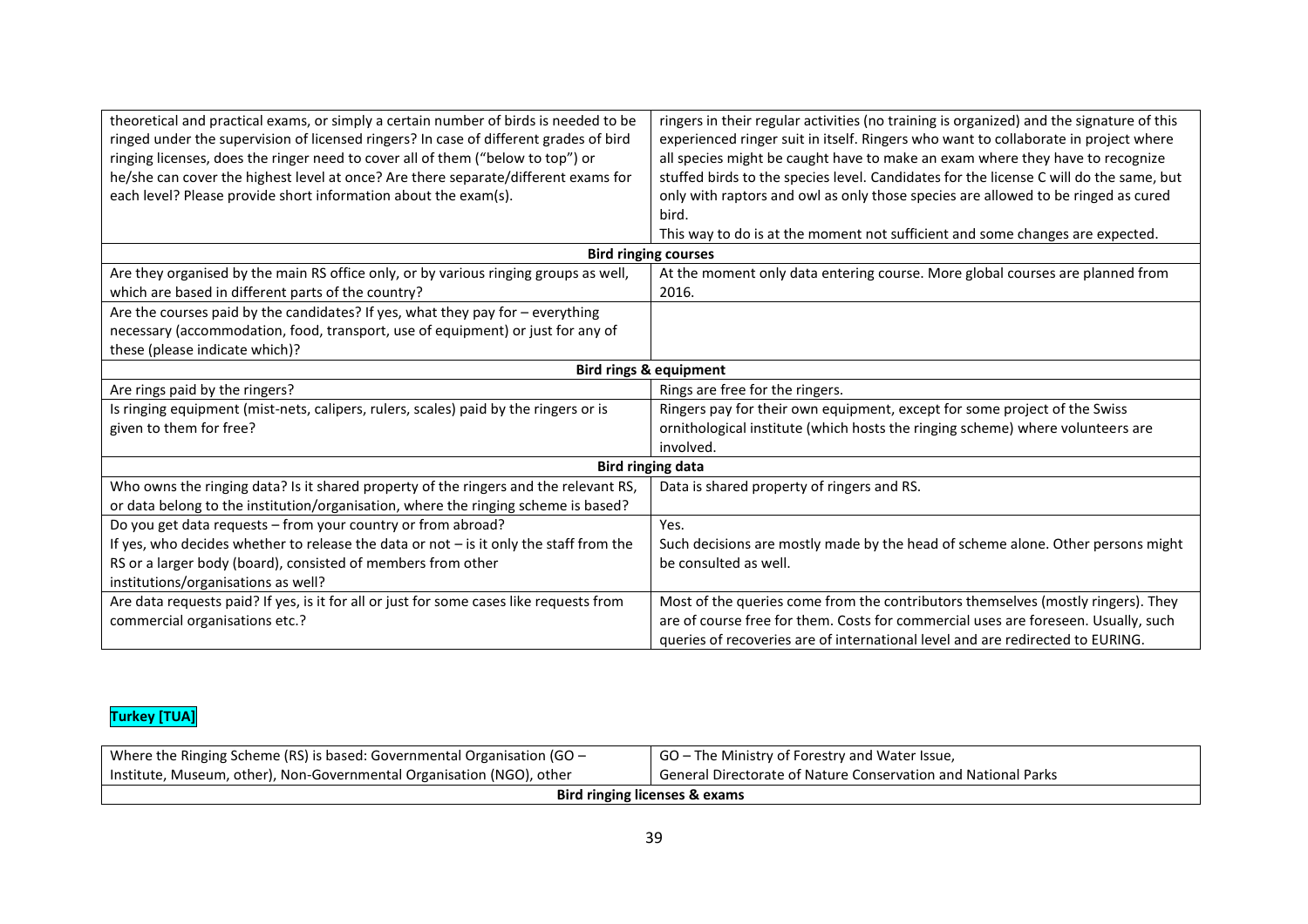| | |
|---|---|
| theoretical and practical exams, or simply a certain number of birds is needed to be ringed under the supervision of licensed ringers? In case of different grades of bird ringing licenses, does the ringer need to cover all of them ("below to top") or he/she can cover the highest level at once? Are there separate/different exams for each level? Please provide short information about the exam(s). | ringers in their regular activities (no training is organized) and the signature of this experienced ringer suit in itself. Ringers who want to collaborate in project where all species might be caught have to make an exam where they have to recognize stuffed birds to the species level. Candidates for the license C will do the same, but only with raptors and owl as only those species are allowed to be ringed as cured bird.<br>This way to do is at the moment not sufficient and some changes are expected. |
| **Bird ringing courses** | |
| Are they organised by the main RS office only, or by various ringing groups as well, which are based in different parts of the country? | At the moment only data entering course. More global courses are planned from 2016. |
| Are the courses paid by the candidates? If yes, what they pay for – everything necessary (accommodation, food, transport, use of equipment) or just for any of these (please indicate which)? | |
| **Bird rings & equipment** | |
| Are rings paid by the ringers? | Rings are free for the ringers. |
| Is ringing equipment (mist-nets, calipers, rulers, scales) paid by the ringers or is given to them for free? | Ringers pay for their own equipment, except for some project of the Swiss ornithological institute (which hosts the ringing scheme) where volunteers are involved. |
| **Bird ringing data** | |
| Who owns the ringing data? Is it shared property of the ringers and the relevant RS, or data belong to the institution/organisation, where the ringing scheme is based? | Data is shared property of ringers and RS. |
| Do you get data requests – from your country or from abroad?<br>If yes, who decides whether to release the data or not – is it only the staff from the RS or a larger body (board), consisted of members from other institutions/organisations as well? | Yes.<br>Such decisions are mostly made by the head of scheme alone. Other persons might be consulted as well. |
| Are data requests paid? If yes, is it for all or just for some cases like requests from commercial organisations etc.? | Most of the queries come from the contributors themselves (mostly ringers). They are of course free for them. Costs for commercial uses are foreseen. Usually, such queries of recoveries are of international level and are redirected to EURING. |

## Turkey [TUA]

| | |
|---|---|
| Where the Ringing Scheme (RS) is based: Governmental Organisation (GO – Institute, Museum, other), Non-Governmental Organisation (NGO), other | GO – The Ministry of Forestry and Water Issue,<br>General Directorate of Nature Conservation and National Parks |
| **Bird ringing licenses & exams** | |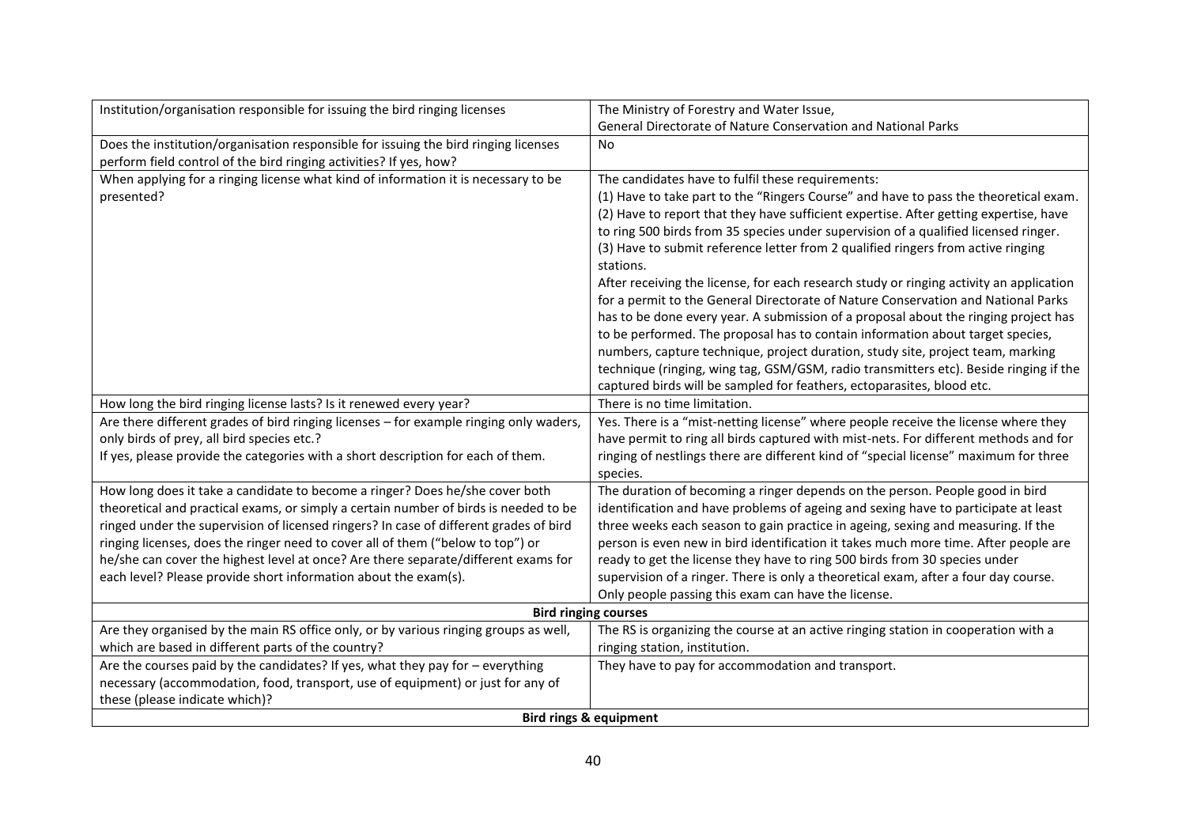| | |
|---|---|
| Institution/organisation responsible for issuing the bird ringing licenses | The Ministry of Forestry and Water Issue,<br>General Directorate of Nature Conservation and National Parks |
| Does the institution/organisation responsible for issuing the bird ringing licenses perform field control of the bird ringing activities? If yes, how? | No |
| When applying for a ringing license what kind of information it is necessary to be presented? | The candidates have to fulfil these requirements:<br>(1) Have to take part to the "Ringers Course" and have to pass the theoretical exam.<br>(2) Have to report that they have sufficient expertise. After getting expertise, have to ring 500 birds from 35 species under supervision of a qualified licensed ringer.<br>(3) Have to submit reference letter from 2 qualified ringers from active ringing stations.<br>After receiving the license, for each research study or ringing activity an application for a permit to the General Directorate of Nature Conservation and National Parks has to be done every year. A submission of a proposal about the ringing project has to be performed. The proposal has to contain information about target species, numbers, capture technique, project duration, study site, project team, marking technique (ringing, wing tag, GSM/GSM, radio transmitters etc). Beside ringing if the captured birds will be sampled for feathers, ectoparasites, blood etc. |
| How long the bird ringing license lasts? Is it renewed every year? | There is no time limitation. |
| Are there different grades of bird ringing licenses – for example ringing only waders, only birds of prey, all bird species etc.?<br>If yes, please provide the categories with a short description for each of them. | Yes. There is a "mist-netting license" where people receive the license where they have permit to ring all birds captured with mist-nets. For different methods and for ringing of nestlings there are different kind of "special license" maximum for three species. |
| How long does it take a candidate to become a ringer? Does he/she cover both theoretical and practical exams, or simply a certain number of birds is needed to be ringed under the supervision of licensed ringers? In case of different grades of bird ringing licenses, does the ringer need to cover all of them ("below to top") or he/she can cover the highest level at once? Are there separate/different exams for each level? Please provide short information about the exam(s). | The duration of becoming a ringer depends on the person. People good in bird identification and have problems of ageing and sexing have to participate at least three weeks each season to gain practice in ageing, sexing and measuring. If the person is even new in bird identification it takes much more time. After people are ready to get the license they have to ring 500 birds from 30 species under supervision of a ringer. There is only a theoretical exam, after a four day course. Only people passing this exam can have the license. |
| **Bird ringing courses** | |
| Are they organised by the main RS office only, or by various ringing groups as well, which are based in different parts of the country? | The RS is organizing the course at an active ringing station in cooperation with a ringing station, institution. |
| Are the courses paid by the candidates? If yes, what they pay for – everything necessary (accommodation, food, transport, use of equipment) or just for any of these (please indicate which)? | They have to pay for accommodation and transport. |
| **Bird rings & equipment** | |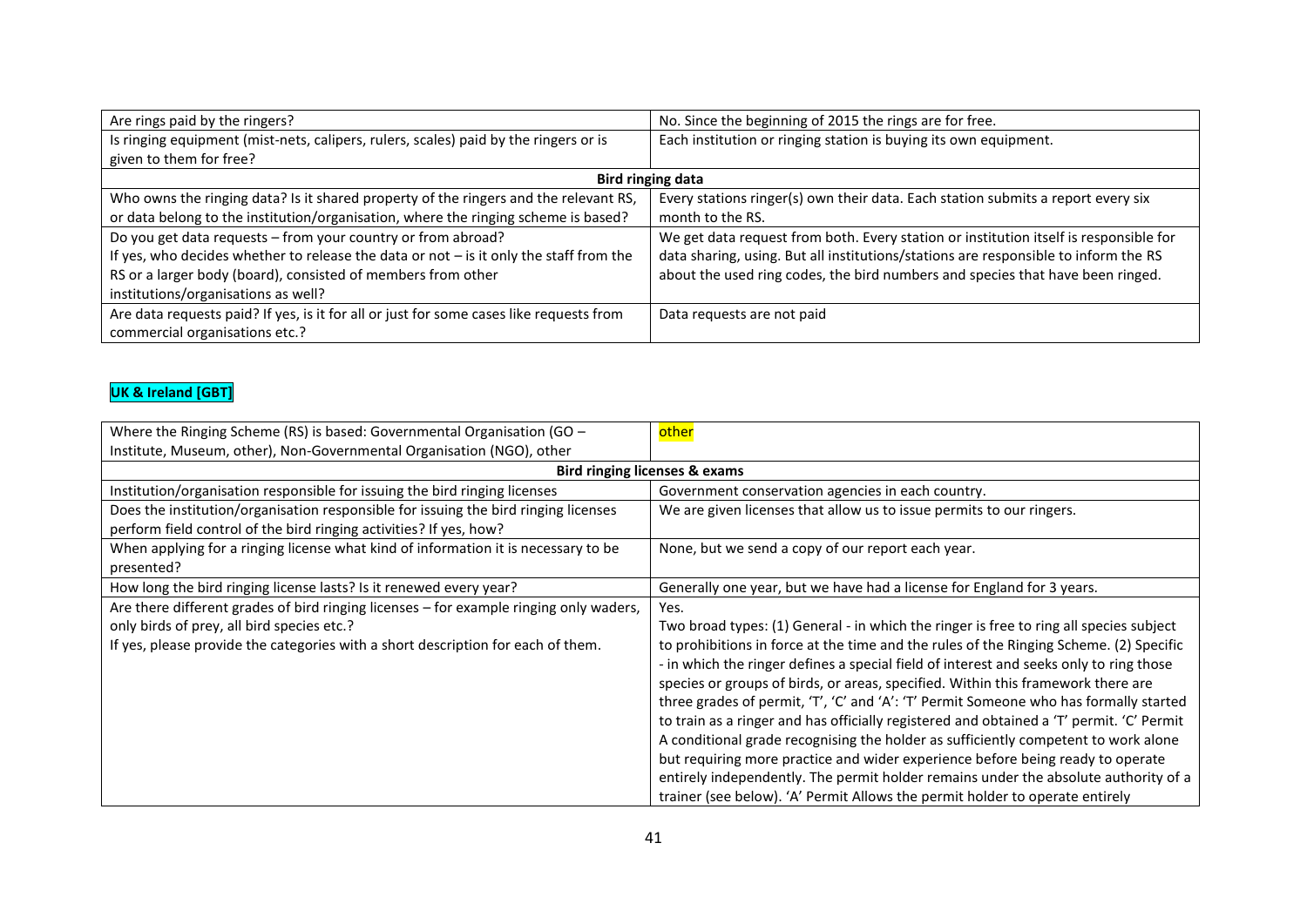| Are rings paid by the ringers? | No. Since the beginning of 2015 the rings are for free. |
|---|---|
| Is ringing equipment (mist-nets, calipers, rulers, scales) paid by the ringers or is given to them for free? | Each institution or ringing station is buying its own equipment. |
| **Bird ringing data** | |
| Who owns the ringing data? Is it shared property of the ringers and the relevant RS, or data belong to the institution/organisation, where the ringing scheme is based? | Every stations ringer(s) own their data. Each station submits a report every six month to the RS. |
| Do you get data requests – from your country or from abroad? If yes, who decides whether to release the data or not – is it only the staff from the RS or a larger body (board), consisted of members from other institutions/organisations as well? | We get data request from both. Every station or institution itself is responsible for data sharing, using. But all institutions/stations are responsible to inform the RS about the used ring codes, the bird numbers and species that have been ringed. |
| Are data requests paid? If yes, is it for all or just for some cases like requests from commercial organisations etc.? | Data requests are not paid |

**UK & Ireland [GBT]**

| Where the Ringing Scheme (RS) is based: Governmental Organisation (GO – Institute, Museum, other), Non-Governmental Organisation (NGO), other | other |
|---|---|
| **Bird ringing licenses & exams** | |
| Institution/organisation responsible for issuing the bird ringing licenses | Government conservation agencies in each country. |
| Does the institution/organisation responsible for issuing the bird ringing licenses perform field control of the bird ringing activities? If yes, how? | We are given licenses that allow us to issue permits to our ringers. |
| When applying for a ringing license what kind of information it is necessary to be presented? | None, but we send a copy of our report each year. |
| How long the bird ringing license lasts? Is it renewed every year? | Generally one year, but we have had a license for England for 3 years. |
| Are there different grades of bird ringing licenses – for example ringing only waders, only birds of prey, all bird species etc.? If yes, please provide the categories with a short description for each of them. | Yes. Two broad types: (1) General - in which the ringer is free to ring all species subject to prohibitions in force at the time and the rules of the Ringing Scheme. (2) Specific - in which the ringer defines a special field of interest and seeks only to ring those species or groups of birds, or areas, specified. Within this framework there are three grades of permit, 'T', 'C' and 'A': 'T' Permit Someone who has formally started to train as a ringer and has officially registered and obtained a 'T' permit. 'C' Permit A conditional grade recognising the holder as sufficiently competent to work alone but requiring more practice and wider experience before being ready to operate entirely independently. The permit holder remains under the absolute authority of a trainer (see below). 'A' Permit Allows the permit holder to operate entirely |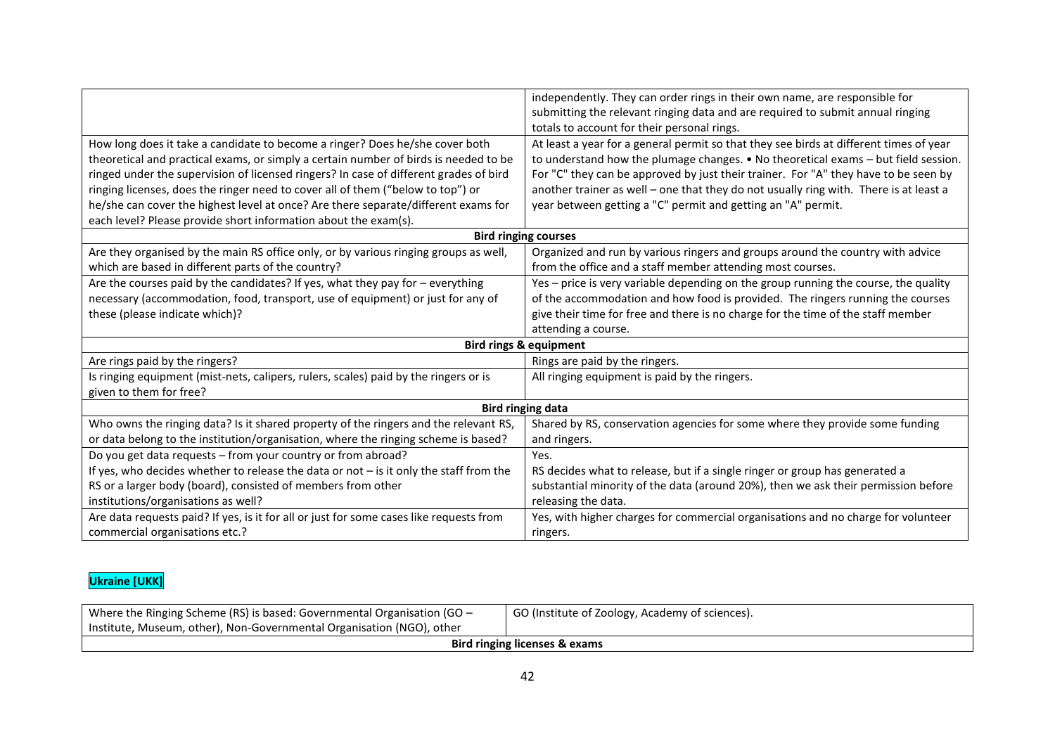| | |
|---|---|
| | independently. They can order rings in their own name, are responsible for submitting the relevant ringing data and are required to submit annual ringing totals to account for their personal rings. |
| How long does it take a candidate to become a ringer? Does he/she cover both theoretical and practical exams, or simply a certain number of birds is needed to be ringed under the supervision of licensed ringers? In case of different grades of bird ringing licenses, does the ringer need to cover all of them ("below to top") or he/she can cover the highest level at once? Are there separate/different exams for each level? Please provide short information about the exam(s). | At least a year for a general permit so that they see birds at different times of year to understand how the plumage changes. • No theoretical exams – but field session. For "C" they can be approved by just their trainer. For "A" they have to be seen by another trainer as well – one that they do not usually ring with. There is at least a year between getting a "C" permit and getting an "A" permit. |
| **Bird ringing courses** | |
| Are they organised by the main RS office only, or by various ringing groups as well, which are based in different parts of the country? | Organized and run by various ringers and groups around the country with advice from the office and a staff member attending most courses. |
| Are the courses paid by the candidates? If yes, what they pay for – everything necessary (accommodation, food, transport, use of equipment) or just for any of these (please indicate which)? | Yes – price is very variable depending on the group running the course, the quality of the accommodation and how food is provided. The ringers running the courses give their time for free and there is no charge for the time of the staff member attending a course. |
| **Bird rings & equipment** | |
| Are rings paid by the ringers? | Rings are paid by the ringers. |
| Is ringing equipment (mist-nets, calipers, rulers, scales) paid by the ringers or is given to them for free? | All ringing equipment is paid by the ringers. |
| **Bird ringing data** | |
| Who owns the ringing data? Is it shared property of the ringers and the relevant RS, or data belong to the institution/organisation, where the ringing scheme is based? | Shared by RS, conservation agencies for some where they provide some funding and ringers. |
| Do you get data requests – from your country or from abroad? If yes, who decides whether to release the data or not – is it only the staff from the RS or a larger body (board), consisted of members from other institutions/organisations as well? | Yes. RS decides what to release, but if a single ringer or group has generated a substantial minority of the data (around 20%), then we ask their permission before releasing the data. |
| Are data requests paid? If yes, is it for all or just for some cases like requests from commercial organisations etc.? | Yes, with higher charges for commercial organisations and no charge for volunteer ringers. |

## Ukraine [UKK]

| | |
|---|---|
| Where the Ringing Scheme (RS) is based: Governmental Organisation (GO – Institute, Museum, other), Non-Governmental Organisation (NGO), other | GO (Institute of Zoology, Academy of sciences). |
| **Bird ringing licenses & exams** | |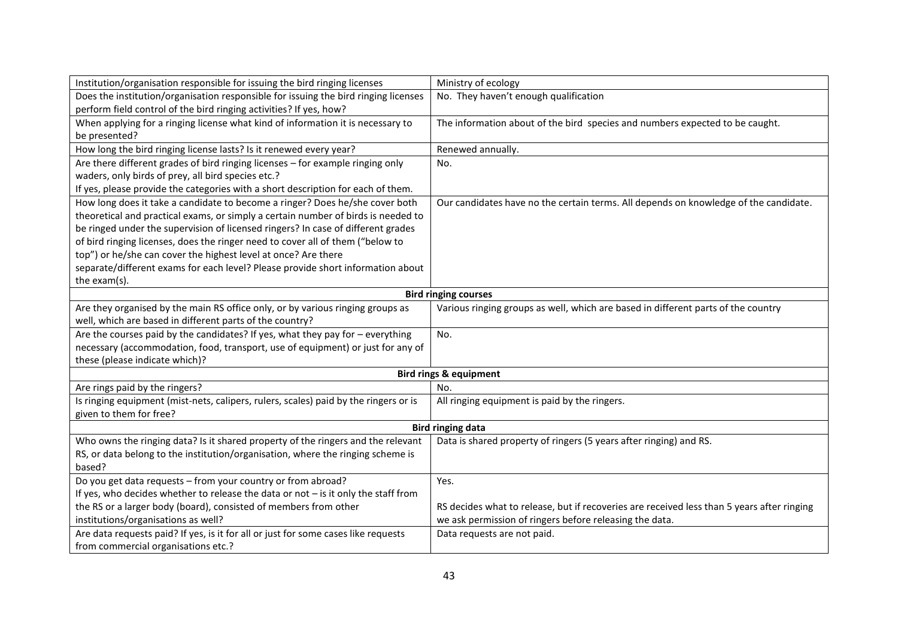| | |
|---|---|
| Institution/organisation responsible for issuing the bird ringing licenses | Ministry of ecology |
| Does the institution/organisation responsible for issuing the bird ringing licenses perform field control of the bird ringing activities? If yes, how? | No. They haven't enough qualification |
| When applying for a ringing license what kind of information it is necessary to be presented? | The information about of the bird species and numbers expected to be caught. |
| How long the bird ringing license lasts? Is it renewed every year? | Renewed annually. |
| Are there different grades of bird ringing licenses – for example ringing only waders, only birds of prey, all bird species etc.? If yes, please provide the categories with a short description for each of them. | No. |
| How long does it take a candidate to become a ringer? Does he/she cover both theoretical and practical exams, or simply a certain number of birds is needed to be ringed under the supervision of licensed ringers? In case of different grades of bird ringing licenses, does the ringer need to cover all of them ("below to top") or he/she can cover the highest level at once? Are there separate/different exams for each level? Please provide short information about the exam(s). | Our candidates have no the certain terms. All depends on knowledge of the candidate. |
| **Bird ringing courses** | |
| Are they organised by the main RS office only, or by various ringing groups as well, which are based in different parts of the country? | Various ringing groups as well, which are based in different parts of the country |
| Are the courses paid by the candidates? If yes, what they pay for – everything necessary (accommodation, food, transport, use of equipment) or just for any of these (please indicate which)? | No. |
| **Bird rings & equipment** | |
| Are rings paid by the ringers? | No. |
| Is ringing equipment (mist-nets, calipers, rulers, scales) paid by the ringers or is given to them for free? | All ringing equipment is paid by the ringers. |
| **Bird ringing data** | |
| Who owns the ringing data? Is it shared property of the ringers and the relevant RS, or data belong to the institution/organisation, where the ringing scheme is based? | Data is shared property of ringers (5 years after ringing) and RS. |
| Do you get data requests – from your country or from abroad? If yes, who decides whether to release the data or not – is it only the staff from the RS or a larger body (board), consisted of members from other institutions/organisations as well? | Yes. RS decides what to release, but if recoveries are received less than 5 years after ringing we ask permission of ringers before releasing the data. |
| Are data requests paid? If yes, is it for all or just for some cases like requests from commercial organisations etc.? | Data requests are not paid. |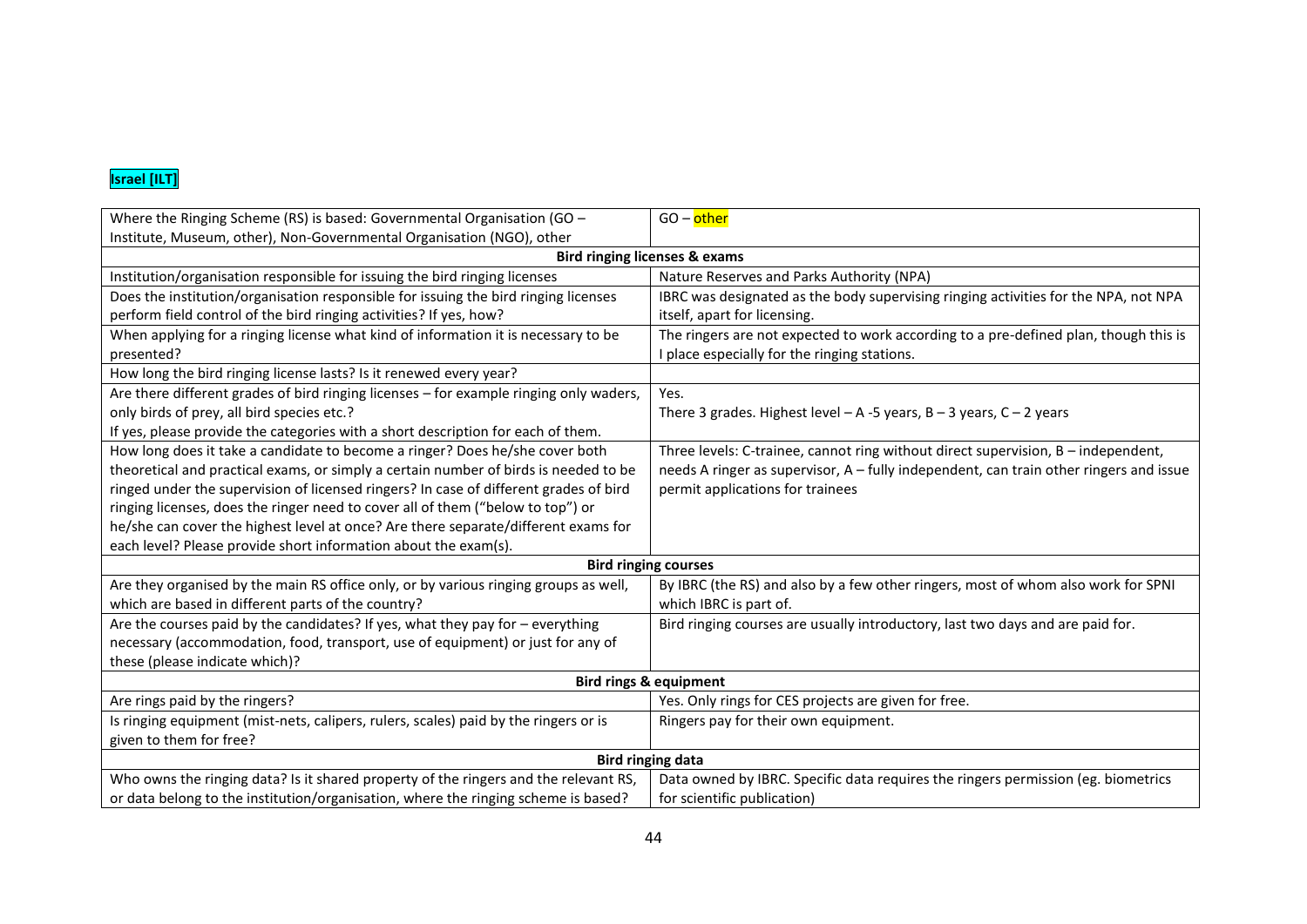**Israel [ILT]**

| Where the Ringing Scheme (RS) is based: Governmental Organisation (GO – Institute, Museum, other), Non-Governmental Organisation (NGO), other | GO – other |
|---|---|
| **Bird ringing licenses & exams** | |
| Institution/organisation responsible for issuing the bird ringing licenses | Nature Reserves and Parks Authority (NPA) |
| Does the institution/organisation responsible for issuing the bird ringing licenses perform field control of the bird ringing activities? If yes, how? | IBRC was designated as the body supervising ringing activities for the NPA, not NPA itself, apart for licensing. |
| When applying for a ringing license what kind of information it is necessary to be presented? | The ringers are not expected to work according to a pre-defined plan, though this is I place especially for the ringing stations. |
| How long the bird ringing license lasts? Is it renewed every year? | |
| Are there different grades of bird ringing licenses – for example ringing only waders, only birds of prey, all bird species etc.? If yes, please provide the categories with a short description for each of them. | Yes. There 3 grades. Highest level – A -5 years, B – 3 years, C – 2 years |
| How long does it take a candidate to become a ringer? Does he/she cover both theoretical and practical exams, or simply a certain number of birds is needed to be ringed under the supervision of licensed ringers? In case of different grades of bird ringing licenses, does the ringer need to cover all of them ("below to top") or he/she can cover the highest level at once? Are there separate/different exams for each level? Please provide short information about the exam(s). | Three levels: C-trainee, cannot ring without direct supervision, B – independent, needs A ringer as supervisor, A – fully independent, can train other ringers and issue permit applications for trainees |
| **Bird ringing courses** | |
| Are they organised by the main RS office only, or by various ringing groups as well, which are based in different parts of the country? | By IBRC (the RS) and also by a few other ringers, most of whom also work for SPNI which IBRC is part of. |
| Are the courses paid by the candidates? If yes, what they pay for – everything necessary (accommodation, food, transport, use of equipment) or just for any of these (please indicate which)? | Bird ringing courses are usually introductory, last two days and are paid for. |
| **Bird rings & equipment** | |
| Are rings paid by the ringers? | Yes. Only rings for CES projects are given for free. |
| Is ringing equipment (mist-nets, calipers, rulers, scales) paid by the ringers or is given to them for free? | Ringers pay for their own equipment. |
| **Bird ringing data** | |
| Who owns the ringing data? Is it shared property of the ringers and the relevant RS, or data belong to the institution/organisation, where the ringing scheme is based? | Data owned by IBRC. Specific data requires the ringers permission (eg. biometrics for scientific publication) |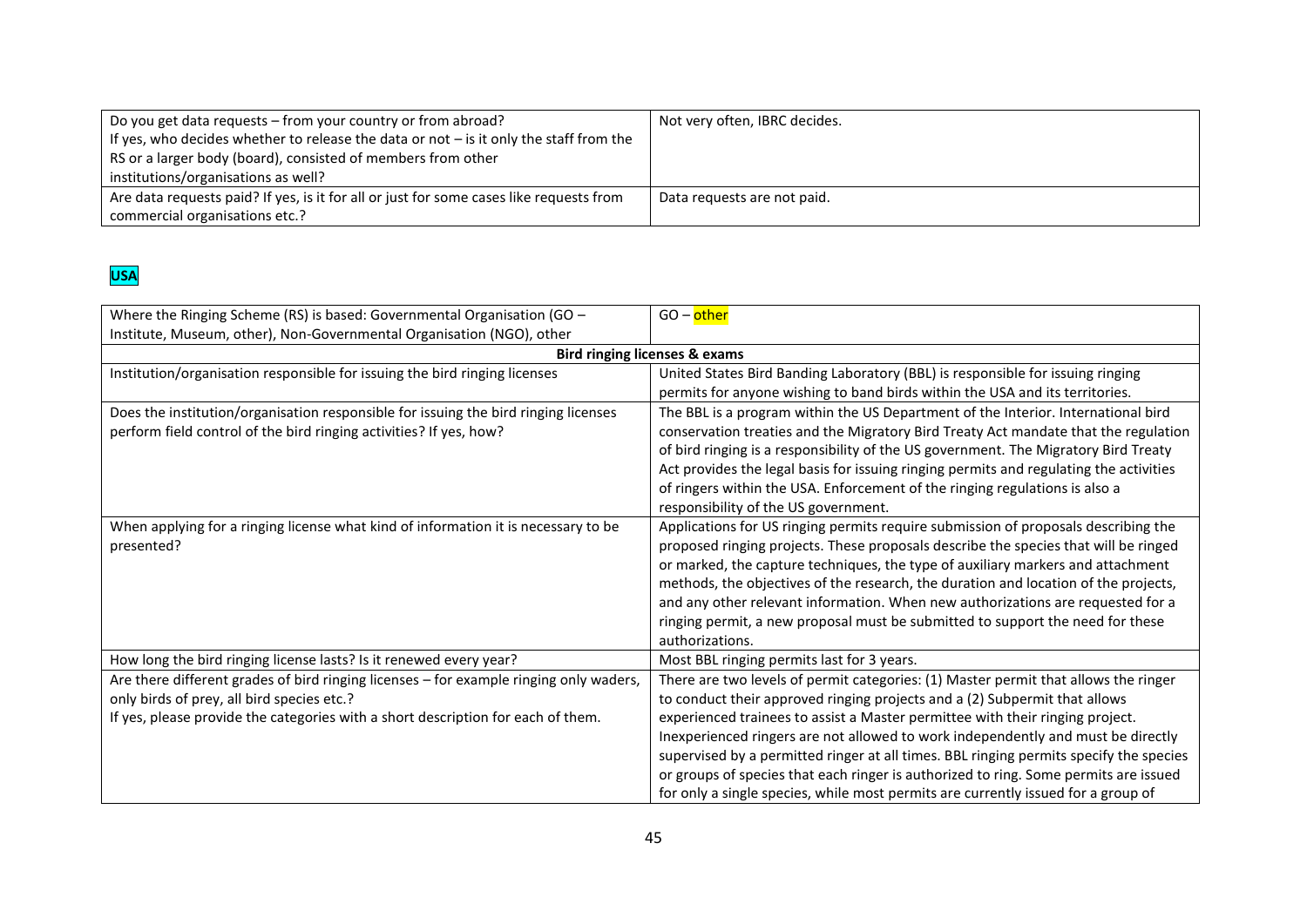| | |
|---|---|
| Do you get data requests – from your country or from abroad? If yes, who decides whether to release the data or not – is it only the staff from the RS or a larger body (board), consisted of members from other institutions/organisations as well? | Not very often, IBRC decides. |
| Are data requests paid? If yes, is it for all or just for some cases like requests from commercial organisations etc.? | Data requests are not paid. |

**USA**

| | |
|---|---|
| Where the Ringing Scheme (RS) is based: Governmental Organisation (GO – Institute, Museum, other), Non-Governmental Organisation (NGO), other | GO – other |
| **Bird ringing licenses & exams** | |
| Institution/organisation responsible for issuing the bird ringing licenses | United States Bird Banding Laboratory (BBL) is responsible for issuing ringing permits for anyone wishing to band birds within the USA and its territories. |
| Does the institution/organisation responsible for issuing the bird ringing licenses perform field control of the bird ringing activities? If yes, how? | The BBL is a program within the US Department of the Interior. International bird conservation treaties and the Migratory Bird Treaty Act mandate that the regulation of bird ringing is a responsibility of the US government. The Migratory Bird Treaty Act provides the legal basis for issuing ringing permits and regulating the activities of ringers within the USA. Enforcement of the ringing regulations is also a responsibility of the US government. |
| When applying for a ringing license what kind of information it is necessary to be presented? | Applications for US ringing permits require submission of proposals describing the proposed ringing projects. These proposals describe the species that will be ringed or marked, the capture techniques, the type of auxiliary markers and attachment methods, the objectives of the research, the duration and location of the projects, and any other relevant information. When new authorizations are requested for a ringing permit, a new proposal must be submitted to support the need for these authorizations. |
| How long the bird ringing license lasts? Is it renewed every year? | Most BBL ringing permits last for 3 years. |
| Are there different grades of bird ringing licenses – for example ringing only waders, only birds of prey, all bird species etc.? If yes, please provide the categories with a short description for each of them. | There are two levels of permit categories: (1) Master permit that allows the ringer to conduct their approved ringing projects and a (2) Subpermit that allows experienced trainees to assist a Master permittee with their ringing project. Inexperienced ringers are not allowed to work independently and must be directly supervised by a permitted ringer at all times. BBL ringing permits specify the species or groups of species that each ringer is authorized to ring. Some permits are issued for only a single species, while most permits are currently issued for a group of |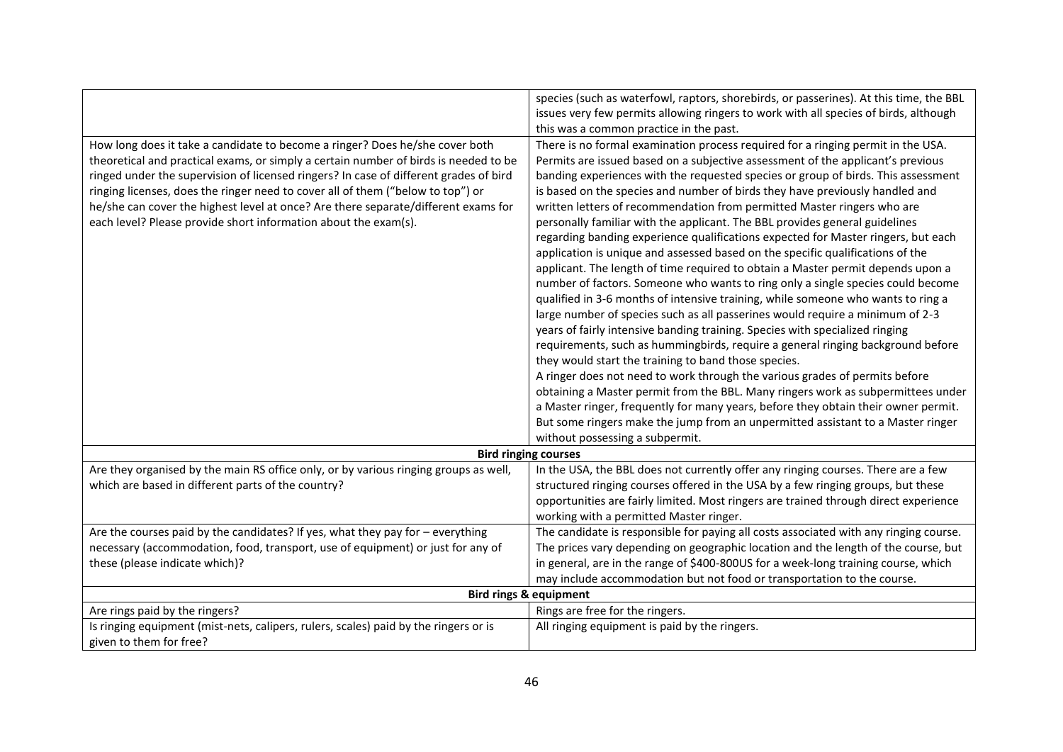| | |
|---|---|
| | species (such as waterfowl, raptors, shorebirds, or passerines). At this time, the BBL issues very few permits allowing ringers to work with all species of birds, although this was a common practice in the past. |
| How long does it take a candidate to become a ringer? Does he/she cover both theoretical and practical exams, or simply a certain number of birds is needed to be ringed under the supervision of licensed ringers? In case of different grades of bird ringing licenses, does the ringer need to cover all of them ("below to top") or he/she can cover the highest level at once? Are there separate/different exams for each level? Please provide short information about the exam(s). | There is no formal examination process required for a ringing permit in the USA. Permits are issued based on a subjective assessment of the applicant's previous banding experiences with the requested species or group of birds. This assessment is based on the species and number of birds they have previously handled and written letters of recommendation from permitted Master ringers who are personally familiar with the applicant. The BBL provides general guidelines regarding banding experience qualifications expected for Master ringers, but each application is unique and assessed based on the specific qualifications of the applicant. The length of time required to obtain a Master permit depends upon a number of factors. Someone who wants to ring only a single species could become qualified in 3-6 months of intensive training, while someone who wants to ring a large number of species such as all passerines would require a minimum of 2-3 years of fairly intensive banding training. Species with specialized ringing requirements, such as hummingbirds, require a general ringing background before they would start the training to band those species.<br>A ringer does not need to work through the various grades of permits before obtaining a Master permit from the BBL. Many ringers work as subpermittees under a Master ringer, frequently for many years, before they obtain their owner permit. But some ringers make the jump from an unpermitted assistant to a Master ringer without possessing a subpermit. |
| **Bird ringing courses** | |
| Are they organised by the main RS office only, or by various ringing groups as well, which are based in different parts of the country? | In the USA, the BBL does not currently offer any ringing courses. There are a few structured ringing courses offered in the USA by a few ringing groups, but these opportunities are fairly limited. Most ringers are trained through direct experience working with a permitted Master ringer. |
| Are the courses paid by the candidates? If yes, what they pay for – everything necessary (accommodation, food, transport, use of equipment) or just for any of these (please indicate which)? | The candidate is responsible for paying all costs associated with any ringing course. The prices vary depending on geographic location and the length of the course, but in general, are in the range of $400-800US for a week-long training course, which may include accommodation but not food or transportation to the course. |
| **Bird rings & equipment** | |
| Are rings paid by the ringers? | Rings are free for the ringers. |
| Is ringing equipment (mist-nets, calipers, rulers, scales) paid by the ringers or is given to them for free? | All ringing equipment is paid by the ringers. |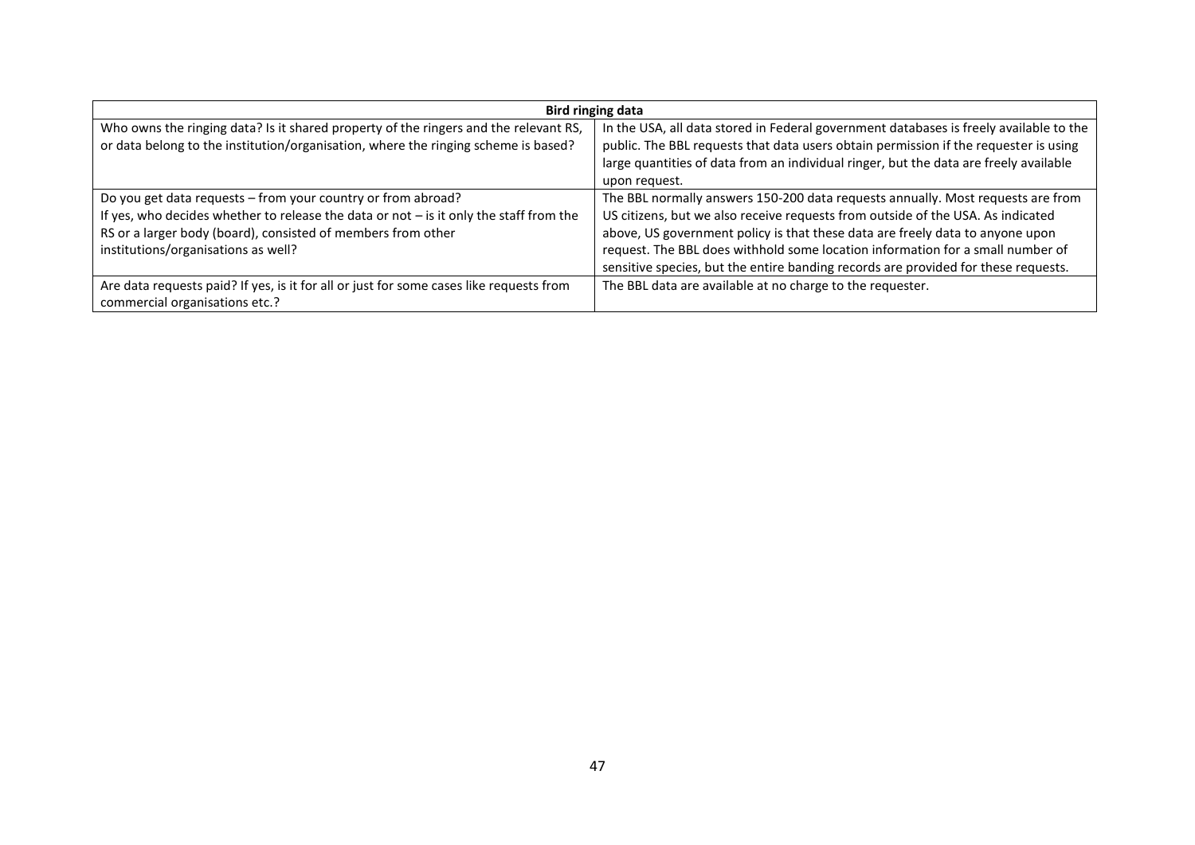| Bird ringing data | |
|---|---|
| Who owns the ringing data? Is it shared property of the ringers and the relevant RS, or data belong to the institution/organisation, where the ringing scheme is based? | In the USA, all data stored in Federal government databases is freely available to the public. The BBL requests that data users obtain permission if the requester is using large quantities of data from an individual ringer, but the data are freely available upon request. |
| Do you get data requests – from your country or from abroad? If yes, who decides whether to release the data or not – is it only the staff from the RS or a larger body (board), consisted of members from other institutions/organisations as well? | The BBL normally answers 150-200 data requests annually. Most requests are from US citizens, but we also receive requests from outside of the USA. As indicated above, US government policy is that these data are freely data to anyone upon request. The BBL does withhold some location information for a small number of sensitive species, but the entire banding records are provided for these requests. |
| Are data requests paid? If yes, is it for all or just for some cases like requests from commercial organisations etc.? | The BBL data are available at no charge to the requester. |